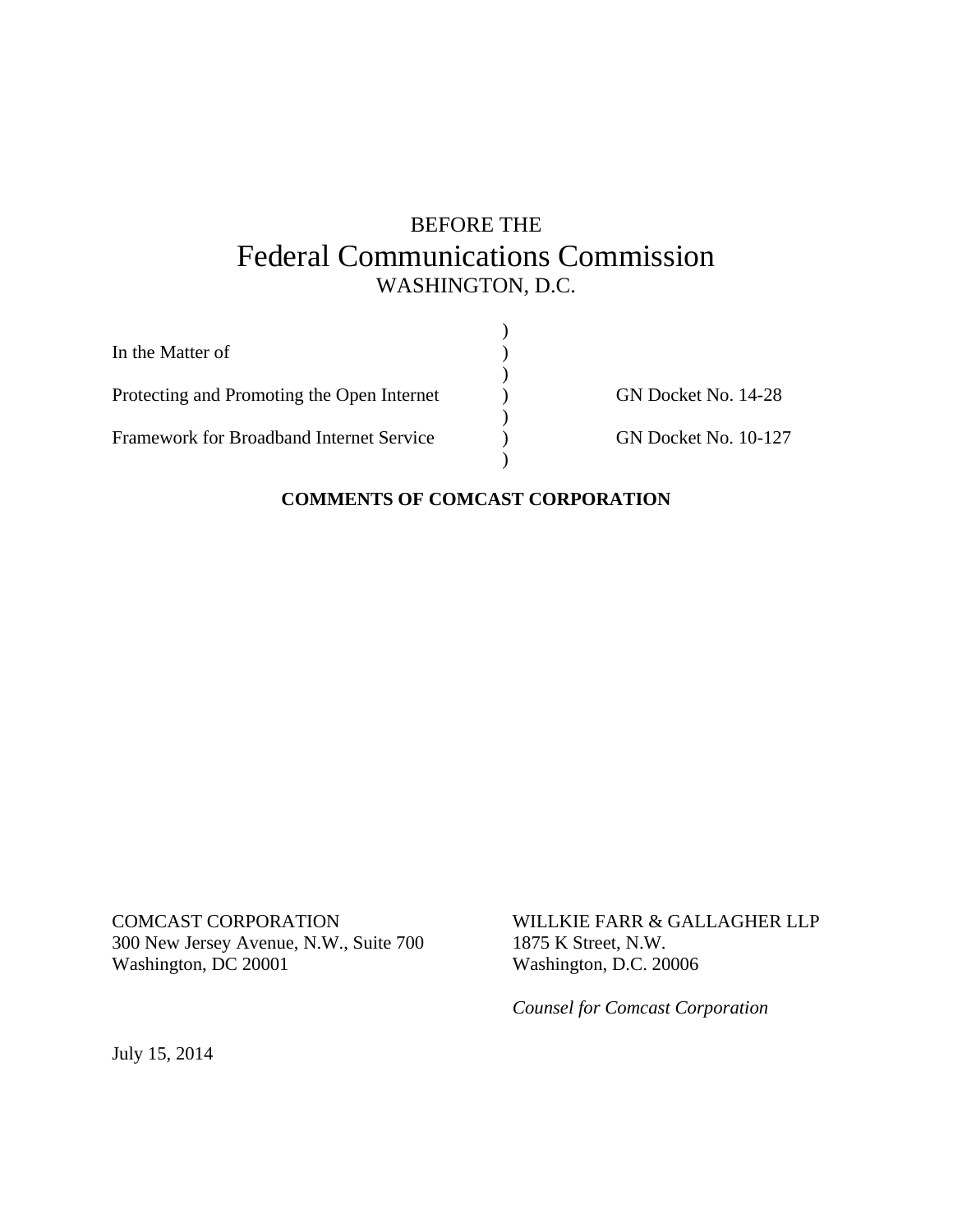BEFORE THE

# Federal Communications Commission

WASHINGTON, D.C.

| | | |
|---|---|---|
| In the Matter of | ) | |
| | ) | |
| Protecting and Promoting the Open Internet | ) | GN Docket No. 14-28 |
| | ) | |
| Framework for Broadband Internet Service | ) | GN Docket No. 10-127 |
| | ) | |

**COMMENTS OF COMCAST CORPORATION**

COMCAST CORPORATION
300 New Jersey Avenue, N.W., Suite 700
Washington, DC 20001

WILLKIE FARR & GALLAGHER LLP
1875 K Street, N.W.
Washington, D.C. 20006

*Counsel for Comcast Corporation*

July 15, 2014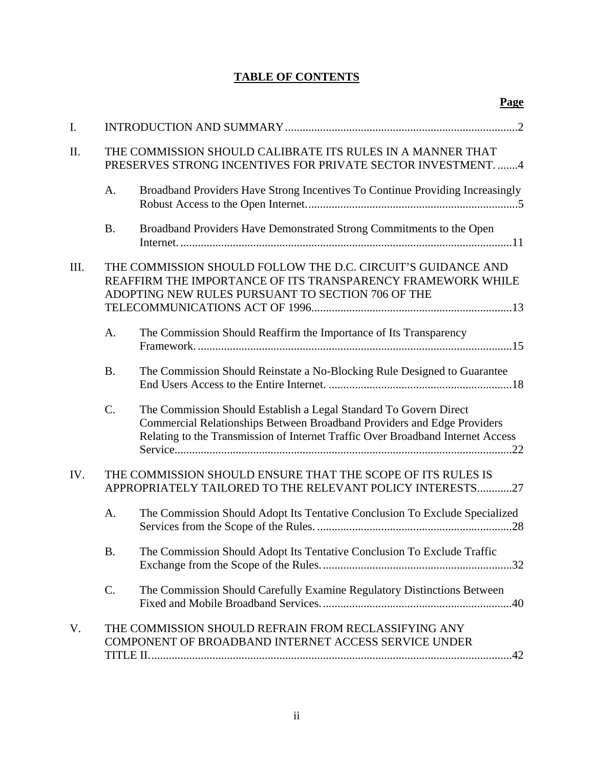# TABLE OF CONTENTS

| | | | Page |
|---|---|---|---|
| I. | INTRODUCTION AND SUMMARY | | 2 |
| II. | THE COMMISSION SHOULD CALIBRATE ITS RULES IN A MANNER THAT PRESERVES STRONG INCENTIVES FOR PRIVATE SECTOR INVESTMENT. | | 4 |
| | A. | Broadband Providers Have Strong Incentives To Continue Providing Increasingly Robust Access to the Open Internet. | 5 |
| | B. | Broadband Providers Have Demonstrated Strong Commitments to the Open Internet. | 11 |
| III. | THE COMMISSION SHOULD FOLLOW THE D.C. CIRCUIT'S GUIDANCE AND REAFFIRM THE IMPORTANCE OF ITS TRANSPARENCY FRAMEWORK WHILE ADOPTING NEW RULES PURSUANT TO SECTION 706 OF THE TELECOMMUNICATIONS ACT OF 1996 | | 13 |
| | A. | The Commission Should Reaffirm the Importance of Its Transparency Framework. | 15 |
| | B. | The Commission Should Reinstate a No-Blocking Rule Designed to Guarantee End Users Access to the Entire Internet. | 18 |
| | C. | The Commission Should Establish a Legal Standard To Govern Direct Commercial Relationships Between Broadband Providers and Edge Providers Relating to the Transmission of Internet Traffic Over Broadband Internet Access Service. | 22 |
| IV. | THE COMMISSION SHOULD ENSURE THAT THE SCOPE OF ITS RULES IS APPROPRIATELY TAILORED TO THE RELEVANT POLICY INTERESTS | | 27 |
| | A. | The Commission Should Adopt Its Tentative Conclusion To Exclude Specialized Services from the Scope of the Rules. | 28 |
| | B. | The Commission Should Adopt Its Tentative Conclusion To Exclude Traffic Exchange from the Scope of the Rules. | 32 |
| | C. | The Commission Should Carefully Examine Regulatory Distinctions Between Fixed and Mobile Broadband Services. | 40 |
| V. | THE COMMISSION SHOULD REFRAIN FROM RECLASSIFYING ANY COMPONENT OF BROADBAND INTERNET ACCESS SERVICE UNDER TITLE II. | | 42 |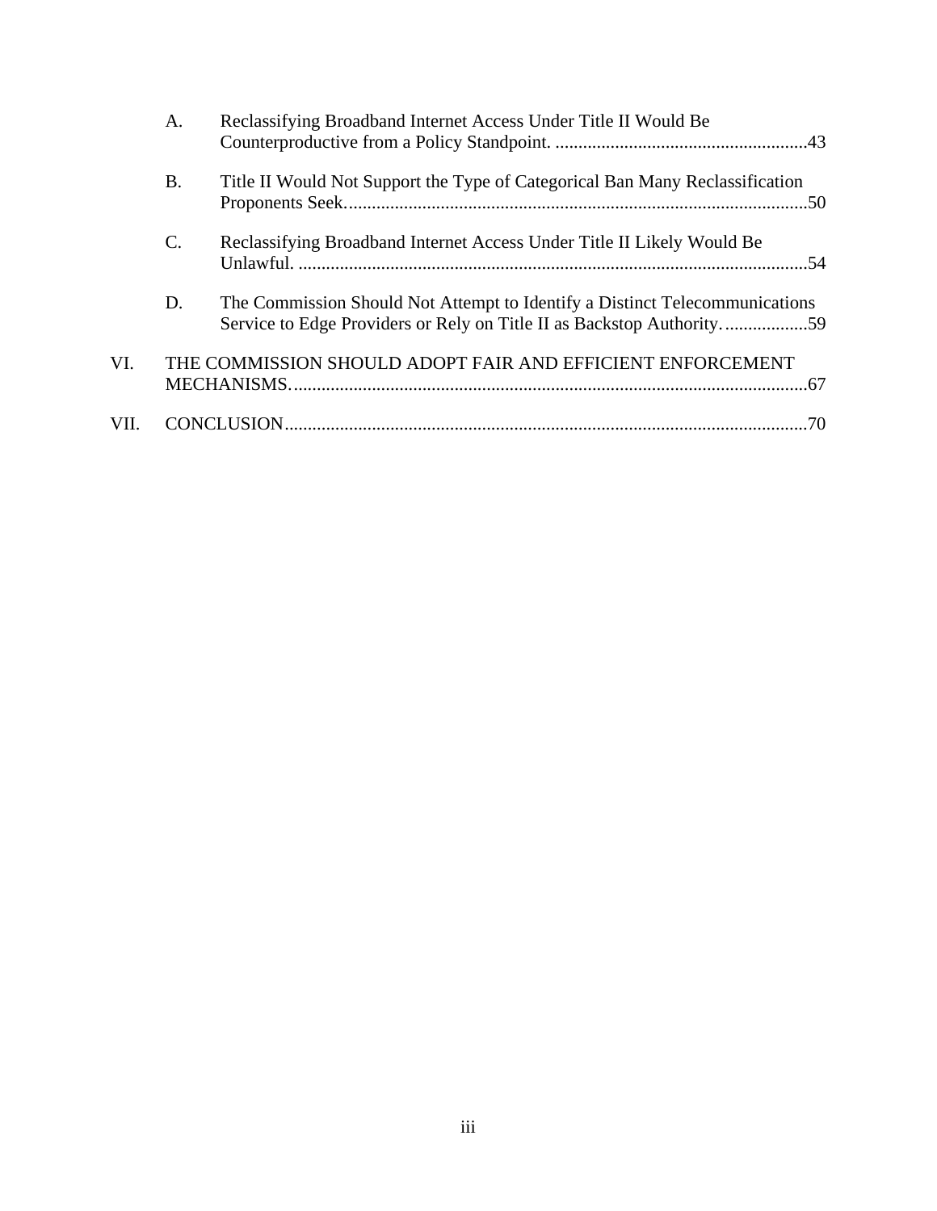- A. Reclassifying Broadband Internet Access Under Title II Would Be Counterproductive from a Policy Standpoint. ....................................................... 43
- B. Title II Would Not Support the Type of Categorical Ban Many Reclassification Proponents Seek. .................................................................................................... 50
- C. Reclassifying Broadband Internet Access Under Title II Likely Would Be Unlawful. ............................................................................................................... 54
- D. The Commission Should Not Attempt to Identify a Distinct Telecommunications Service to Edge Providers or Rely on Title II as Backstop Authority. .................. 59

VI. THE COMMISSION SHOULD ADOPT FAIR AND EFFICIENT ENFORCEMENT MECHANISMS. ................................................................................................................ 67

VII. CONCLUSION ................................................................................................................. 70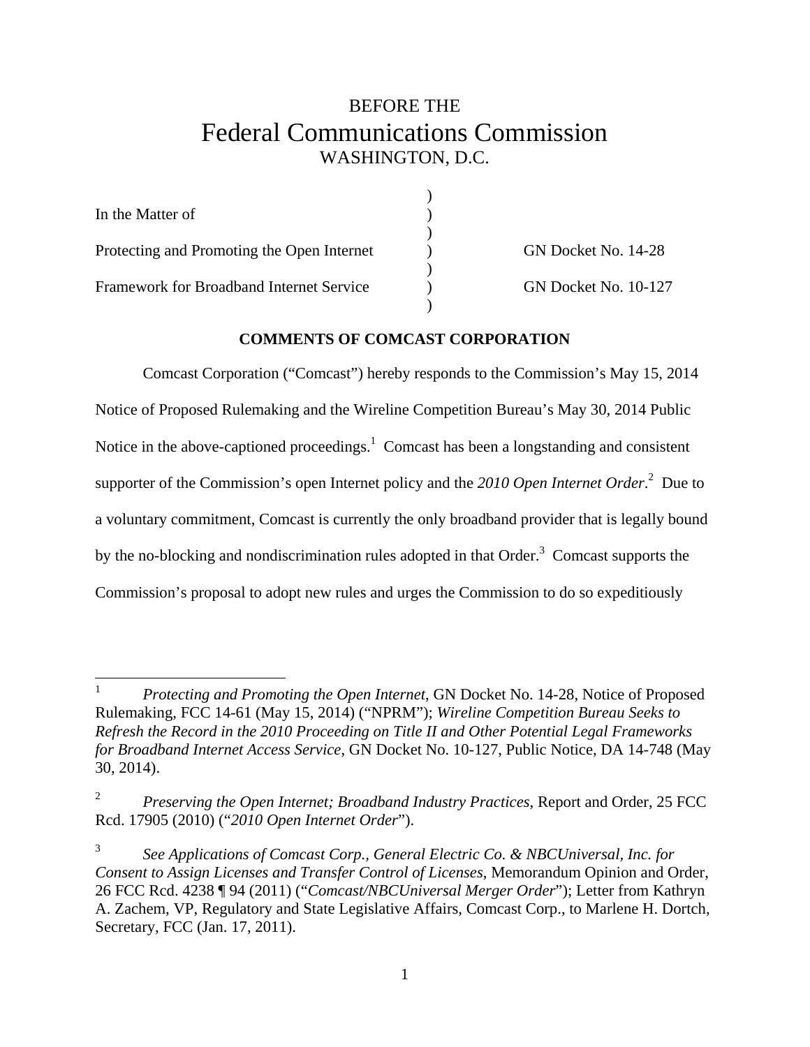BEFORE THE

# Federal Communications Commission

WASHINGTON, D.C.

| | | |
|---|---|---|
| In the Matter of | ) | |
| Protecting and Promoting the Open Internet | ) | GN Docket No. 14-28 |
| Framework for Broadband Internet Service | ) | GN Docket No. 10-127 |

**COMMENTS OF COMCAST CORPORATION**

Comcast Corporation ("Comcast") hereby responds to the Commission's May 15, 2014 Notice of Proposed Rulemaking and the Wireline Competition Bureau's May 30, 2014 Public Notice in the above-captioned proceedings.[1] Comcast has been a longstanding and consistent supporter of the Commission's open Internet policy and the *2010 Open Internet Order*.[2] Due to a voluntary commitment, Comcast is currently the only broadband provider that is legally bound by the no-blocking and nondiscrimination rules adopted in that Order.[3] Comcast supports the Commission's proposal to adopt new rules and urges the Commission to do so expeditiously

---

[1] *Protecting and Promoting the Open Internet*, GN Docket No. 14-28, Notice of Proposed Rulemaking, FCC 14-61 (May 15, 2014) ("NPRM"); *Wireline Competition Bureau Seeks to Refresh the Record in the 2010 Proceeding on Title II and Other Potential Legal Frameworks for Broadband Internet Access Service*, GN Docket No. 10-127, Public Notice, DA 14-748 (May 30, 2014).

[2] *Preserving the Open Internet; Broadband Industry Practices*, Report and Order, 25 FCC Rcd. 17905 (2010) ("*2010 Open Internet Order*").

[3] *See Applications of Comcast Corp., General Electric Co. & NBCUniversal, Inc. for Consent to Assign Licenses and Transfer Control of Licenses*, Memorandum Opinion and Order, 26 FCC Rcd. 4238 ¶ 94 (2011) ("*Comcast/NBCUniversal Merger Order*"); Letter from Kathryn A. Zachem, VP, Regulatory and State Legislative Affairs, Comcast Corp., to Marlene H. Dortch, Secretary, FCC (Jan. 17, 2011).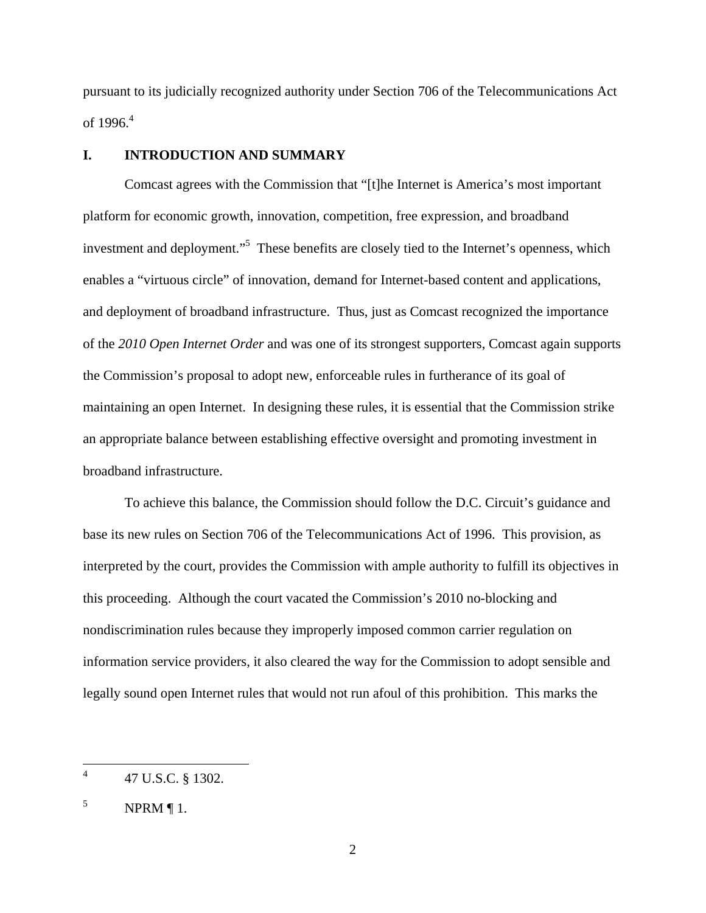pursuant to its judicially recognized authority under Section 706 of the Telecommunications Act of 1996.[4]

## I. INTRODUCTION AND SUMMARY

Comcast agrees with the Commission that "[t]he Internet is America's most important platform for economic growth, innovation, competition, free expression, and broadband investment and deployment."[5] These benefits are closely tied to the Internet's openness, which enables a "virtuous circle" of innovation, demand for Internet-based content and applications, and deployment of broadband infrastructure. Thus, just as Comcast recognized the importance of the *2010 Open Internet Order* and was one of its strongest supporters, Comcast again supports the Commission's proposal to adopt new, enforceable rules in furtherance of its goal of maintaining an open Internet. In designing these rules, it is essential that the Commission strike an appropriate balance between establishing effective oversight and promoting investment in broadband infrastructure.

To achieve this balance, the Commission should follow the D.C. Circuit's guidance and base its new rules on Section 706 of the Telecommunications Act of 1996. This provision, as interpreted by the court, provides the Commission with ample authority to fulfill its objectives in this proceeding. Although the court vacated the Commission's 2010 no-blocking and nondiscrimination rules because they improperly imposed common carrier regulation on information service providers, it also cleared the way for the Commission to adopt sensible and legally sound open Internet rules that would not run afoul of this prohibition. This marks the

---

[4] 47 U.S.C. § 1302.

[5] NPRM ¶ 1.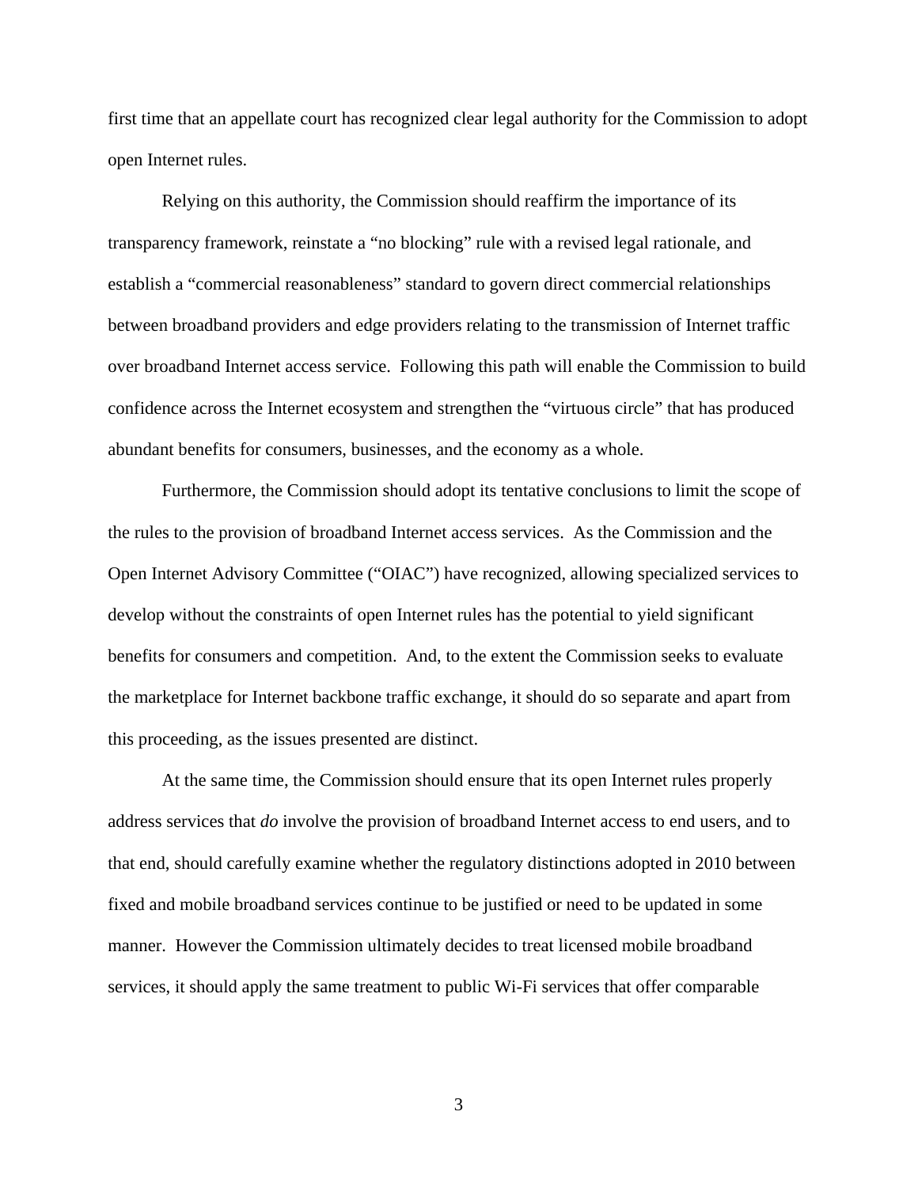first time that an appellate court has recognized clear legal authority for the Commission to adopt open Internet rules.

Relying on this authority, the Commission should reaffirm the importance of its transparency framework, reinstate a "no blocking" rule with a revised legal rationale, and establish a "commercial reasonableness" standard to govern direct commercial relationships between broadband providers and edge providers relating to the transmission of Internet traffic over broadband Internet access service. Following this path will enable the Commission to build confidence across the Internet ecosystem and strengthen the "virtuous circle" that has produced abundant benefits for consumers, businesses, and the economy as a whole.

Furthermore, the Commission should adopt its tentative conclusions to limit the scope of the rules to the provision of broadband Internet access services. As the Commission and the Open Internet Advisory Committee ("OIAC") have recognized, allowing specialized services to develop without the constraints of open Internet rules has the potential to yield significant benefits for consumers and competition. And, to the extent the Commission seeks to evaluate the marketplace for Internet backbone traffic exchange, it should do so separate and apart from this proceeding, as the issues presented are distinct.

At the same time, the Commission should ensure that its open Internet rules properly address services that *do* involve the provision of broadband Internet access to end users, and to that end, should carefully examine whether the regulatory distinctions adopted in 2010 between fixed and mobile broadband services continue to be justified or need to be updated in some manner. However the Commission ultimately decides to treat licensed mobile broadband services, it should apply the same treatment to public Wi-Fi services that offer comparable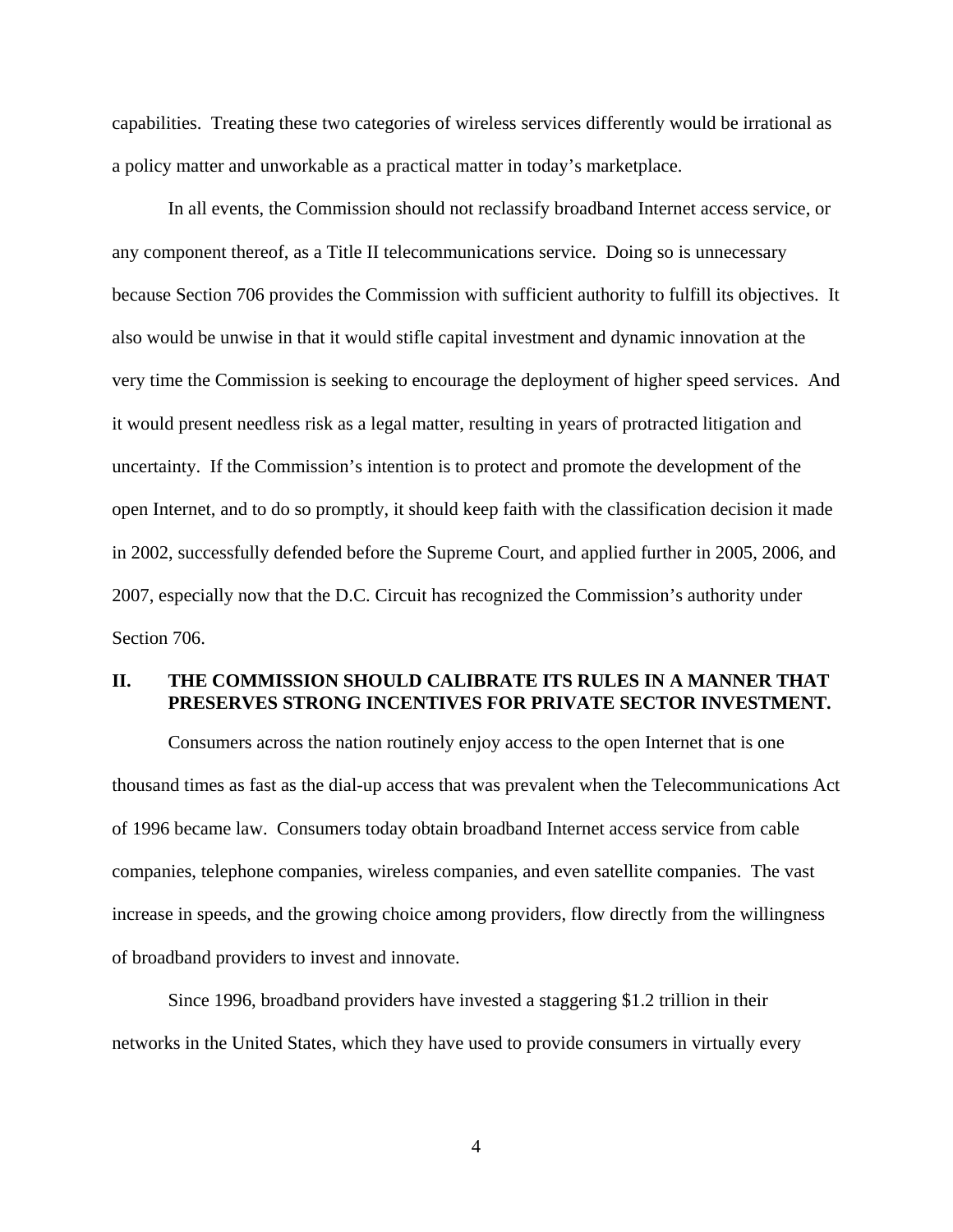capabilities. Treating these two categories of wireless services differently would be irrational as a policy matter and unworkable as a practical matter in today's marketplace.

In all events, the Commission should not reclassify broadband Internet access service, or any component thereof, as a Title II telecommunications service. Doing so is unnecessary because Section 706 provides the Commission with sufficient authority to fulfill its objectives. It also would be unwise in that it would stifle capital investment and dynamic innovation at the very time the Commission is seeking to encourage the deployment of higher speed services. And it would present needless risk as a legal matter, resulting in years of protracted litigation and uncertainty. If the Commission's intention is to protect and promote the development of the open Internet, and to do so promptly, it should keep faith with the classification decision it made in 2002, successfully defended before the Supreme Court, and applied further in 2005, 2006, and 2007, especially now that the D.C. Circuit has recognized the Commission's authority under Section 706.

## II. THE COMMISSION SHOULD CALIBRATE ITS RULES IN A MANNER THAT PRESERVES STRONG INCENTIVES FOR PRIVATE SECTOR INVESTMENT.

Consumers across the nation routinely enjoy access to the open Internet that is one thousand times as fast as the dial-up access that was prevalent when the Telecommunications Act of 1996 became law. Consumers today obtain broadband Internet access service from cable companies, telephone companies, wireless companies, and even satellite companies. The vast increase in speeds, and the growing choice among providers, flow directly from the willingness of broadband providers to invest and innovate.

Since 1996, broadband providers have invested a staggering $1.2 trillion in their networks in the United States, which they have used to provide consumers in virtually every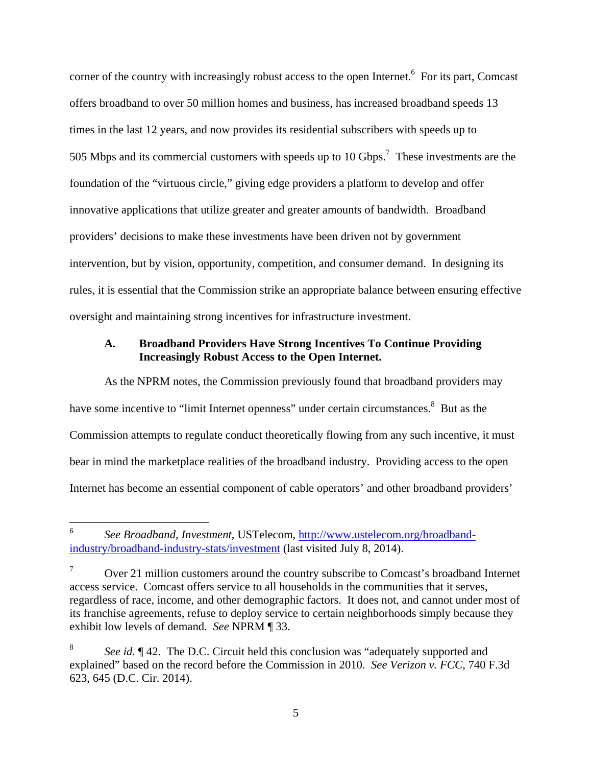corner of the country with increasingly robust access to the open Internet.[6] For its part, Comcast offers broadband to over 50 million homes and business, has increased broadband speeds 13 times in the last 12 years, and now provides its residential subscribers with speeds up to 505 Mbps and its commercial customers with speeds up to 10 Gbps.[7] These investments are the foundation of the "virtuous circle," giving edge providers a platform to develop and offer innovative applications that utilize greater and greater amounts of bandwidth. Broadband providers' decisions to make these investments have been driven not by government intervention, but by vision, opportunity, competition, and consumer demand. In designing its rules, it is essential that the Commission strike an appropriate balance between ensuring effective oversight and maintaining strong incentives for infrastructure investment.

### A. Broadband Providers Have Strong Incentives To Continue Providing Increasingly Robust Access to the Open Internet.

As the NPRM notes, the Commission previously found that broadband providers may have some incentive to "limit Internet openness" under certain circumstances.[8] But as the Commission attempts to regulate conduct theoretically flowing from any such incentive, it must bear in mind the marketplace realities of the broadband industry. Providing access to the open Internet has become an essential component of cable operators' and other broadband providers'

---

[6] *See Broadband, Investment*, USTelecom, http://www.ustelecom.org/broadband-industry/broadband-industry-stats/investment (last visited July 8, 2014).

[7] Over 21 million customers around the country subscribe to Comcast's broadband Internet access service. Comcast offers service to all households in the communities that it serves, regardless of race, income, and other demographic factors. It does not, and cannot under most of its franchise agreements, refuse to deploy service to certain neighborhoods simply because they exhibit low levels of demand. *See* NPRM ¶ 33.

[8] *See id.* ¶ 42. The D.C. Circuit held this conclusion was "adequately supported and explained" based on the record before the Commission in 2010. *See Verizon v. FCC*, 740 F.3d 623, 645 (D.C. Cir. 2014).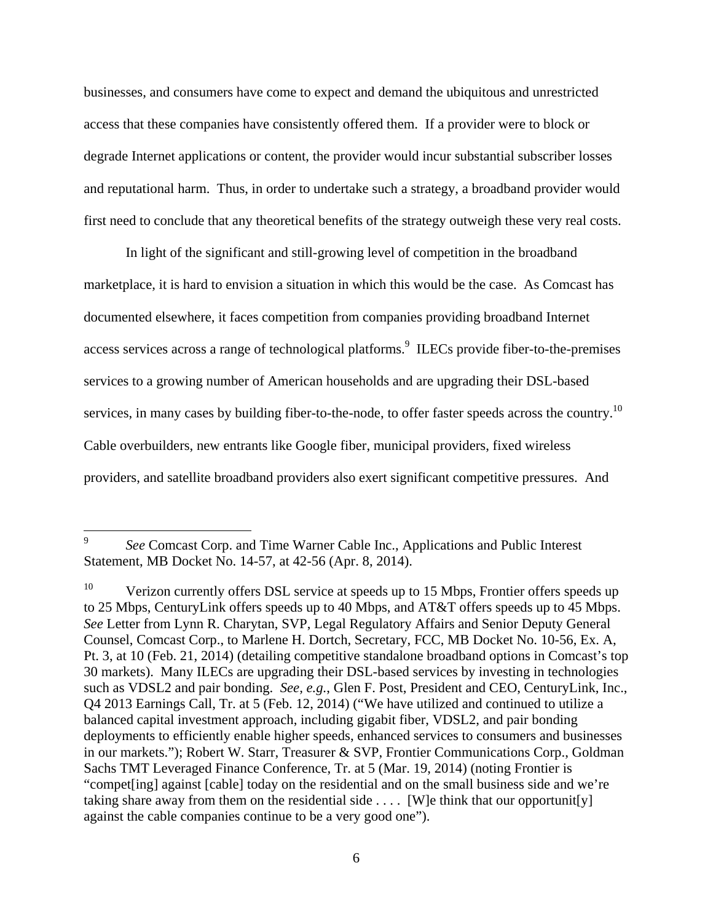businesses, and consumers have come to expect and demand the ubiquitous and unrestricted access that these companies have consistently offered them. If a provider were to block or degrade Internet applications or content, the provider would incur substantial subscriber losses and reputational harm. Thus, in order to undertake such a strategy, a broadband provider would first need to conclude that any theoretical benefits of the strategy outweigh these very real costs.

In light of the significant and still-growing level of competition in the broadband marketplace, it is hard to envision a situation in which this would be the case. As Comcast has documented elsewhere, it faces competition from companies providing broadband Internet access services across a range of technological platforms.[9] ILECs provide fiber-to-the-premises services to a growing number of American households and are upgrading their DSL-based services, in many cases by building fiber-to-the-node, to offer faster speeds across the country.[10] Cable overbuilders, new entrants like Google fiber, municipal providers, fixed wireless providers, and satellite broadband providers also exert significant competitive pressures. And

---

[9] *See* Comcast Corp. and Time Warner Cable Inc., Applications and Public Interest Statement, MB Docket No. 14-57, at 42-56 (Apr. 8, 2014).

[10] Verizon currently offers DSL service at speeds up to 15 Mbps, Frontier offers speeds up to 25 Mbps, CenturyLink offers speeds up to 40 Mbps, and AT&T offers speeds up to 45 Mbps. *See* Letter from Lynn R. Charytan, SVP, Legal Regulatory Affairs and Senior Deputy General Counsel, Comcast Corp., to Marlene H. Dortch, Secretary, FCC, MB Docket No. 10-56, Ex. A, Pt. 3, at 10 (Feb. 21, 2014) (detailing competitive standalone broadband options in Comcast's top 30 markets). Many ILECs are upgrading their DSL-based services by investing in technologies such as VDSL2 and pair bonding. *See, e.g.*, Glen F. Post, President and CEO, CenturyLink, Inc., Q4 2013 Earnings Call, Tr. at 5 (Feb. 12, 2014) ("We have utilized and continued to utilize a balanced capital investment approach, including gigabit fiber, VDSL2, and pair bonding deployments to efficiently enable higher speeds, enhanced services to consumers and businesses in our markets."); Robert W. Starr, Treasurer & SVP, Frontier Communications Corp., Goldman Sachs TMT Leveraged Finance Conference, Tr. at 5 (Mar. 19, 2014) (noting Frontier is "compet[ing] against [cable] today on the residential and on the small business side and we're taking share away from them on the residential side . . . . [W]e think that our opportunit[y] against the cable companies continue to be a very good one").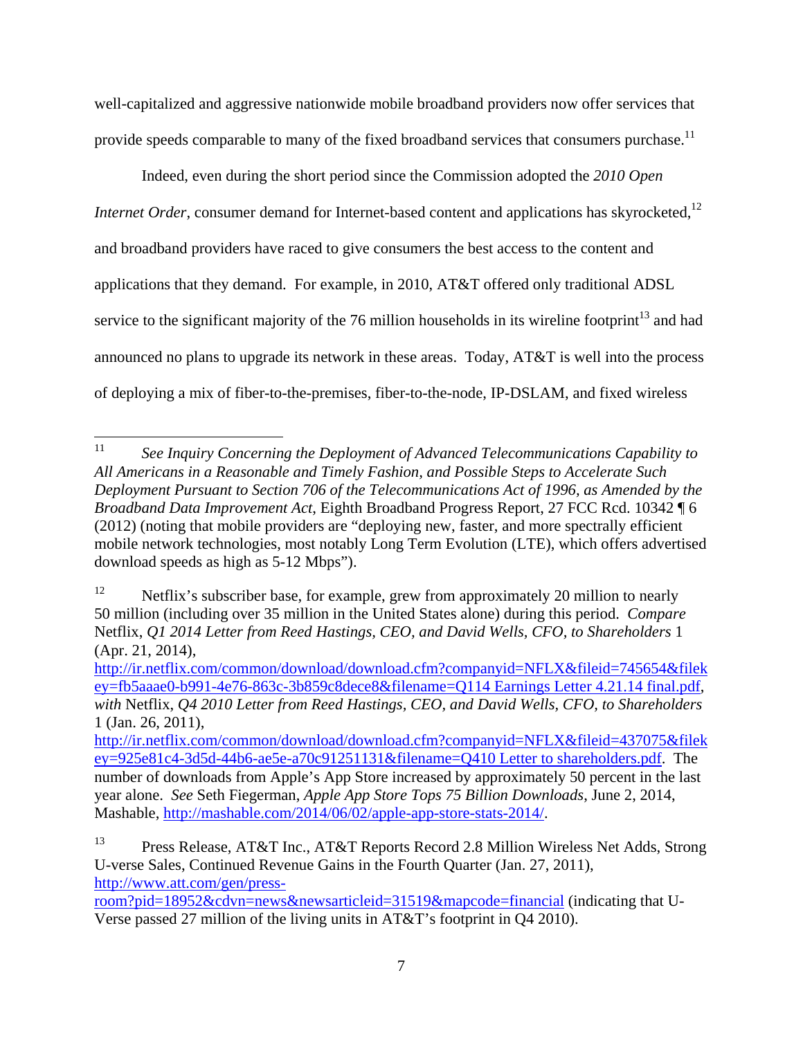well-capitalized and aggressive nationwide mobile broadband providers now offer services that provide speeds comparable to many of the fixed broadband services that consumers purchase.[11]

Indeed, even during the short period since the Commission adopted the *2010 Open Internet Order*, consumer demand for Internet-based content and applications has skyrocketed,[12] and broadband providers have raced to give consumers the best access to the content and applications that they demand. For example, in 2010, AT&T offered only traditional ADSL service to the significant majority of the 76 million households in its wireline footprint[13] and had announced no plans to upgrade its network in these areas. Today, AT&T is well into the process of deploying a mix of fiber-to-the-premises, fiber-to-the-node, IP-DSLAM, and fixed wireless

---

[11] *See Inquiry Concerning the Deployment of Advanced Telecommunications Capability to All Americans in a Reasonable and Timely Fashion, and Possible Steps to Accelerate Such Deployment Pursuant to Section 706 of the Telecommunications Act of 1996, as Amended by the Broadband Data Improvement Act*, Eighth Broadband Progress Report, 27 FCC Rcd. 10342 ¶ 6 (2012) (noting that mobile providers are "deploying new, faster, and more spectrally efficient mobile network technologies, most notably Long Term Evolution (LTE), which offers advertised download speeds as high as 5-12 Mbps").

[12] Netflix's subscriber base, for example, grew from approximately 20 million to nearly 50 million (including over 35 million in the United States alone) during this period. *Compare* Netflix, *Q1 2014 Letter from Reed Hastings, CEO, and David Wells, CFO, to Shareholders* 1 (Apr. 21, 2014), http://ir.netflix.com/common/download/download.cfm?companyid=NFLX&fileid=745654&filekey=fb5aaae0-b991-4e76-863c-3b859c8dece8&filename=Q114 Earnings Letter 4.21.14 final.pdf, *with* Netflix, *Q4 2010 Letter from Reed Hastings, CEO, and David Wells, CFO, to Shareholders* 1 (Jan. 26, 2011), http://ir.netflix.com/common/download/download.cfm?companyid=NFLX&fileid=437075&filekey=925e81c4-3d5d-44b6-ae5e-a70c91251131&filename=Q410 Letter to shareholders.pdf. The number of downloads from Apple's App Store increased by approximately 50 percent in the last year alone. *See* Seth Fiegerman, *Apple App Store Tops 75 Billion Downloads*, June 2, 2014, Mashable, http://mashable.com/2014/06/02/apple-app-store-stats-2014/.

[13] Press Release, AT&T Inc., AT&T Reports Record 2.8 Million Wireless Net Adds, Strong U-verse Sales, Continued Revenue Gains in the Fourth Quarter (Jan. 27, 2011), http://www.att.com/gen/press-room?pid=18952&cdvn=news&newsarticleid=31519&mapcode=financial (indicating that U-Verse passed 27 million of the living units in AT&T's footprint in Q4 2010).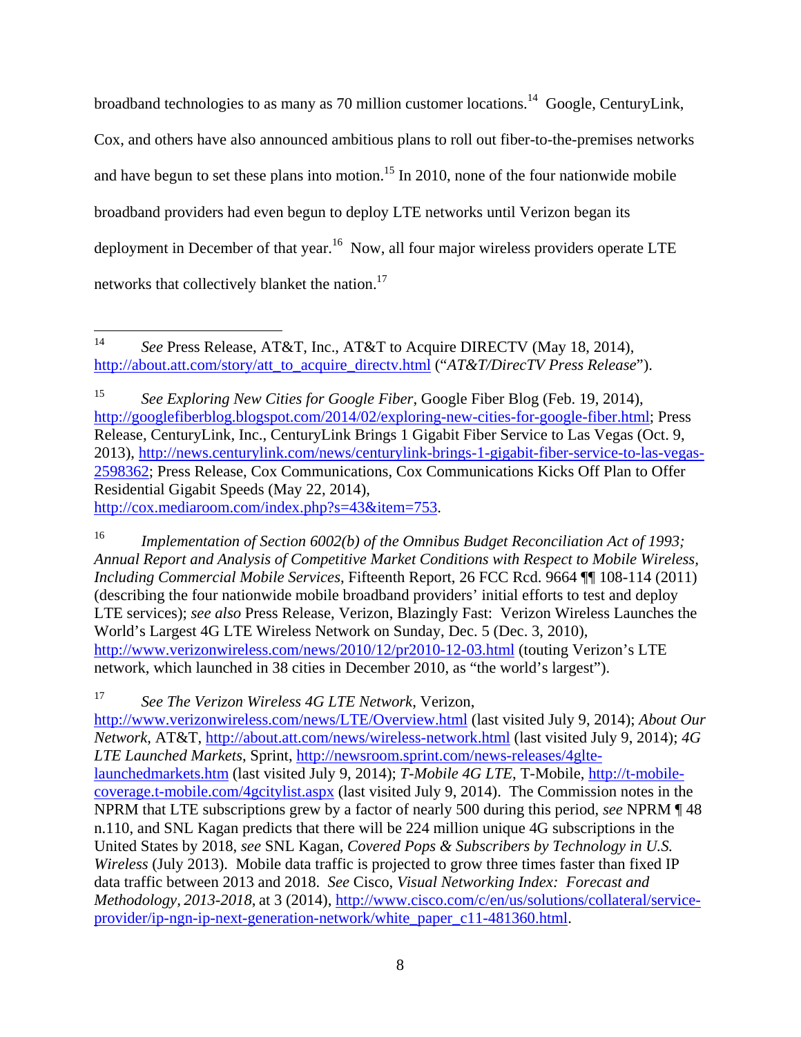broadband technologies to as many as 70 million customer locations.[14] Google, CenturyLink, Cox, and others have also announced ambitious plans to roll out fiber-to-the-premises networks and have begun to set these plans into motion.[15] In 2010, none of the four nationwide mobile broadband providers had even begun to deploy LTE networks until Verizon began its deployment in December of that year.[16] Now, all four major wireless providers operate LTE networks that collectively blanket the nation.[17]

---

[14] *See* Press Release, AT&T, Inc., AT&T to Acquire DIRECTV (May 18, 2014), http://about.att.com/story/att_to_acquire_directv.html ("*AT&T/DirecTV Press Release*").

[15] *See Exploring New Cities for Google Fiber*, Google Fiber Blog (Feb. 19, 2014), http://googlefiberblog.blogspot.com/2014/02/exploring-new-cities-for-google-fiber.html; Press Release, CenturyLink, Inc., CenturyLink Brings 1 Gigabit Fiber Service to Las Vegas (Oct. 9, 2013), http://news.centurylink.com/news/centurylink-brings-1-gigabit-fiber-service-to-las-vegas-2598362; Press Release, Cox Communications, Cox Communications Kicks Off Plan to Offer Residential Gigabit Speeds (May 22, 2014), http://cox.mediaroom.com/index.php?s=43&item=753.

[16] *Implementation of Section 6002(b) of the Omnibus Budget Reconciliation Act of 1993; Annual Report and Analysis of Competitive Market Conditions with Respect to Mobile Wireless, Including Commercial Mobile Services*, Fifteenth Report, 26 FCC Rcd. 9664 ¶¶ 108-114 (2011) (describing the four nationwide mobile broadband providers' initial efforts to test and deploy LTE services); *see also* Press Release, Verizon, Blazingly Fast: Verizon Wireless Launches the World's Largest 4G LTE Wireless Network on Sunday, Dec. 5 (Dec. 3, 2010), http://www.verizonwireless.com/news/2010/12/pr2010-12-03.html (touting Verizon's LTE network, which launched in 38 cities in December 2010, as "the world's largest").

[17] *See The Verizon Wireless 4G LTE Network*, Verizon, http://www.verizonwireless.com/news/LTE/Overview.html (last visited July 9, 2014); *About Our Network*, AT&T, http://about.att.com/news/wireless-network.html (last visited July 9, 2014); *4G LTE Launched Markets*, Sprint, http://newsroom.sprint.com/news-releases/4glte-launchedmarkets.htm (last visited July 9, 2014); *T-Mobile 4G LTE*, T-Mobile, http://t-mobile-coverage.t-mobile.com/4gcitylist.aspx (last visited July 9, 2014). The Commission notes in the NPRM that LTE subscriptions grew by a factor of nearly 500 during this period, *see* NPRM ¶ 48 n.110, and SNL Kagan predicts that there will be 224 million unique 4G subscriptions in the United States by 2018, *see* SNL Kagan, *Covered Pops & Subscribers by Technology in U.S. Wireless* (July 2013). Mobile data traffic is projected to grow three times faster than fixed IP data traffic between 2013 and 2018. *See* Cisco, *Visual Networking Index: Forecast and Methodology, 2013-2018*, at 3 (2014), http://www.cisco.com/c/en/us/solutions/collateral/service-provider/ip-ngn-ip-next-generation-network/white_paper_c11-481360.html.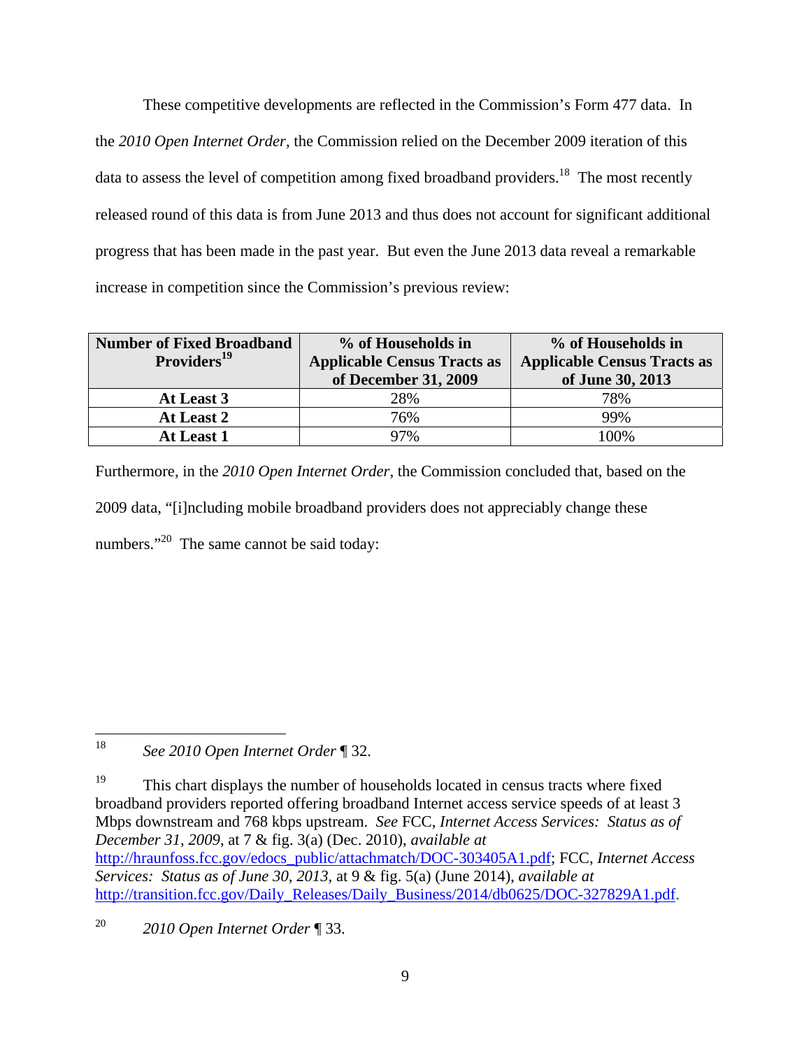These competitive developments are reflected in the Commission's Form 477 data. In the *2010 Open Internet Order*, the Commission relied on the December 2009 iteration of this data to assess the level of competition among fixed broadband providers.[18] The most recently released round of this data is from June 2013 and thus does not account for significant additional progress that has been made in the past year. But even the June 2013 data reveal a remarkable increase in competition since the Commission's previous review:

| **Number of Fixed Broadband Providers**[19] | **% of Households in Applicable Census Tracts as of December 31, 2009** | **% of Households in Applicable Census Tracts as of June 30, 2013** |
|---|---|---|
| **At Least 3** | 28% | 78% |
| **At Least 2** | 76% | 99% |
| **At Least 1** | 97% | 100% |

Furthermore, in the *2010 Open Internet Order*, the Commission concluded that, based on the 2009 data, "[i]ncluding mobile broadband providers does not appreciably change these numbers."[20] The same cannot be said today:

---

[18] *See 2010 Open Internet Order* ¶ 32.

[19] This chart displays the number of households located in census tracts where fixed broadband providers reported offering broadband Internet access service speeds of at least 3 Mbps downstream and 768 kbps upstream. *See* FCC, *Internet Access Services: Status as of December 31, 2009*, at 7 & fig. 3(a) (Dec. 2010), *available at* http://hraunfoss.fcc.gov/edocs_public/attachmatch/DOC-303405A1.pdf; FCC, *Internet Access Services: Status as of June 30, 2013*, at 9 & fig. 5(a) (June 2014), *available at* http://transition.fcc.gov/Daily_Releases/Daily_Business/2014/db0625/DOC-327829A1.pdf.

[20] *2010 Open Internet Order* ¶ 33.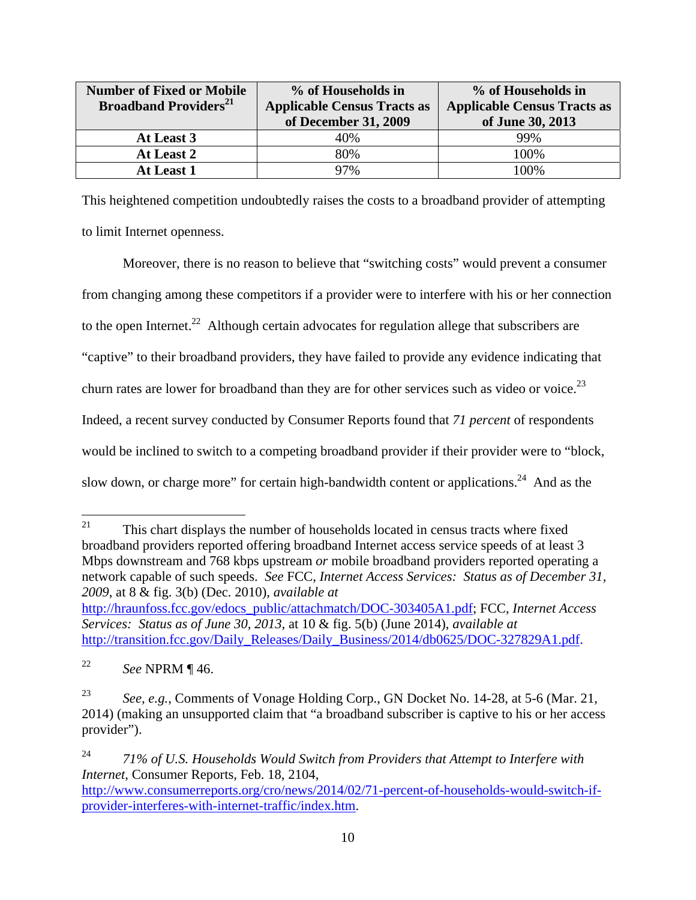| **Number of Fixed or Mobile Broadband Providers**[21] | **% of Households in Applicable Census Tracts as of December 31, 2009** | **% of Households in Applicable Census Tracts as of June 30, 2013** |
|---|---|---|
| **At Least 3** | 40% | 99% |
| **At Least 2** | 80% | 100% |
| **At Least 1** | 97% | 100% |

This heightened competition undoubtedly raises the costs to a broadband provider of attempting to limit Internet openness.

Moreover, there is no reason to believe that "switching costs" would prevent a consumer from changing among these competitors if a provider were to interfere with his or her connection to the open Internet.[22] Although certain advocates for regulation allege that subscribers are "captive" to their broadband providers, they have failed to provide any evidence indicating that churn rates are lower for broadband than they are for other services such as video or voice.[23] Indeed, a recent survey conducted by Consumer Reports found that *71 percent* of respondents would be inclined to switch to a competing broadband provider if their provider were to "block, slow down, or charge more" for certain high-bandwidth content or applications.[24] And as the

---

[21] This chart displays the number of households located in census tracts where fixed broadband providers reported offering broadband Internet access service speeds of at least 3 Mbps downstream and 768 kbps upstream *or* mobile broadband providers reported operating a network capable of such speeds. *See* FCC, *Internet Access Services: Status as of December 31, 2009*, at 8 & fig. 3(b) (Dec. 2010), *available at* http://hraunfoss.fcc.gov/edocs_public/attachmatch/DOC-303405A1.pdf; FCC, *Internet Access Services: Status as of June 30, 2013*, at 10 & fig. 5(b) (June 2014), *available at* http://transition.fcc.gov/Daily_Releases/Daily_Business/2014/db0625/DOC-327829A1.pdf.

[22] *See* NPRM ¶ 46.

[23] *See, e.g.*, Comments of Vonage Holding Corp., GN Docket No. 14-28, at 5-6 (Mar. 21, 2014) (making an unsupported claim that "a broadband subscriber is captive to his or her access provider").

[24] *71% of U.S. Households Would Switch from Providers that Attempt to Interfere with Internet*, Consumer Reports, Feb. 18, 2104, http://www.consumerreports.org/cro/news/2014/02/71-percent-of-households-would-switch-if-provider-interferes-with-internet-traffic/index.htm.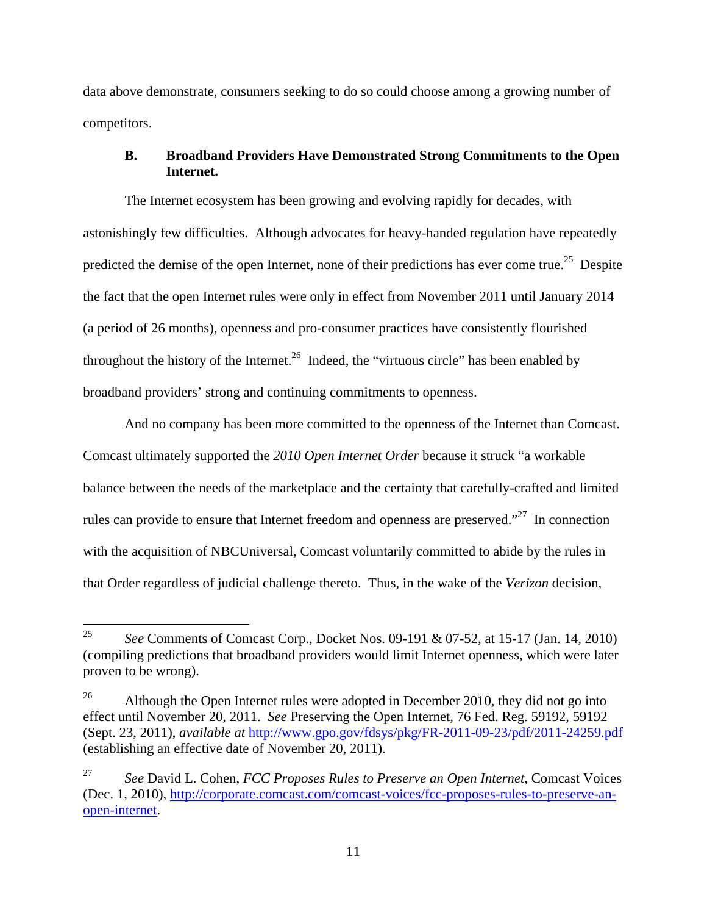data above demonstrate, consumers seeking to do so could choose among a growing number of competitors.

### B. Broadband Providers Have Demonstrated Strong Commitments to the Open Internet.

The Internet ecosystem has been growing and evolving rapidly for decades, with astonishingly few difficulties. Although advocates for heavy-handed regulation have repeatedly predicted the demise of the open Internet, none of their predictions has ever come true.[25] Despite the fact that the open Internet rules were only in effect from November 2011 until January 2014 (a period of 26 months), openness and pro-consumer practices have consistently flourished throughout the history of the Internet.[26] Indeed, the "virtuous circle" has been enabled by broadband providers' strong and continuing commitments to openness.

And no company has been more committed to the openness of the Internet than Comcast. Comcast ultimately supported the *2010 Open Internet Order* because it struck "a workable balance between the needs of the marketplace and the certainty that carefully-crafted and limited rules can provide to ensure that Internet freedom and openness are preserved."[27] In connection with the acquisition of NBCUniversal, Comcast voluntarily committed to abide by the rules in that Order regardless of judicial challenge thereto. Thus, in the wake of the *Verizon* decision,

---

[25] *See* Comments of Comcast Corp., Docket Nos. 09-191 & 07-52, at 15-17 (Jan. 14, 2010) (compiling predictions that broadband providers would limit Internet openness, which were later proven to be wrong).

[26] Although the Open Internet rules were adopted in December 2010, they did not go into effect until November 20, 2011. *See* Preserving the Open Internet, 76 Fed. Reg. 59192, 59192 (Sept. 23, 2011), *available at* http://www.gpo.gov/fdsys/pkg/FR-2011-09-23/pdf/2011-24259.pdf (establishing an effective date of November 20, 2011).

[27] *See* David L. Cohen, *FCC Proposes Rules to Preserve an Open Internet*, Comcast Voices (Dec. 1, 2010), http://corporate.comcast.com/comcast-voices/fcc-proposes-rules-to-preserve-an-open-internet.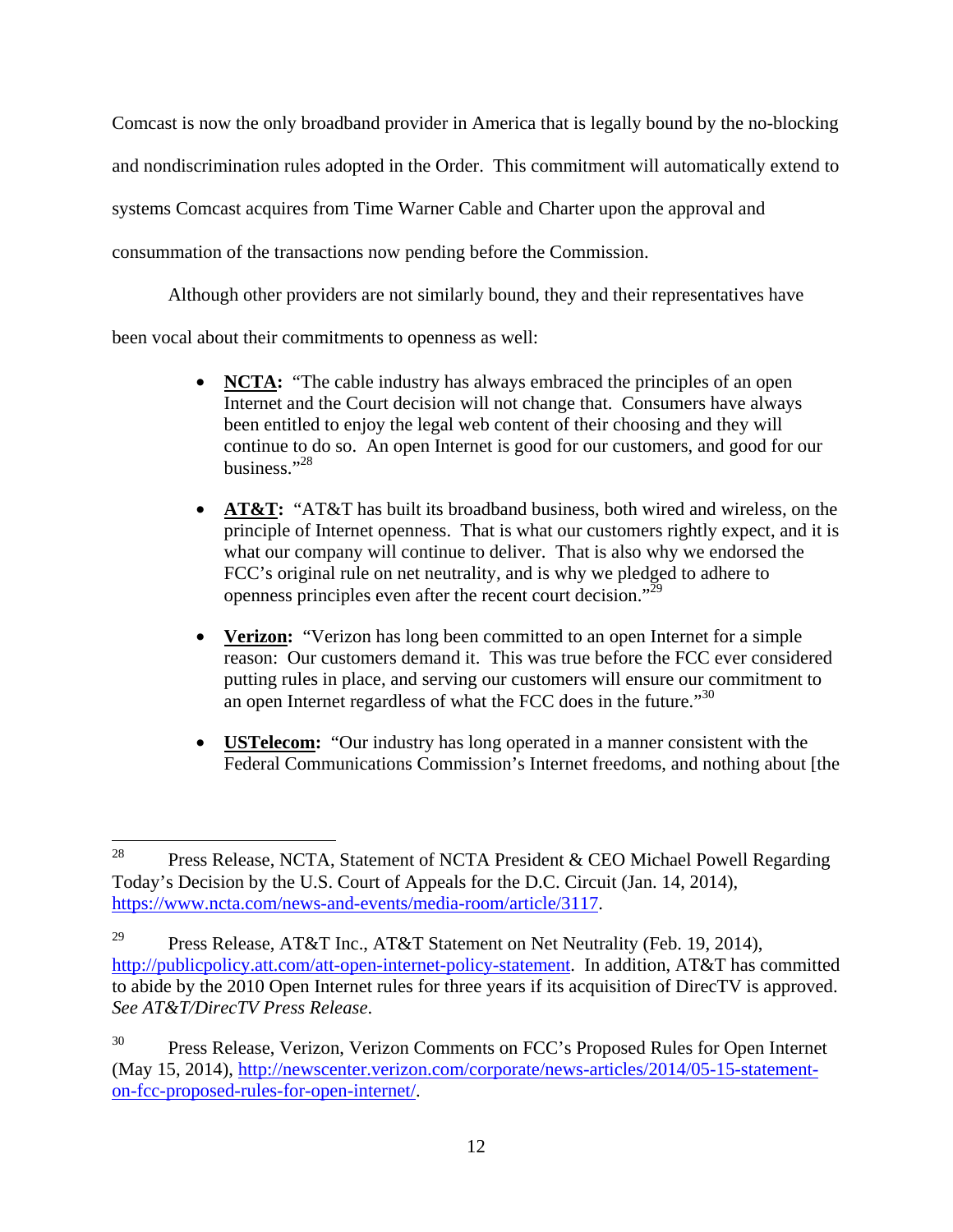Comcast is now the only broadband provider in America that is legally bound by the no-blocking and nondiscrimination rules adopted in the Order. This commitment will automatically extend to systems Comcast acquires from Time Warner Cable and Charter upon the approval and consummation of the transactions now pending before the Commission.

Although other providers are not similarly bound, they and their representatives have been vocal about their commitments to openness as well:

- **NCTA:** "The cable industry has always embraced the principles of an open Internet and the Court decision will not change that. Consumers have always been entitled to enjoy the legal web content of their choosing and they will continue to do so. An open Internet is good for our customers, and good for our business."[28]

- **AT&T:** "AT&T has built its broadband business, both wired and wireless, on the principle of Internet openness. That is what our customers rightly expect, and it is what our company will continue to deliver. That is also why we endorsed the FCC's original rule on net neutrality, and is why we pledged to adhere to openness principles even after the recent court decision."[29]

- **Verizon:** "Verizon has long been committed to an open Internet for a simple reason: Our customers demand it. This was true before the FCC ever considered putting rules in place, and serving our customers will ensure our commitment to an open Internet regardless of what the FCC does in the future."[30]

- **USTelecom:** "Our industry has long operated in a manner consistent with the Federal Communications Commission's Internet freedoms, and nothing about [the

---

[28] Press Release, NCTA, Statement of NCTA President & CEO Michael Powell Regarding Today's Decision by the U.S. Court of Appeals for the D.C. Circuit (Jan. 14, 2014), https://www.ncta.com/news-and-events/media-room/article/3117.

[29] Press Release, AT&T Inc., AT&T Statement on Net Neutrality (Feb. 19, 2014), http://publicpolicy.att.com/att-open-internet-policy-statement. In addition, AT&T has committed to abide by the 2010 Open Internet rules for three years if its acquisition of DirecTV is approved. *See AT&T/DirecTV Press Release*.

[30] Press Release, Verizon, Verizon Comments on FCC's Proposed Rules for Open Internet (May 15, 2014), http://newscenter.verizon.com/corporate/news-articles/2014/05-15-statement-on-fcc-proposed-rules-for-open-internet/.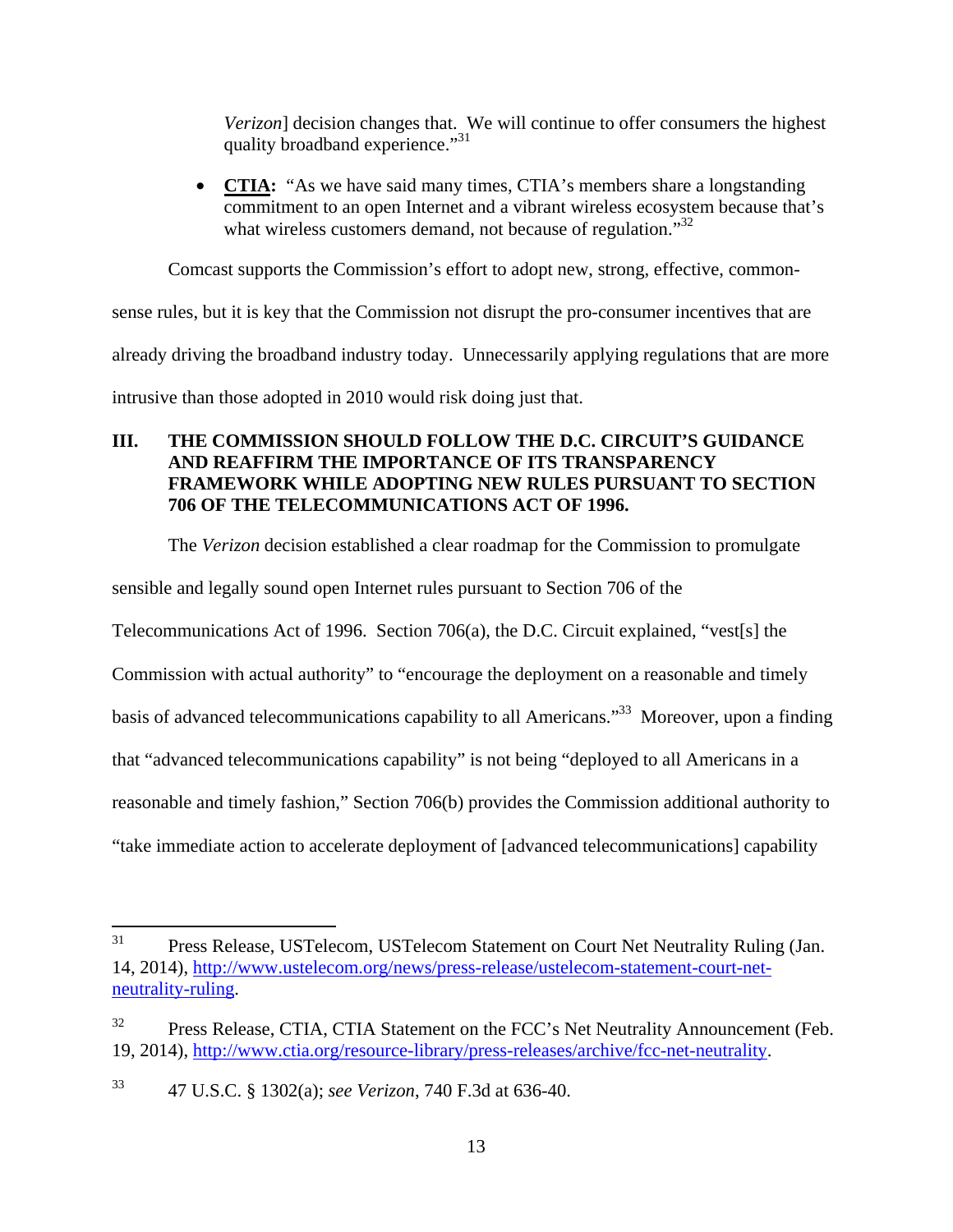*Verizon*] decision changes that. We will continue to offer consumers the highest quality broadband experience."[31]

- **CTIA:** "As we have said many times, CTIA's members share a longstanding commitment to an open Internet and a vibrant wireless ecosystem because that's what wireless customers demand, not because of regulation."[32]

Comcast supports the Commission's effort to adopt new, strong, effective, common-sense rules, but it is key that the Commission not disrupt the pro-consumer incentives that are already driving the broadband industry today. Unnecessarily applying regulations that are more intrusive than those adopted in 2010 would risk doing just that.

## III. THE COMMISSION SHOULD FOLLOW THE D.C. CIRCUIT'S GUIDANCE AND REAFFIRM THE IMPORTANCE OF ITS TRANSPARENCY FRAMEWORK WHILE ADOPTING NEW RULES PURSUANT TO SECTION 706 OF THE TELECOMMUNICATIONS ACT OF 1996.

The *Verizon* decision established a clear roadmap for the Commission to promulgate sensible and legally sound open Internet rules pursuant to Section 706 of the Telecommunications Act of 1996. Section 706(a), the D.C. Circuit explained, "vest[s] the Commission with actual authority" to "encourage the deployment on a reasonable and timely basis of advanced telecommunications capability to all Americans."[33] Moreover, upon a finding that "advanced telecommunications capability" is not being "deployed to all Americans in a reasonable and timely fashion," Section 706(b) provides the Commission additional authority to "take immediate action to accelerate deployment of [advanced telecommunications] capability

---

[31] Press Release, USTelecom, USTelecom Statement on Court Net Neutrality Ruling (Jan. 14, 2014), http://www.ustelecom.org/news/press-release/ustelecom-statement-court-net-neutrality-ruling.

[32] Press Release, CTIA, CTIA Statement on the FCC's Net Neutrality Announcement (Feb. 19, 2014), http://www.ctia.org/resource-library/press-releases/archive/fcc-net-neutrality.

[33] 47 U.S.C. § 1302(a); *see Verizon*, 740 F.3d at 636-40.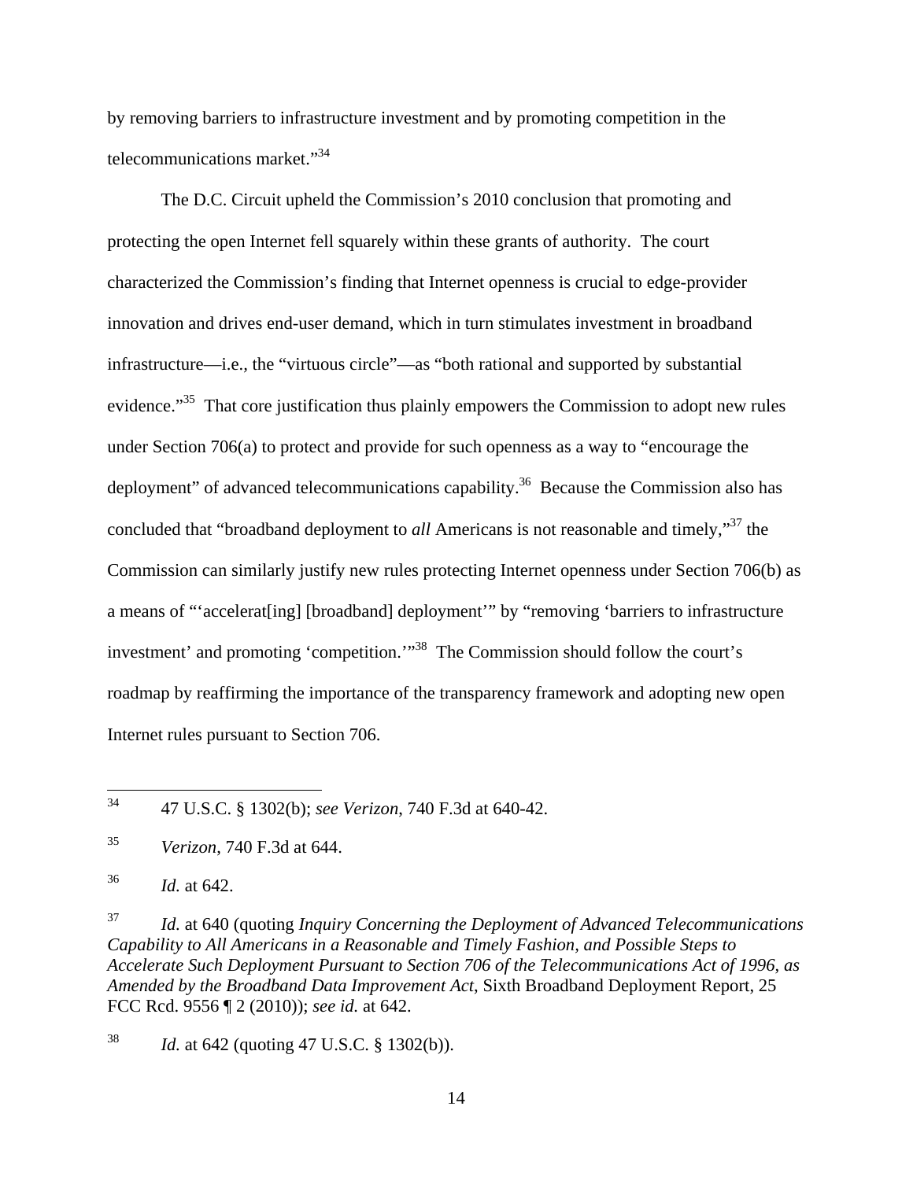by removing barriers to infrastructure investment and by promoting competition in the telecommunications market."[34]

The D.C. Circuit upheld the Commission's 2010 conclusion that promoting and protecting the open Internet fell squarely within these grants of authority. The court characterized the Commission's finding that Internet openness is crucial to edge-provider innovation and drives end-user demand, which in turn stimulates investment in broadband infrastructure—i.e., the "virtuous circle"—as "both rational and supported by substantial evidence."[35] That core justification thus plainly empowers the Commission to adopt new rules under Section 706(a) to protect and provide for such openness as a way to "encourage the deployment" of advanced telecommunications capability.[36] Because the Commission also has concluded that "broadband deployment to *all* Americans is not reasonable and timely,"[37] the Commission can similarly justify new rules protecting Internet openness under Section 706(b) as a means of "'accelerat[ing] [broadband] deployment'" by "removing 'barriers to infrastructure investment' and promoting 'competition.'"[38] The Commission should follow the court's roadmap by reaffirming the importance of the transparency framework and adopting new open Internet rules pursuant to Section 706.

---

[34] 47 U.S.C. § 1302(b); *see Verizon*, 740 F.3d at 640-42.

[35] *Verizon*, 740 F.3d at 644.

[36] *Id.* at 642.

[37] *Id.* at 640 (quoting *Inquiry Concerning the Deployment of Advanced Telecommunications Capability to All Americans in a Reasonable and Timely Fashion, and Possible Steps to Accelerate Such Deployment Pursuant to Section 706 of the Telecommunications Act of 1996, as Amended by the Broadband Data Improvement Act*, Sixth Broadband Deployment Report, 25 FCC Rcd. 9556 ¶ 2 (2010)); *see id.* at 642.

[38] *Id.* at 642 (quoting 47 U.S.C. § 1302(b)).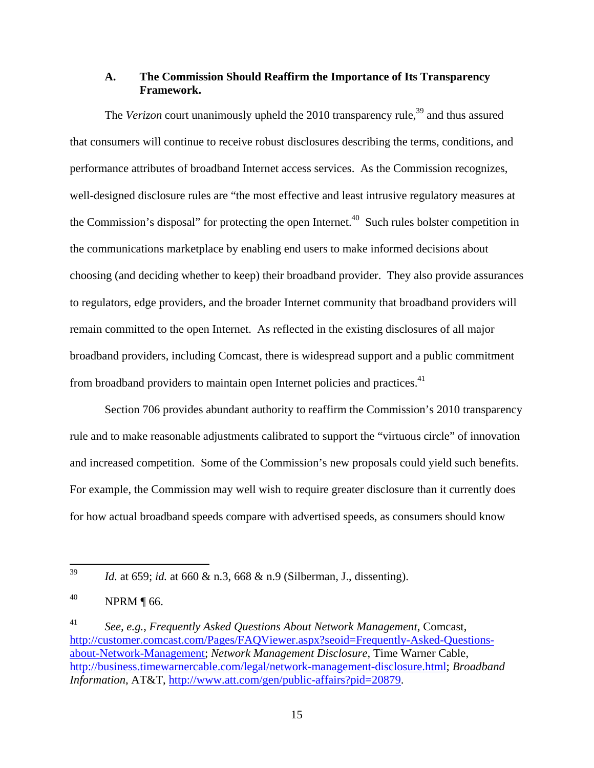### A. The Commission Should Reaffirm the Importance of Its Transparency Framework.

The *Verizon* court unanimously upheld the 2010 transparency rule,[39] and thus assured that consumers will continue to receive robust disclosures describing the terms, conditions, and performance attributes of broadband Internet access services. As the Commission recognizes, well-designed disclosure rules are "the most effective and least intrusive regulatory measures at the Commission's disposal" for protecting the open Internet.[40] Such rules bolster competition in the communications marketplace by enabling end users to make informed decisions about choosing (and deciding whether to keep) their broadband provider. They also provide assurances to regulators, edge providers, and the broader Internet community that broadband providers will remain committed to the open Internet. As reflected in the existing disclosures of all major broadband providers, including Comcast, there is widespread support and a public commitment from broadband providers to maintain open Internet policies and practices.[41]

Section 706 provides abundant authority to reaffirm the Commission's 2010 transparency rule and to make reasonable adjustments calibrated to support the "virtuous circle" of innovation and increased competition. Some of the Commission's new proposals could yield such benefits. For example, the Commission may well wish to require greater disclosure than it currently does for how actual broadband speeds compare with advertised speeds, as consumers should know

---

[39] *Id.* at 659; *id.* at 660 & n.3, 668 & n.9 (Silberman, J., dissenting).

[40] NPRM ¶ 66.

[41] *See, e.g.*, *Frequently Asked Questions About Network Management*, Comcast, http://customer.comcast.com/Pages/FAQViewer.aspx?seoid=Frequently-Asked-Questions-about-Network-Management; *Network Management Disclosure*, Time Warner Cable, http://business.timewarnercable.com/legal/network-management-disclosure.html; *Broadband Information*, AT&T, http://www.att.com/gen/public-affairs?pid=20879.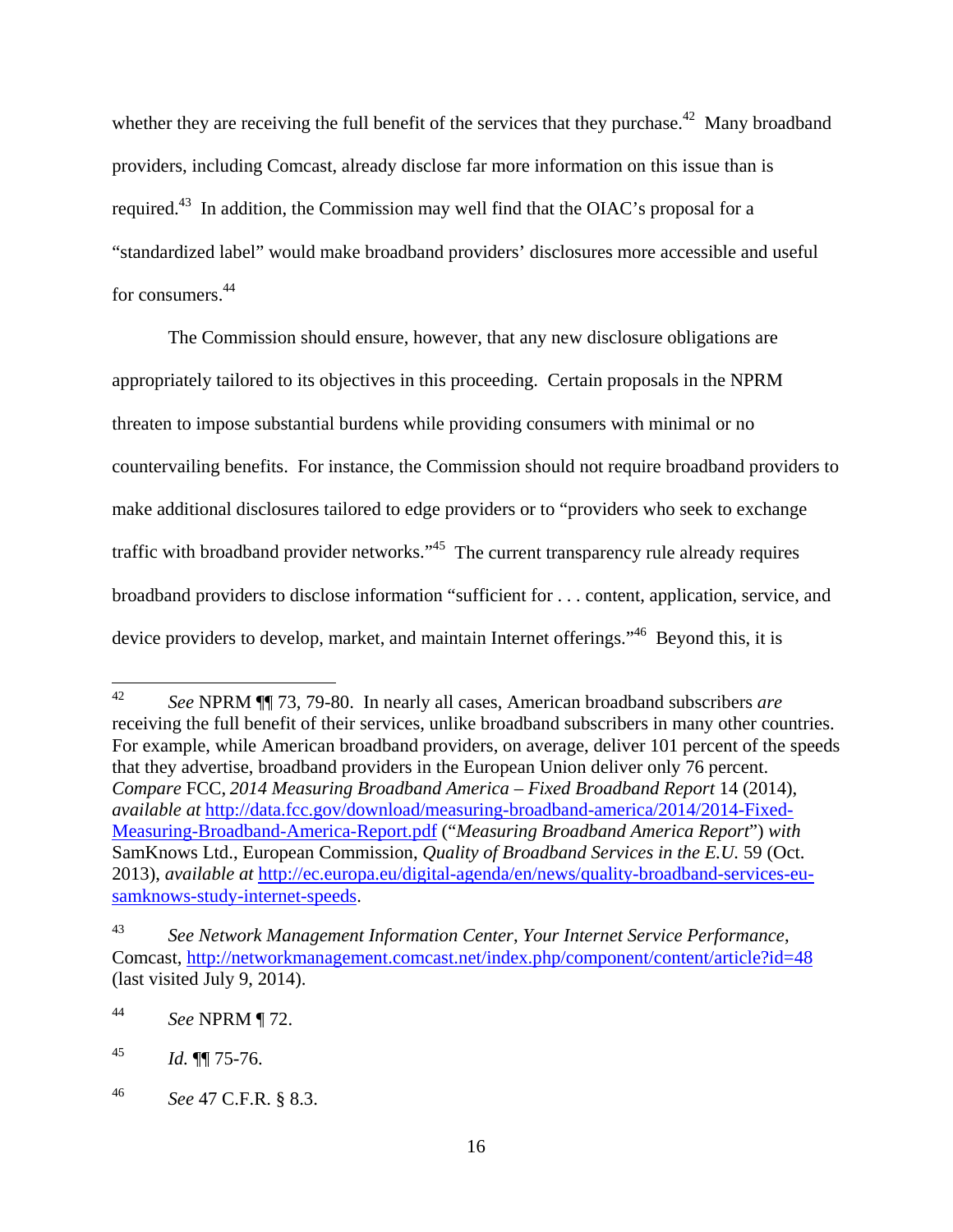whether they are receiving the full benefit of the services that they purchase.[42] Many broadband providers, including Comcast, already disclose far more information on this issue than is required.[43] In addition, the Commission may well find that the OIAC's proposal for a "standardized label" would make broadband providers' disclosures more accessible and useful for consumers.[44]

The Commission should ensure, however, that any new disclosure obligations are appropriately tailored to its objectives in this proceeding. Certain proposals in the NPRM threaten to impose substantial burdens while providing consumers with minimal or no countervailing benefits. For instance, the Commission should not require broadband providers to make additional disclosures tailored to edge providers or to "providers who seek to exchange traffic with broadband provider networks."[45] The current transparency rule already requires broadband providers to disclose information "sufficient for . . . content, application, service, and device providers to develop, market, and maintain Internet offerings."[46] Beyond this, it is

---

[42] *See* NPRM ¶¶ 73, 79-80. In nearly all cases, American broadband subscribers *are* receiving the full benefit of their services, unlike broadband subscribers in many other countries. For example, while American broadband providers, on average, deliver 101 percent of the speeds that they advertise, broadband providers in the European Union deliver only 76 percent. *Compare* FCC, *2014 Measuring Broadband America – Fixed Broadband Report* 14 (2014), *available at* http://data.fcc.gov/download/measuring-broadband-america/2014/2014-Fixed-Measuring-Broadband-America-Report.pdf ("*Measuring Broadband America Report*") *with* SamKnows Ltd., European Commission, *Quality of Broadband Services in the E.U.* 59 (Oct. 2013), *available at* http://ec.europa.eu/digital-agenda/en/news/quality-broadband-services-eu-samknows-study-internet-speeds.

[43] *See Network Management Information Center*, *Your Internet Service Performance*, Comcast, http://networkmanagement.comcast.net/index.php/component/content/article?id=48 (last visited July 9, 2014).

[44] *See* NPRM ¶ 72.

[45] *Id.* ¶¶ 75-76.

[46] *See* 47 C.F.R. § 8.3.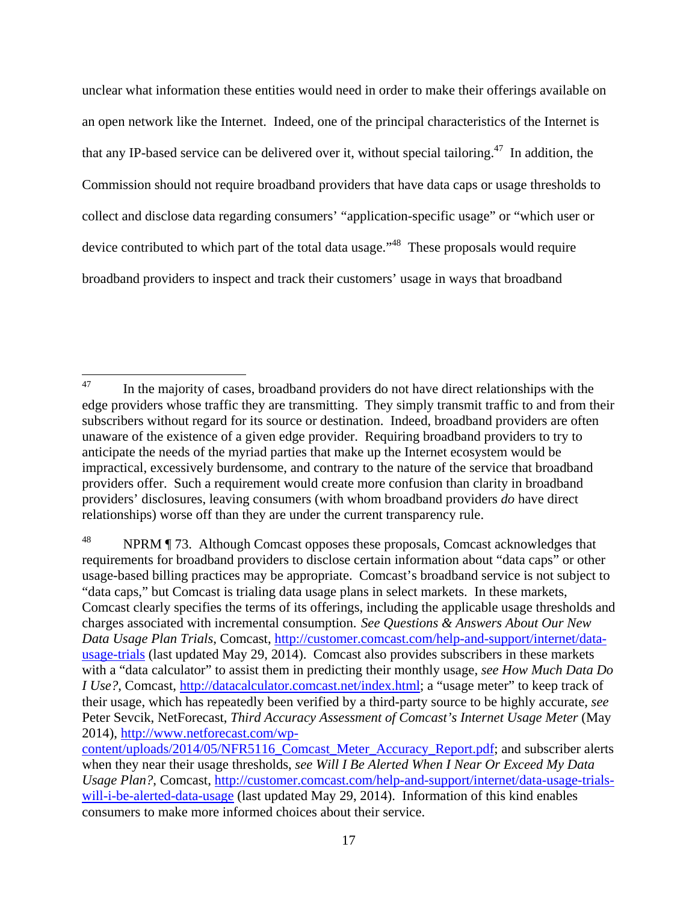unclear what information these entities would need in order to make their offerings available on an open network like the Internet. Indeed, one of the principal characteristics of the Internet is that any IP-based service can be delivered over it, without special tailoring.[47] In addition, the Commission should not require broadband providers that have data caps or usage thresholds to collect and disclose data regarding consumers' "application-specific usage" or "which user or device contributed to which part of the total data usage."[48] These proposals would require broadband providers to inspect and track their customers' usage in ways that broadband

---

[47] In the majority of cases, broadband providers do not have direct relationships with the edge providers whose traffic they are transmitting. They simply transmit traffic to and from their subscribers without regard for its source or destination. Indeed, broadband providers are often unaware of the existence of a given edge provider. Requiring broadband providers to try to anticipate the needs of the myriad parties that make up the Internet ecosystem would be impractical, excessively burdensome, and contrary to the nature of the service that broadband providers offer. Such a requirement would create more confusion than clarity in broadband providers' disclosures, leaving consumers (with whom broadband providers *do* have direct relationships) worse off than they are under the current transparency rule.

[48] NPRM ¶ 73. Although Comcast opposes these proposals, Comcast acknowledges that requirements for broadband providers to disclose certain information about "data caps" or other usage-based billing practices may be appropriate. Comcast's broadband service is not subject to "data caps," but Comcast is trialing data usage plans in select markets. In these markets, Comcast clearly specifies the terms of its offerings, including the applicable usage thresholds and charges associated with incremental consumption. *See Questions & Answers About Our New Data Usage Plan Trials*, Comcast, http://customer.comcast.com/help-and-support/internet/data-usage-trials (last updated May 29, 2014). Comcast also provides subscribers in these markets with a "data calculator" to assist them in predicting their monthly usage, *see How Much Data Do I Use?*, Comcast, http://datacalculator.comcast.net/index.html; a "usage meter" to keep track of their usage, which has repeatedly been verified by a third-party source to be highly accurate, *see* Peter Sevcik, NetForecast, *Third Accuracy Assessment of Comcast's Internet Usage Meter* (May 2014), http://www.netforecast.com/wp-content/uploads/2014/05/NFR5116_Comcast_Meter_Accuracy_Report.pdf; and subscriber alerts when they near their usage thresholds, *see Will I Be Alerted When I Near Or Exceed My Data Usage Plan?*, Comcast, http://customer.comcast.com/help-and-support/internet/data-usage-trials-will-i-be-alerted-data-usage (last updated May 29, 2014). Information of this kind enables consumers to make more informed choices about their service.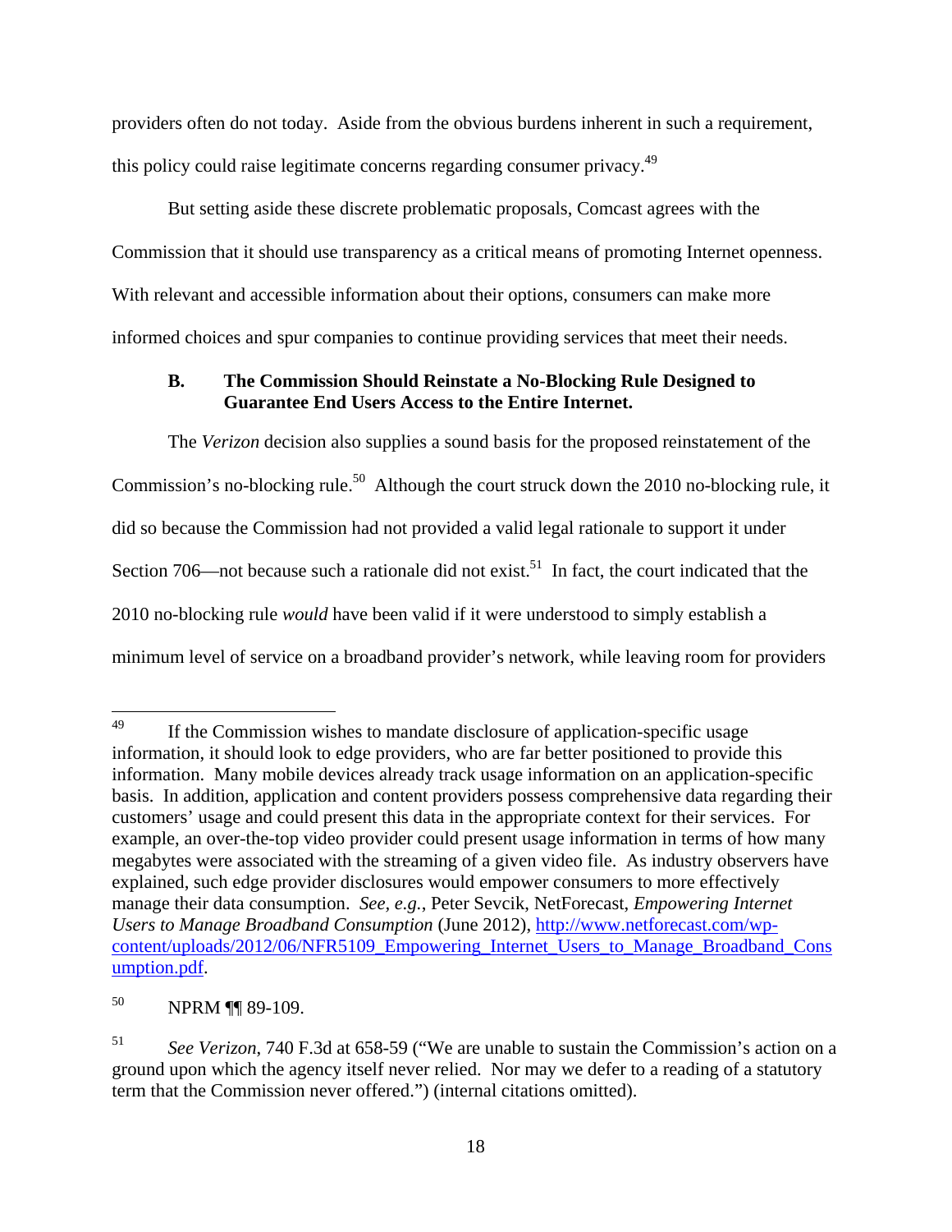providers often do not today. Aside from the obvious burdens inherent in such a requirement, this policy could raise legitimate concerns regarding consumer privacy.[49]

But setting aside these discrete problematic proposals, Comcast agrees with the Commission that it should use transparency as a critical means of promoting Internet openness. With relevant and accessible information about their options, consumers can make more informed choices and spur companies to continue providing services that meet their needs.

### B. The Commission Should Reinstate a No-Blocking Rule Designed to Guarantee End Users Access to the Entire Internet.

The *Verizon* decision also supplies a sound basis for the proposed reinstatement of the Commission's no-blocking rule.[50] Although the court struck down the 2010 no-blocking rule, it did so because the Commission had not provided a valid legal rationale to support it under Section 706—not because such a rationale did not exist.[51] In fact, the court indicated that the 2010 no-blocking rule *would* have been valid if it were understood to simply establish a minimum level of service on a broadband provider's network, while leaving room for providers

---

[49] If the Commission wishes to mandate disclosure of application-specific usage information, it should look to edge providers, who are far better positioned to provide this information. Many mobile devices already track usage information on an application-specific basis. In addition, application and content providers possess comprehensive data regarding their customers' usage and could present this data in the appropriate context for their services. For example, an over-the-top video provider could present usage information in terms of how many megabytes were associated with the streaming of a given video file. As industry observers have explained, such edge provider disclosures would empower consumers to more effectively manage their data consumption. *See, e.g.*, Peter Sevcik, NetForecast, *Empowering Internet Users to Manage Broadband Consumption* (June 2012), [http://www.netforecast.com/wp-content/uploads/2012/06/NFR5109_Empowering_Internet_Users_to_Manage_Broadband_Consumption.pdf](http://www.netforecast.com/wp-content/uploads/2012/06/NFR5109_Empowering_Internet_Users_to_Manage_Broadband_Consumption.pdf).

[50] NPRM ¶¶ 89-109.

[51] *See Verizon*, 740 F.3d at 658-59 ("We are unable to sustain the Commission's action on a ground upon which the agency itself never relied. Nor may we defer to a reading of a statutory term that the Commission never offered.") (internal citations omitted).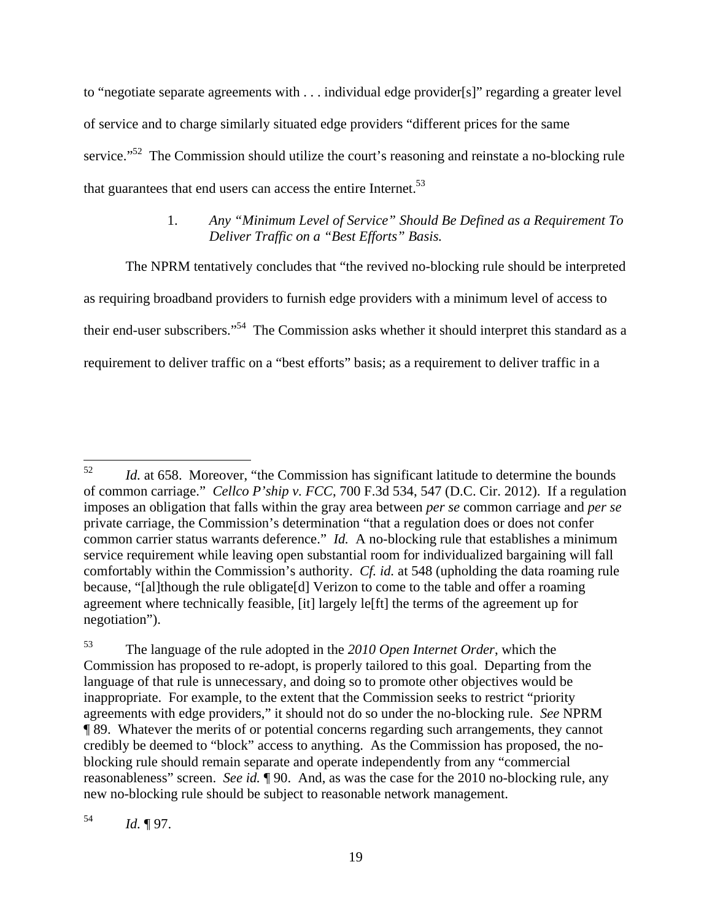to "negotiate separate agreements with . . . individual edge provider[s]" regarding a greater level of service and to charge similarly situated edge providers "different prices for the same service."[52] The Commission should utilize the court's reasoning and reinstate a no-blocking rule that guarantees that end users can access the entire Internet.[53]

### 1. *Any "Minimum Level of Service" Should Be Defined as a Requirement To Deliver Traffic on a "Best Efforts" Basis.*

The NPRM tentatively concludes that "the revived no-blocking rule should be interpreted as requiring broadband providers to furnish edge providers with a minimum level of access to their end-user subscribers."[54] The Commission asks whether it should interpret this standard as a requirement to deliver traffic on a "best efforts" basis; as a requirement to deliver traffic in a

---

[52] *Id.* at 658. Moreover, "the Commission has significant latitude to determine the bounds of common carriage." *Cellco P'ship v. FCC*, 700 F.3d 534, 547 (D.C. Cir. 2012). If a regulation imposes an obligation that falls within the gray area between *per se* common carriage and *per se* private carriage, the Commission's determination "that a regulation does or does not confer common carrier status warrants deference." *Id.* A no-blocking rule that establishes a minimum service requirement while leaving open substantial room for individualized bargaining will fall comfortably within the Commission's authority. *Cf. id.* at 548 (upholding the data roaming rule because, "[al]though the rule obligate[d] Verizon to come to the table and offer a roaming agreement where technically feasible, [it] largely le[ft] the terms of the agreement up for negotiation").

[53] The language of the rule adopted in the *2010 Open Internet Order*, which the Commission has proposed to re-adopt, is properly tailored to this goal. Departing from the language of that rule is unnecessary, and doing so to promote other objectives would be inappropriate. For example, to the extent that the Commission seeks to restrict "priority agreements with edge providers," it should not do so under the no-blocking rule. *See* NPRM ¶ 89. Whatever the merits of or potential concerns regarding such arrangements, they cannot credibly be deemed to "block" access to anything. As the Commission has proposed, the no-blocking rule should remain separate and operate independently from any "commercial reasonableness" screen. *See id.* ¶ 90. And, as was the case for the 2010 no-blocking rule, any new no-blocking rule should be subject to reasonable network management.

[54] *Id.* ¶ 97.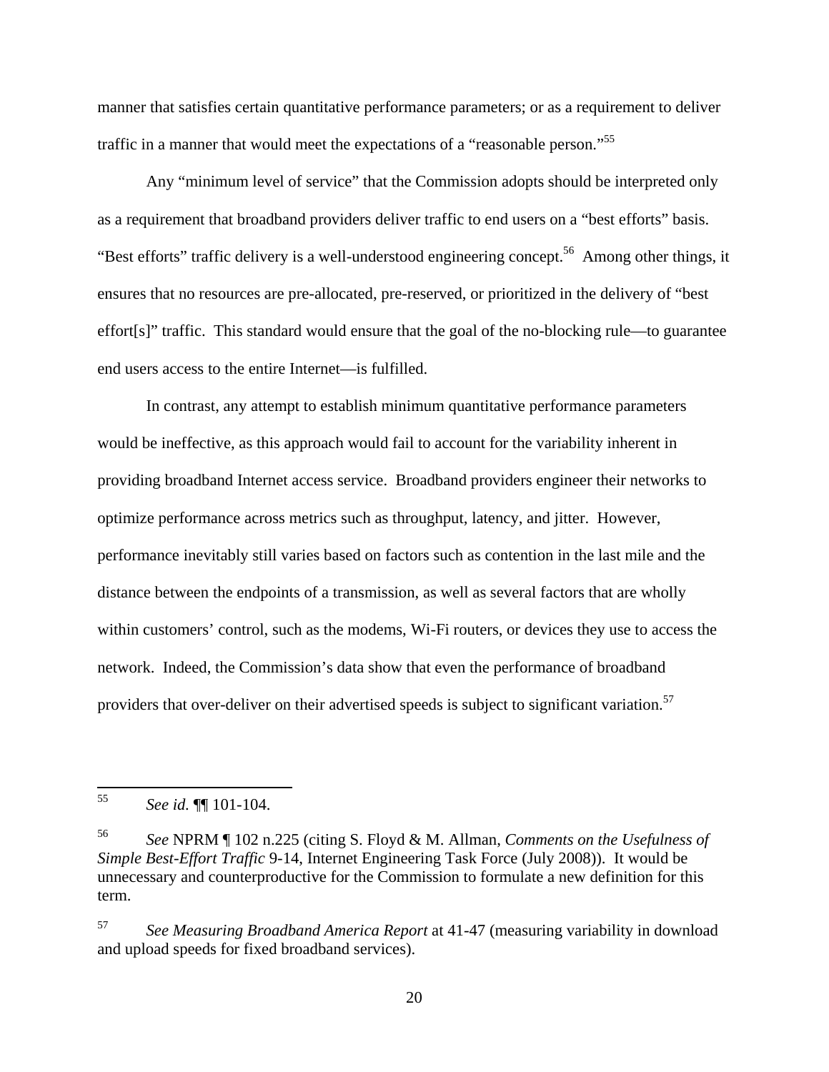manner that satisfies certain quantitative performance parameters; or as a requirement to deliver traffic in a manner that would meet the expectations of a "reasonable person."[55]

Any "minimum level of service" that the Commission adopts should be interpreted only as a requirement that broadband providers deliver traffic to end users on a "best efforts" basis. "Best efforts" traffic delivery is a well-understood engineering concept.[56] Among other things, it ensures that no resources are pre-allocated, pre-reserved, or prioritized in the delivery of "best effort[s]" traffic. This standard would ensure that the goal of the no-blocking rule—to guarantee end users access to the entire Internet—is fulfilled.

In contrast, any attempt to establish minimum quantitative performance parameters would be ineffective, as this approach would fail to account for the variability inherent in providing broadband Internet access service. Broadband providers engineer their networks to optimize performance across metrics such as throughput, latency, and jitter. However, performance inevitably still varies based on factors such as contention in the last mile and the distance between the endpoints of a transmission, as well as several factors that are wholly within customers' control, such as the modems, Wi-Fi routers, or devices they use to access the network. Indeed, the Commission's data show that even the performance of broadband providers that over-deliver on their advertised speeds is subject to significant variation.[57]

---

[55] *See id.* ¶¶ 101-104.

[56] *See* NPRM ¶ 102 n.225 (citing S. Floyd & M. Allman, *Comments on the Usefulness of Simple Best-Effort Traffic* 9-14, Internet Engineering Task Force (July 2008)). It would be unnecessary and counterproductive for the Commission to formulate a new definition for this term.

[57] *See Measuring Broadband America Report* at 41-47 (measuring variability in download and upload speeds for fixed broadband services).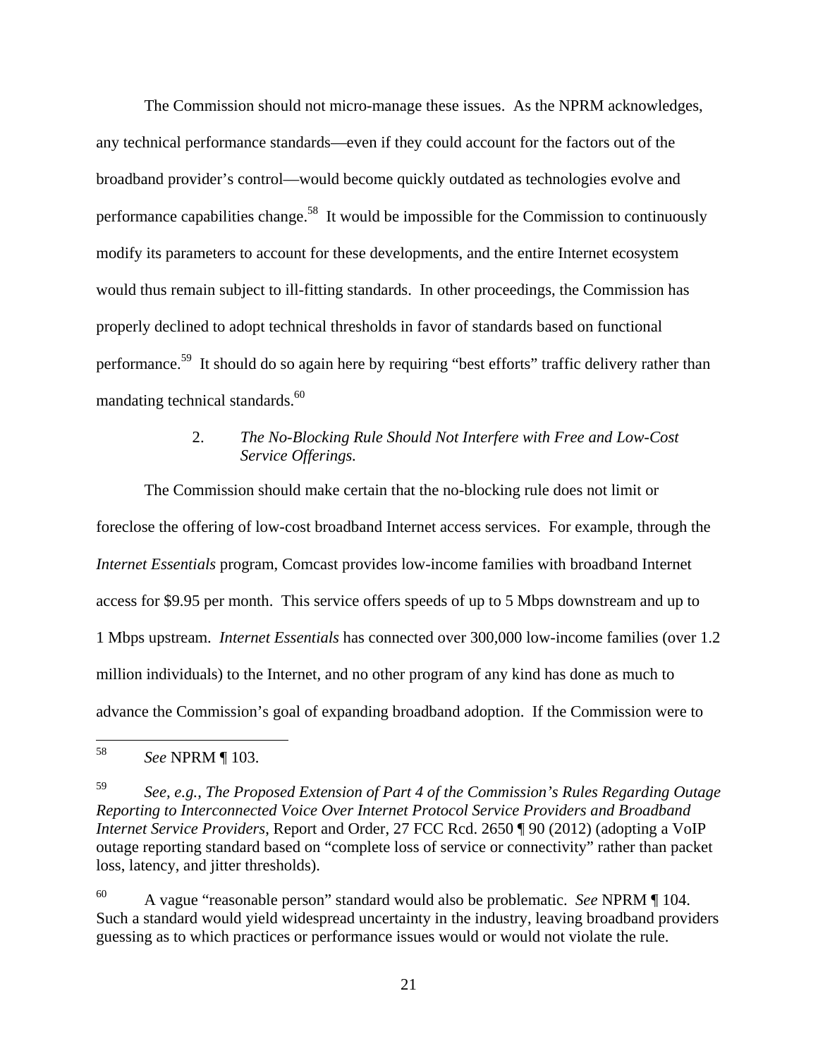The Commission should not micro-manage these issues. As the NPRM acknowledges, any technical performance standards—even if they could account for the factors out of the broadband provider's control—would become quickly outdated as technologies evolve and performance capabilities change.[58] It would be impossible for the Commission to continuously modify its parameters to account for these developments, and the entire Internet ecosystem would thus remain subject to ill-fitting standards. In other proceedings, the Commission has properly declined to adopt technical thresholds in favor of standards based on functional performance.[59] It should do so again here by requiring "best efforts" traffic delivery rather than mandating technical standards.[60]

### 2. *The No-Blocking Rule Should Not Interfere with Free and Low-Cost Service Offerings.*

The Commission should make certain that the no-blocking rule does not limit or foreclose the offering of low-cost broadband Internet access services. For example, through the *Internet Essentials* program, Comcast provides low-income families with broadband Internet access for $9.95 per month. This service offers speeds of up to 5 Mbps downstream and up to 1 Mbps upstream. *Internet Essentials* has connected over 300,000 low-income families (over 1.2 million individuals) to the Internet, and no other program of any kind has done as much to advance the Commission's goal of expanding broadband adoption. If the Commission were to

---

[58] *See* NPRM ¶ 103.

[59] *See, e.g.*, *The Proposed Extension of Part 4 of the Commission's Rules Regarding Outage Reporting to Interconnected Voice Over Internet Protocol Service Providers and Broadband Internet Service Providers*, Report and Order, 27 FCC Rcd. 2650 ¶ 90 (2012) (adopting a VoIP outage reporting standard based on "complete loss of service or connectivity" rather than packet loss, latency, and jitter thresholds).

[60] A vague "reasonable person" standard would also be problematic. *See* NPRM ¶ 104. Such a standard would yield widespread uncertainty in the industry, leaving broadband providers guessing as to which practices or performance issues would or would not violate the rule.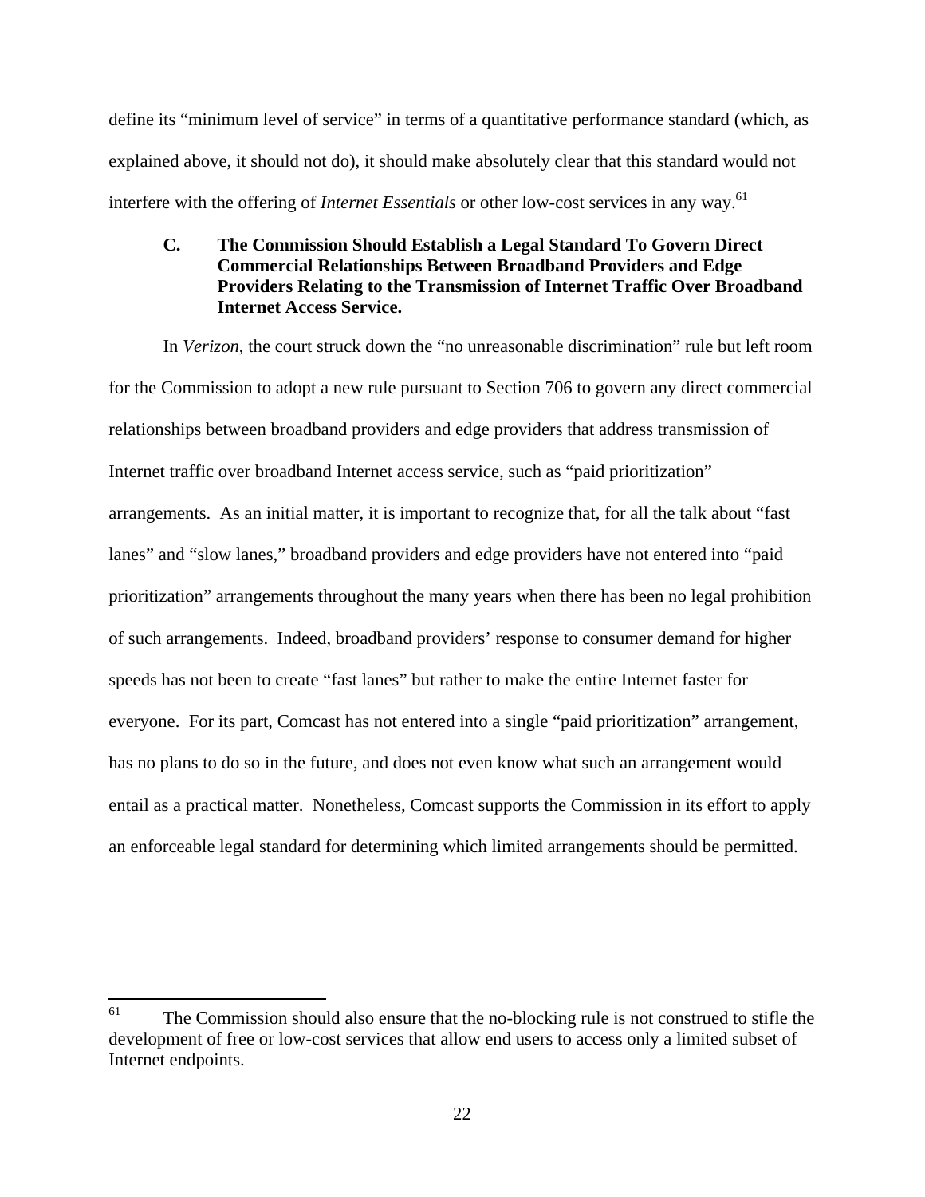define its "minimum level of service" in terms of a quantitative performance standard (which, as explained above, it should not do), it should make absolutely clear that this standard would not interfere with the offering of *Internet Essentials* or other low-cost services in any way.[61]

### C. The Commission Should Establish a Legal Standard To Govern Direct Commercial Relationships Between Broadband Providers and Edge Providers Relating to the Transmission of Internet Traffic Over Broadband Internet Access Service.

In *Verizon*, the court struck down the "no unreasonable discrimination" rule but left room for the Commission to adopt a new rule pursuant to Section 706 to govern any direct commercial relationships between broadband providers and edge providers that address transmission of Internet traffic over broadband Internet access service, such as "paid prioritization" arrangements. As an initial matter, it is important to recognize that, for all the talk about "fast lanes" and "slow lanes," broadband providers and edge providers have not entered into "paid prioritization" arrangements throughout the many years when there has been no legal prohibition of such arrangements. Indeed, broadband providers' response to consumer demand for higher speeds has not been to create "fast lanes" but rather to make the entire Internet faster for everyone. For its part, Comcast has not entered into a single "paid prioritization" arrangement, has no plans to do so in the future, and does not even know what such an arrangement would entail as a practical matter. Nonetheless, Comcast supports the Commission in its effort to apply an enforceable legal standard for determining which limited arrangements should be permitted.

---

[61] The Commission should also ensure that the no-blocking rule is not construed to stifle the development of free or low-cost services that allow end users to access only a limited subset of Internet endpoints.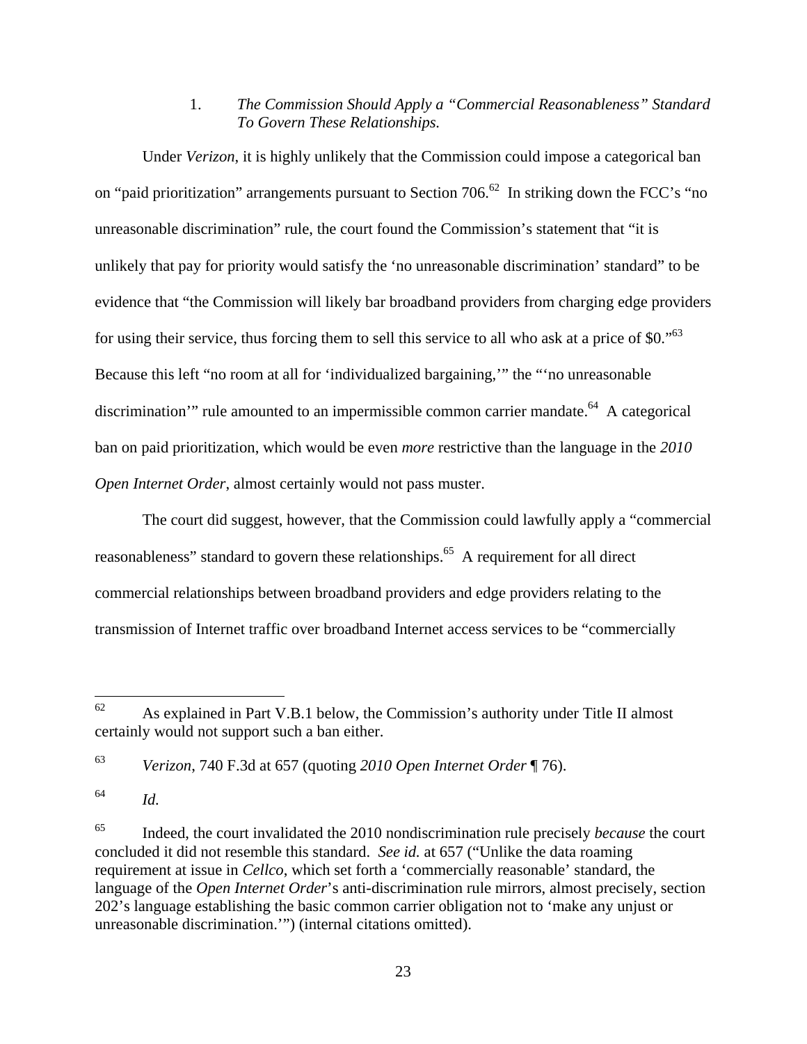### 1. *The Commission Should Apply a "Commercial Reasonableness" Standard To Govern These Relationships.*

Under *Verizon*, it is highly unlikely that the Commission could impose a categorical ban on "paid prioritization" arrangements pursuant to Section 706.[62] In striking down the FCC's "no unreasonable discrimination" rule, the court found the Commission's statement that "it is unlikely that pay for priority would satisfy the 'no unreasonable discrimination' standard" to be evidence that "the Commission will likely bar broadband providers from charging edge providers for using their service, thus forcing them to sell this service to all who ask at a price of $0."[63] Because this left "no room at all for 'individualized bargaining,'" the "'no unreasonable discrimination'" rule amounted to an impermissible common carrier mandate.[64] A categorical ban on paid prioritization, which would be even *more* restrictive than the language in the *2010 Open Internet Order*, almost certainly would not pass muster.

The court did suggest, however, that the Commission could lawfully apply a "commercial reasonableness" standard to govern these relationships.[65] A requirement for all direct commercial relationships between broadband providers and edge providers relating to the transmission of Internet traffic over broadband Internet access services to be "commercially

---

[62] As explained in Part V.B.1 below, the Commission's authority under Title II almost certainly would not support such a ban either.

[63] *Verizon*, 740 F.3d at 657 (quoting *2010 Open Internet Order* ¶ 76).

[64] *Id.*

[65] Indeed, the court invalidated the 2010 nondiscrimination rule precisely *because* the court concluded it did not resemble this standard. *See id.* at 657 ("Unlike the data roaming requirement at issue in *Cellco*, which set forth a 'commercially reasonable' standard, the language of the *Open Internet Order*'s anti-discrimination rule mirrors, almost precisely, section 202's language establishing the basic common carrier obligation not to 'make any unjust or unreasonable discrimination.'") (internal citations omitted).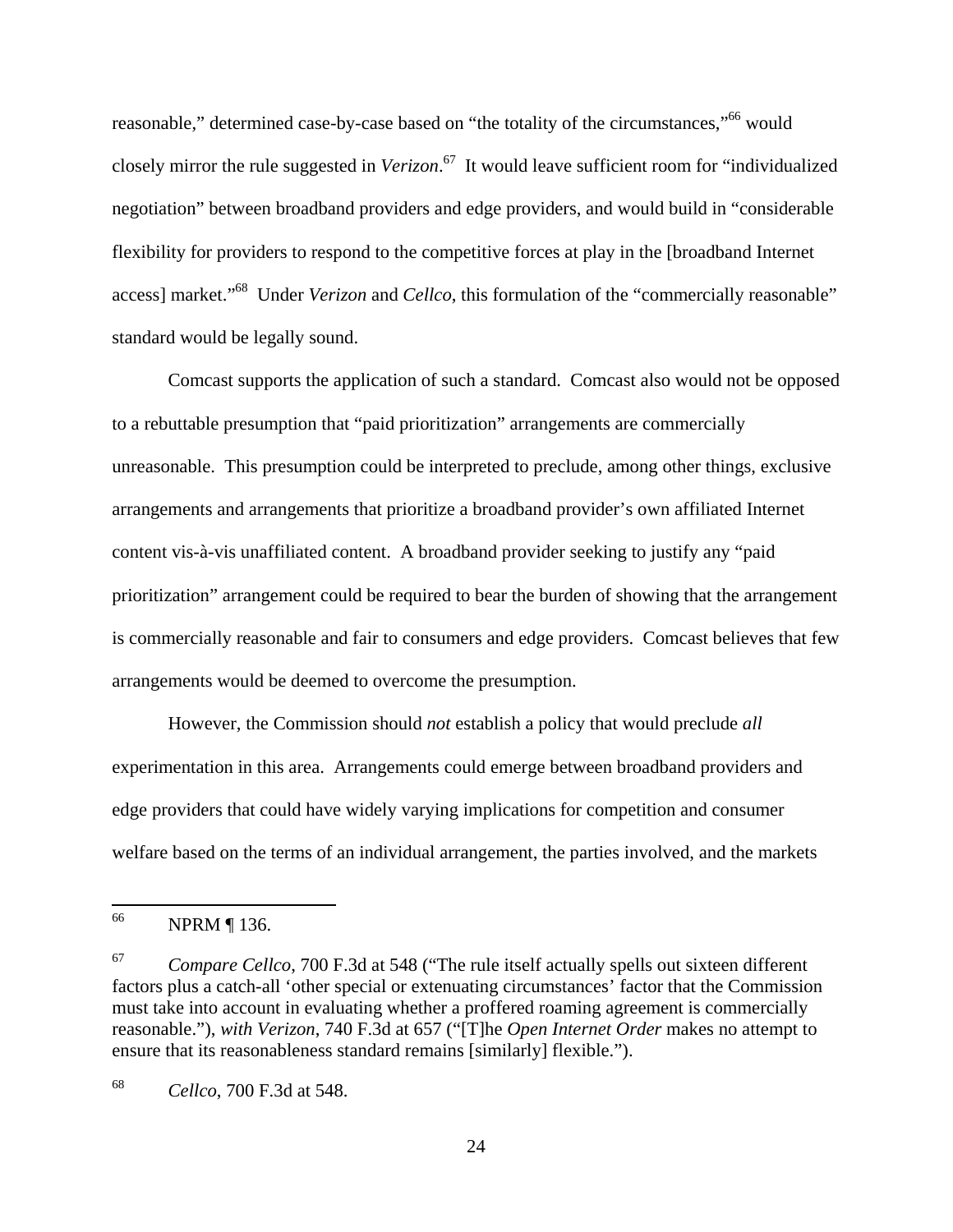reasonable," determined case-by-case based on "the totality of the circumstances,"[66] would closely mirror the rule suggested in *Verizon*.[67] It would leave sufficient room for "individualized negotiation" between broadband providers and edge providers, and would build in "considerable flexibility for providers to respond to the competitive forces at play in the [broadband Internet access] market."[68] Under *Verizon* and *Cellco*, this formulation of the "commercially reasonable" standard would be legally sound.

Comcast supports the application of such a standard. Comcast also would not be opposed to a rebuttable presumption that "paid prioritization" arrangements are commercially unreasonable. This presumption could be interpreted to preclude, among other things, exclusive arrangements and arrangements that prioritize a broadband provider's own affiliated Internet content vis-à-vis unaffiliated content. A broadband provider seeking to justify any "paid prioritization" arrangement could be required to bear the burden of showing that the arrangement is commercially reasonable and fair to consumers and edge providers. Comcast believes that few arrangements would be deemed to overcome the presumption.

However, the Commission should *not* establish a policy that would preclude *all* experimentation in this area. Arrangements could emerge between broadband providers and edge providers that could have widely varying implications for competition and consumer welfare based on the terms of an individual arrangement, the parties involved, and the markets

---

[66] NPRM ¶ 136.

[67] *Compare Cellco*, 700 F.3d at 548 ("The rule itself actually spells out sixteen different factors plus a catch-all 'other special or extenuating circumstances' factor that the Commission must take into account in evaluating whether a proffered roaming agreement is commercially reasonable."), *with Verizon*, 740 F.3d at 657 ("[T]he *Open Internet Order* makes no attempt to ensure that its reasonableness standard remains [similarly] flexible.").

[68] *Cellco*, 700 F.3d at 548.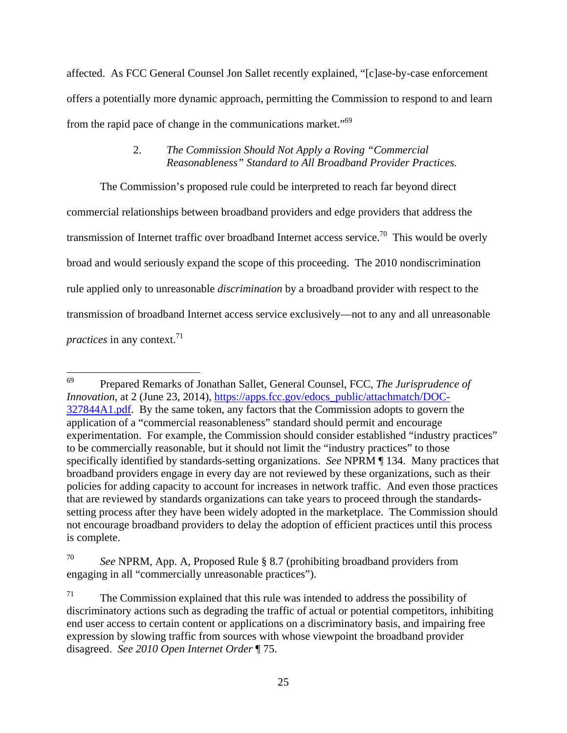affected. As FCC General Counsel Jon Sallet recently explained, "[c]ase-by-case enforcement offers a potentially more dynamic approach, permitting the Commission to respond to and learn from the rapid pace of change in the communications market."[69]

### 2. *The Commission Should Not Apply a Roving "Commercial Reasonableness" Standard to All Broadband Provider Practices.*

The Commission's proposed rule could be interpreted to reach far beyond direct commercial relationships between broadband providers and edge providers that address the transmission of Internet traffic over broadband Internet access service.[70] This would be overly broad and would seriously expand the scope of this proceeding. The 2010 nondiscrimination rule applied only to unreasonable *discrimination* by a broadband provider with respect to the transmission of broadband Internet access service exclusively—not to any and all unreasonable *practices* in any context.[71]

---

[69] Prepared Remarks of Jonathan Sallet, General Counsel, FCC, *The Jurisprudence of Innovation*, at 2 (June 23, 2014), [https://apps.fcc.gov/edocs_public/attachmatch/DOC-327844A1.pdf](https://apps.fcc.gov/edocs_public/attachmatch/DOC-327844A1.pdf). By the same token, any factors that the Commission adopts to govern the application of a "commercial reasonableness" standard should permit and encourage experimentation. For example, the Commission should consider established "industry practices" to be commercially reasonable, but it should not limit the "industry practices" to those specifically identified by standards-setting organizations. *See* NPRM ¶ 134. Many practices that broadband providers engage in every day are not reviewed by these organizations, such as their policies for adding capacity to account for increases in network traffic. And even those practices that are reviewed by standards organizations can take years to proceed through the standards-setting process after they have been widely adopted in the marketplace. The Commission should not encourage broadband providers to delay the adoption of efficient practices until this process is complete.

[70] *See* NPRM, App. A, Proposed Rule § 8.7 (prohibiting broadband providers from engaging in all "commercially unreasonable practices").

[71] The Commission explained that this rule was intended to address the possibility of discriminatory actions such as degrading the traffic of actual or potential competitors, inhibiting end user access to certain content or applications on a discriminatory basis, and impairing free expression by slowing traffic from sources with whose viewpoint the broadband provider disagreed. *See 2010 Open Internet Order* ¶ 75.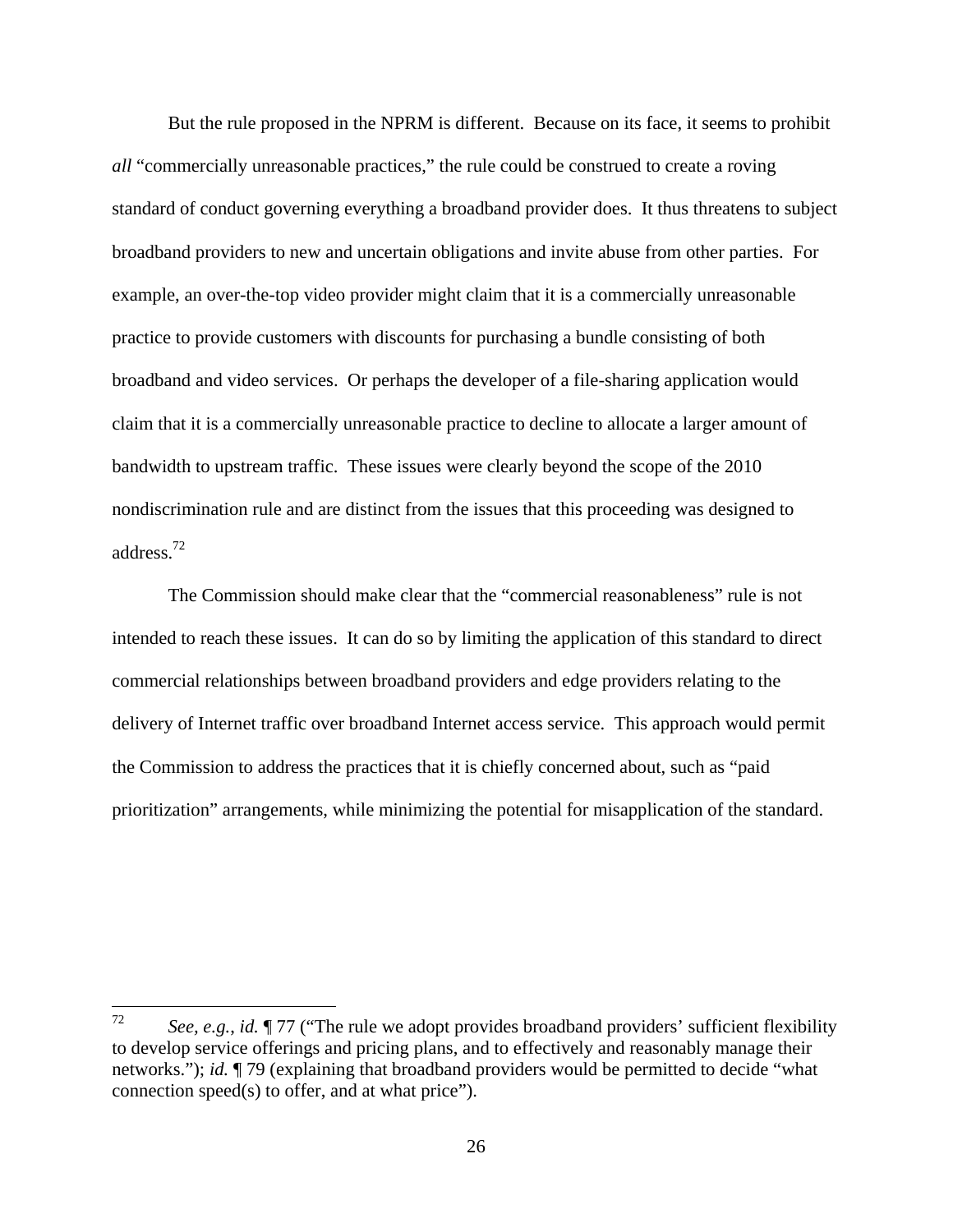But the rule proposed in the NPRM is different. Because on its face, it seems to prohibit *all* "commercially unreasonable practices," the rule could be construed to create a roving standard of conduct governing everything a broadband provider does. It thus threatens to subject broadband providers to new and uncertain obligations and invite abuse from other parties. For example, an over-the-top video provider might claim that it is a commercially unreasonable practice to provide customers with discounts for purchasing a bundle consisting of both broadband and video services. Or perhaps the developer of a file-sharing application would claim that it is a commercially unreasonable practice to decline to allocate a larger amount of bandwidth to upstream traffic. These issues were clearly beyond the scope of the 2010 nondiscrimination rule and are distinct from the issues that this proceeding was designed to address.[72]

The Commission should make clear that the "commercial reasonableness" rule is not intended to reach these issues. It can do so by limiting the application of this standard to direct commercial relationships between broadband providers and edge providers relating to the delivery of Internet traffic over broadband Internet access service. This approach would permit the Commission to address the practices that it is chiefly concerned about, such as "paid prioritization" arrangements, while minimizing the potential for misapplication of the standard.

---

[72] *See, e.g.*, *id.* ¶ 77 ("The rule we adopt provides broadband providers' sufficient flexibility to develop service offerings and pricing plans, and to effectively and reasonably manage their networks."); *id.* ¶ 79 (explaining that broadband providers would be permitted to decide "what connection speed(s) to offer, and at what price").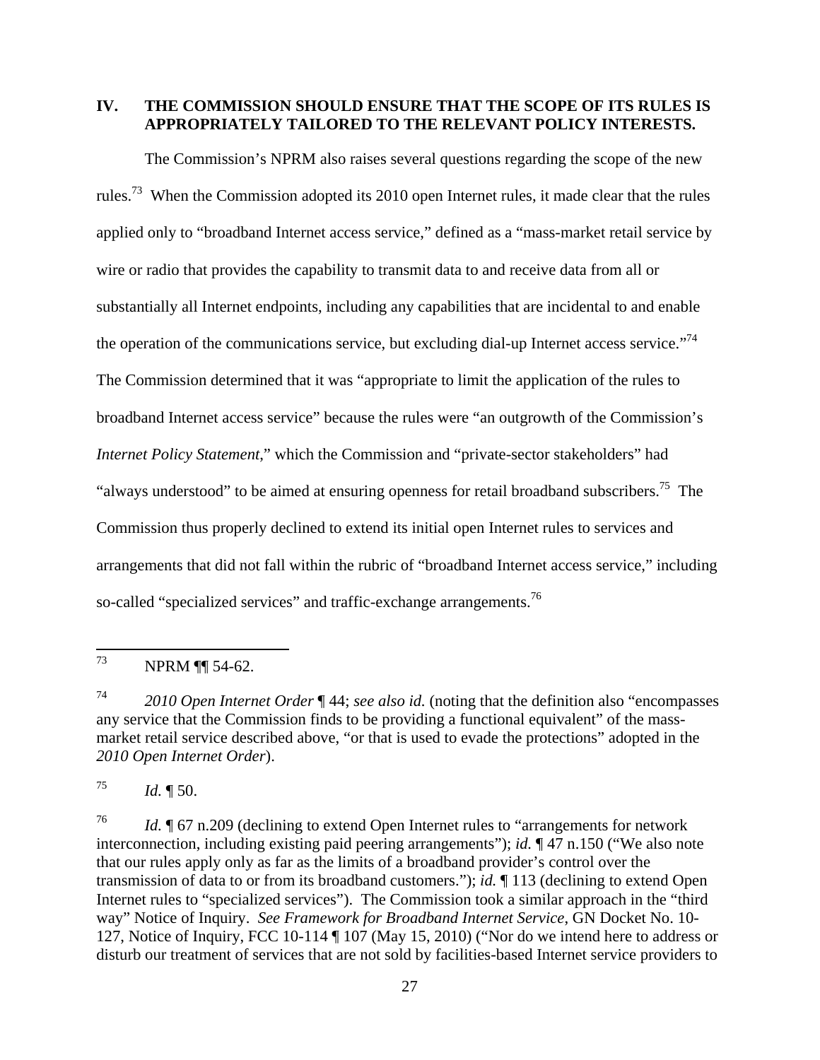## IV. THE COMMISSION SHOULD ENSURE THAT THE SCOPE OF ITS RULES IS APPROPRIATELY TAILORED TO THE RELEVANT POLICY INTERESTS.

The Commission's NPRM also raises several questions regarding the scope of the new rules.[73] When the Commission adopted its 2010 open Internet rules, it made clear that the rules applied only to "broadband Internet access service," defined as a "mass-market retail service by wire or radio that provides the capability to transmit data to and receive data from all or substantially all Internet endpoints, including any capabilities that are incidental to and enable the operation of the communications service, but excluding dial-up Internet access service."[74] The Commission determined that it was "appropriate to limit the application of the rules to broadband Internet access service" because the rules were "an outgrowth of the Commission's *Internet Policy Statement*," which the Commission and "private-sector stakeholders" had "always understood" to be aimed at ensuring openness for retail broadband subscribers.[75] The Commission thus properly declined to extend its initial open Internet rules to services and arrangements that did not fall within the rubric of "broadband Internet access service," including so-called "specialized services" and traffic-exchange arrangements.[76]

---

[73] NPRM ¶¶ 54-62.

[74] *2010 Open Internet Order* ¶ 44; *see also id.* (noting that the definition also "encompasses any service that the Commission finds to be providing a functional equivalent" of the mass-market retail service described above, "or that is used to evade the protections" adopted in the *2010 Open Internet Order*).

[75] *Id.* ¶ 50.

[76] *Id.* ¶ 67 n.209 (declining to extend Open Internet rules to "arrangements for network interconnection, including existing paid peering arrangements"); *id.* ¶ 47 n.150 ("We also note that our rules apply only as far as the limits of a broadband provider's control over the transmission of data to or from its broadband customers."); *id.* ¶ 113 (declining to extend Open Internet rules to "specialized services"). The Commission took a similar approach in the "third way" Notice of Inquiry. *See Framework for Broadband Internet Service*, GN Docket No. 10-127, Notice of Inquiry, FCC 10-114 ¶ 107 (May 15, 2010) ("Nor do we intend here to address or disturb our treatment of services that are not sold by facilities-based Internet service providers to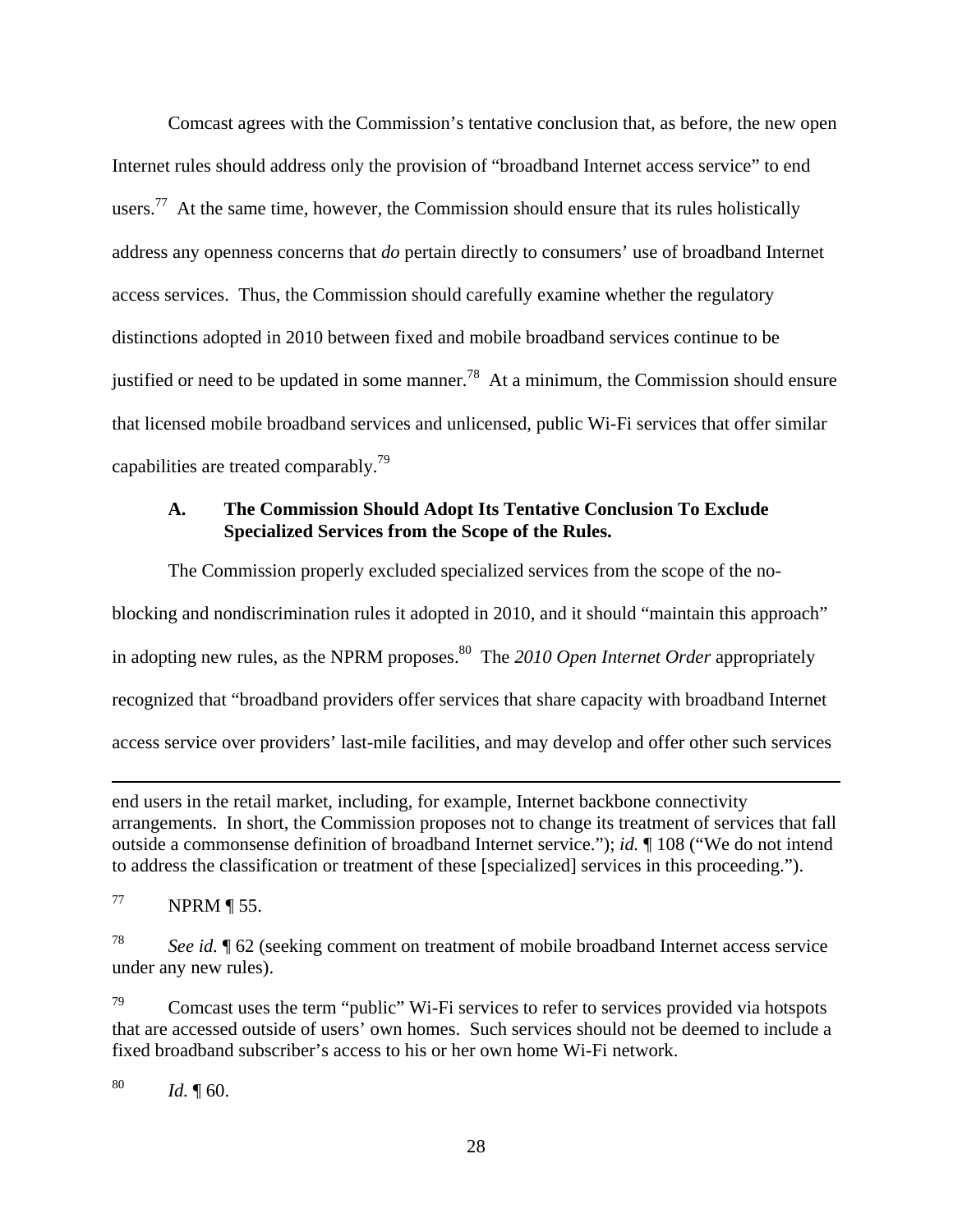Comcast agrees with the Commission's tentative conclusion that, as before, the new open Internet rules should address only the provision of "broadband Internet access service" to end users.[77] At the same time, however, the Commission should ensure that its rules holistically address any openness concerns that *do* pertain directly to consumers' use of broadband Internet access services. Thus, the Commission should carefully examine whether the regulatory distinctions adopted in 2010 between fixed and mobile broadband services continue to be justified or need to be updated in some manner.[78] At a minimum, the Commission should ensure that licensed mobile broadband services and unlicensed, public Wi-Fi services that offer similar capabilities are treated comparably.[79]

### A. The Commission Should Adopt Its Tentative Conclusion To Exclude Specialized Services from the Scope of the Rules.

The Commission properly excluded specialized services from the scope of the no-blocking and nondiscrimination rules it adopted in 2010, and it should "maintain this approach" in adopting new rules, as the NPRM proposes.[80] The *2010 Open Internet Order* appropriately recognized that "broadband providers offer services that share capacity with broadband Internet access service over providers' last-mile facilities, and may develop and offer other such services

---

end users in the retail market, including, for example, Internet backbone connectivity arrangements. In short, the Commission proposes not to change its treatment of services that fall outside a commonsense definition of broadband Internet service."); *id.* ¶ 108 ("We do not intend to address the classification or treatment of these [specialized] services in this proceeding.").

[77] NPRM ¶ 55.

[78] *See id.* ¶ 62 (seeking comment on treatment of mobile broadband Internet access service under any new rules).

[79] Comcast uses the term "public" Wi-Fi services to refer to services provided via hotspots that are accessed outside of users' own homes. Such services should not be deemed to include a fixed broadband subscriber's access to his or her own home Wi-Fi network.

[80] *Id.* ¶ 60.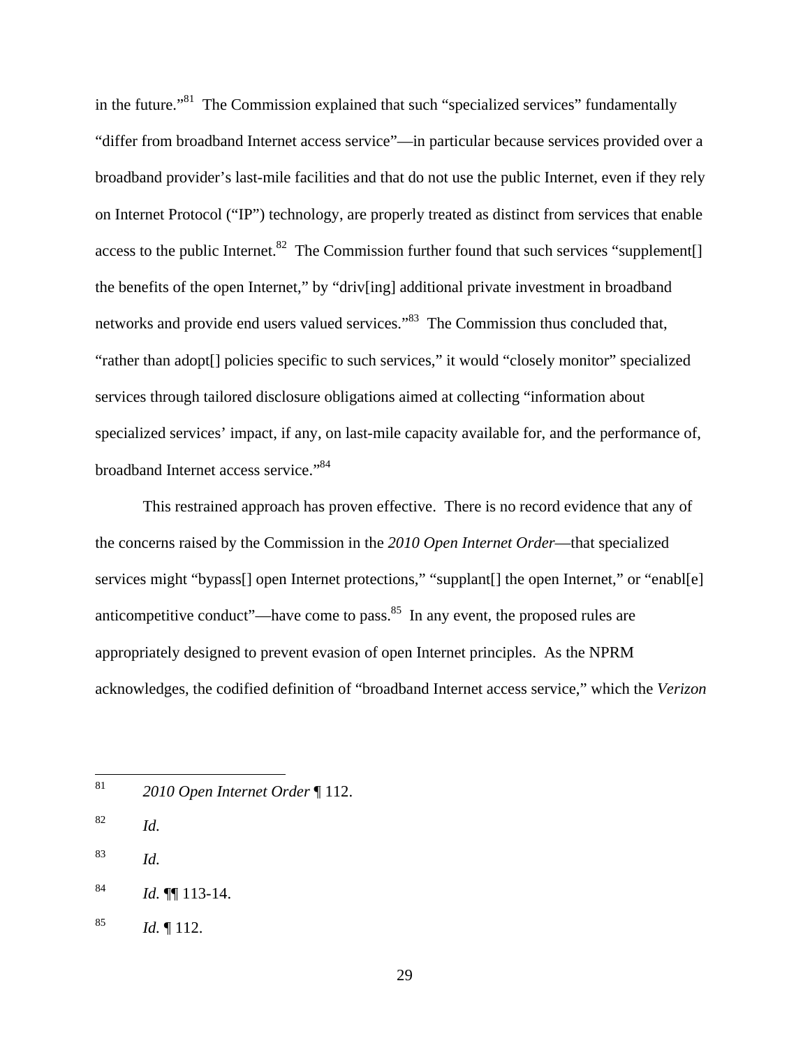in the future."[81] The Commission explained that such "specialized services" fundamentally "differ from broadband Internet access service"—in particular because services provided over a broadband provider's last-mile facilities and that do not use the public Internet, even if they rely on Internet Protocol ("IP") technology, are properly treated as distinct from services that enable access to the public Internet.[82] The Commission further found that such services "supplement[] the benefits of the open Internet," by "driv[ing] additional private investment in broadband networks and provide end users valued services."[83] The Commission thus concluded that, "rather than adopt[] policies specific to such services," it would "closely monitor" specialized services through tailored disclosure obligations aimed at collecting "information about specialized services' impact, if any, on last-mile capacity available for, and the performance of, broadband Internet access service."[84]

This restrained approach has proven effective. There is no record evidence that any of the concerns raised by the Commission in the *2010 Open Internet Order*—that specialized services might "bypass[] open Internet protections," "supplant[] the open Internet," or "enabl[e] anticompetitive conduct"—have come to pass.[85] In any event, the proposed rules are appropriately designed to prevent evasion of open Internet principles. As the NPRM acknowledges, the codified definition of "broadband Internet access service," which the *Verizon*

---

[81] *2010 Open Internet Order* ¶ 112.

[82] *Id.*

[83] *Id.*

[84] *Id.* ¶¶ 113-14.

[85] *Id.* ¶ 112.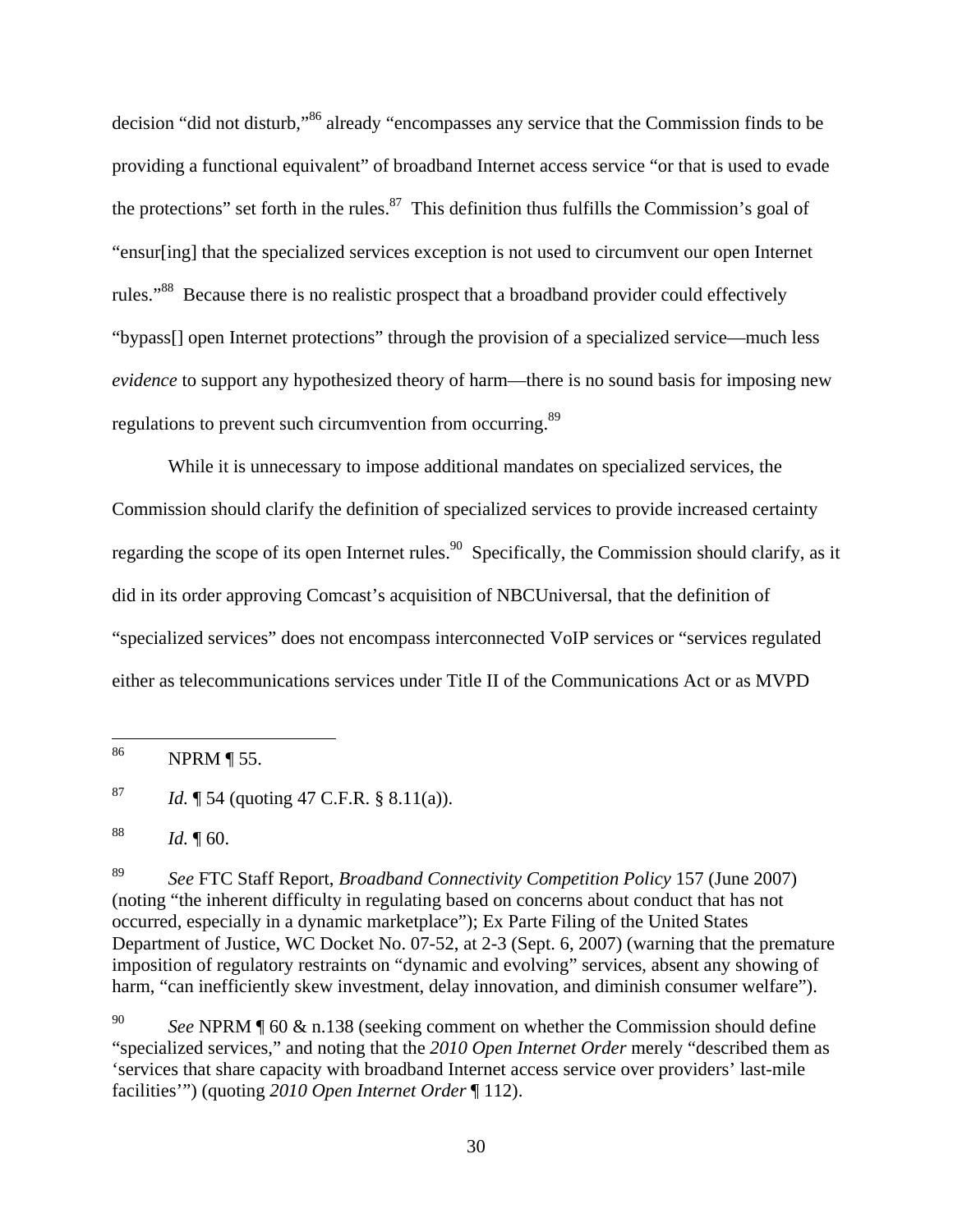decision "did not disturb,"[86] already "encompasses any service that the Commission finds to be providing a functional equivalent" of broadband Internet access service "or that is used to evade the protections" set forth in the rules.[87] This definition thus fulfills the Commission's goal of "ensur[ing] that the specialized services exception is not used to circumvent our open Internet rules."[88] Because there is no realistic prospect that a broadband provider could effectively "bypass[] open Internet protections" through the provision of a specialized service—much less *evidence* to support any hypothesized theory of harm—there is no sound basis for imposing new regulations to prevent such circumvention from occurring.[89]

While it is unnecessary to impose additional mandates on specialized services, the Commission should clarify the definition of specialized services to provide increased certainty regarding the scope of its open Internet rules.[90] Specifically, the Commission should clarify, as it did in its order approving Comcast's acquisition of NBCUniversal, that the definition of "specialized services" does not encompass interconnected VoIP services or "services regulated either as telecommunications services under Title II of the Communications Act or as MVPD

---

86 NPRM ¶ 55.

87 *Id.* ¶ 54 (quoting 47 C.F.R. § 8.11(a)).

88 *Id.* ¶ 60.

89 *See* FTC Staff Report, *Broadband Connectivity Competition Policy* 157 (June 2007) (noting "the inherent difficulty in regulating based on concerns about conduct that has not occurred, especially in a dynamic marketplace"); Ex Parte Filing of the United States Department of Justice, WC Docket No. 07-52, at 2-3 (Sept. 6, 2007) (warning that the premature imposition of regulatory restraints on "dynamic and evolving" services, absent any showing of harm, "can inefficiently skew investment, delay innovation, and diminish consumer welfare").

90 *See* NPRM ¶ 60 & n.138 (seeking comment on whether the Commission should define "specialized services," and noting that the *2010 Open Internet Order* merely "described them as 'services that share capacity with broadband Internet access service over providers' last-mile facilities'") (quoting *2010 Open Internet Order* ¶ 112).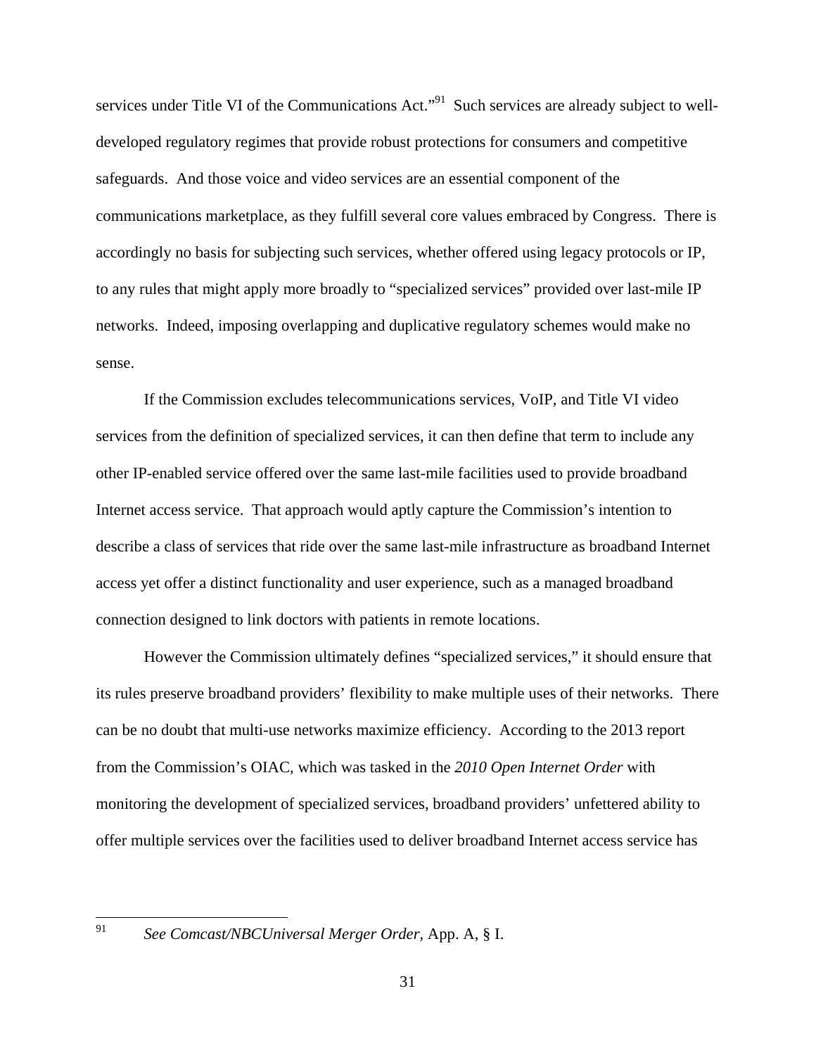services under Title VI of the Communications Act."[91] Such services are already subject to well-developed regulatory regimes that provide robust protections for consumers and competitive safeguards. And those voice and video services are an essential component of the communications marketplace, as they fulfill several core values embraced by Congress. There is accordingly no basis for subjecting such services, whether offered using legacy protocols or IP, to any rules that might apply more broadly to "specialized services" provided over last-mile IP networks. Indeed, imposing overlapping and duplicative regulatory schemes would make no sense.

If the Commission excludes telecommunications services, VoIP, and Title VI video services from the definition of specialized services, it can then define that term to include any other IP-enabled service offered over the same last-mile facilities used to provide broadband Internet access service. That approach would aptly capture the Commission's intention to describe a class of services that ride over the same last-mile infrastructure as broadband Internet access yet offer a distinct functionality and user experience, such as a managed broadband connection designed to link doctors with patients in remote locations.

However the Commission ultimately defines "specialized services," it should ensure that its rules preserve broadband providers' flexibility to make multiple uses of their networks. There can be no doubt that multi-use networks maximize efficiency. According to the 2013 report from the Commission's OIAC, which was tasked in the *2010 Open Internet Order* with monitoring the development of specialized services, broadband providers' unfettered ability to offer multiple services over the facilities used to deliver broadband Internet access service has

---

[91] *See Comcast/NBCUniversal Merger Order*, App. A, § I.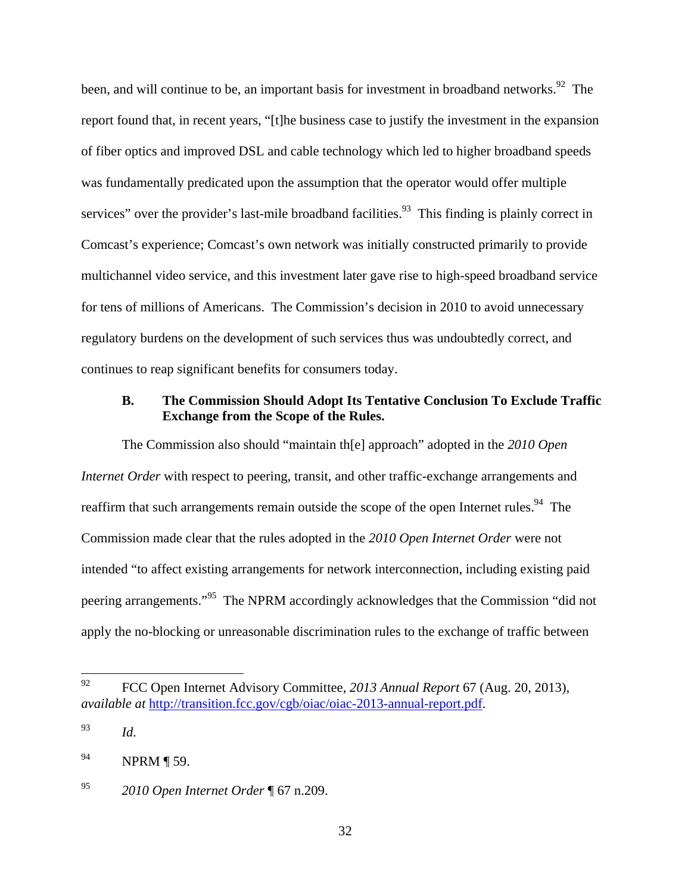been, and will continue to be, an important basis for investment in broadband networks.[92] The report found that, in recent years, "[t]he business case to justify the investment in the expansion of fiber optics and improved DSL and cable technology which led to higher broadband speeds was fundamentally predicated upon the assumption that the operator would offer multiple services" over the provider's last-mile broadband facilities.[93] This finding is plainly correct in Comcast's experience; Comcast's own network was initially constructed primarily to provide multichannel video service, and this investment later gave rise to high-speed broadband service for tens of millions of Americans. The Commission's decision in 2010 to avoid unnecessary regulatory burdens on the development of such services thus was undoubtedly correct, and continues to reap significant benefits for consumers today.

### B. The Commission Should Adopt Its Tentative Conclusion To Exclude Traffic Exchange from the Scope of the Rules.

The Commission also should "maintain th[e] approach" adopted in the *2010 Open Internet Order* with respect to peering, transit, and other traffic-exchange arrangements and reaffirm that such arrangements remain outside the scope of the open Internet rules.[94] The Commission made clear that the rules adopted in the *2010 Open Internet Order* were not intended "to affect existing arrangements for network interconnection, including existing paid peering arrangements."[95] The NPRM accordingly acknowledges that the Commission "did not apply the no-blocking or unreasonable discrimination rules to the exchange of traffic between

---

[92] FCC Open Internet Advisory Committee, *2013 Annual Report* 67 (Aug. 20, 2013), *available at* [http://transition.fcc.gov/cgb/oiac/oiac-2013-annual-report.pdf](http://transition.fcc.gov/cgb/oiac/oiac-2013-annual-report.pdf).

[93] *Id.*

[94] NPRM ¶ 59.

[95] *2010 Open Internet Order* ¶ 67 n.209.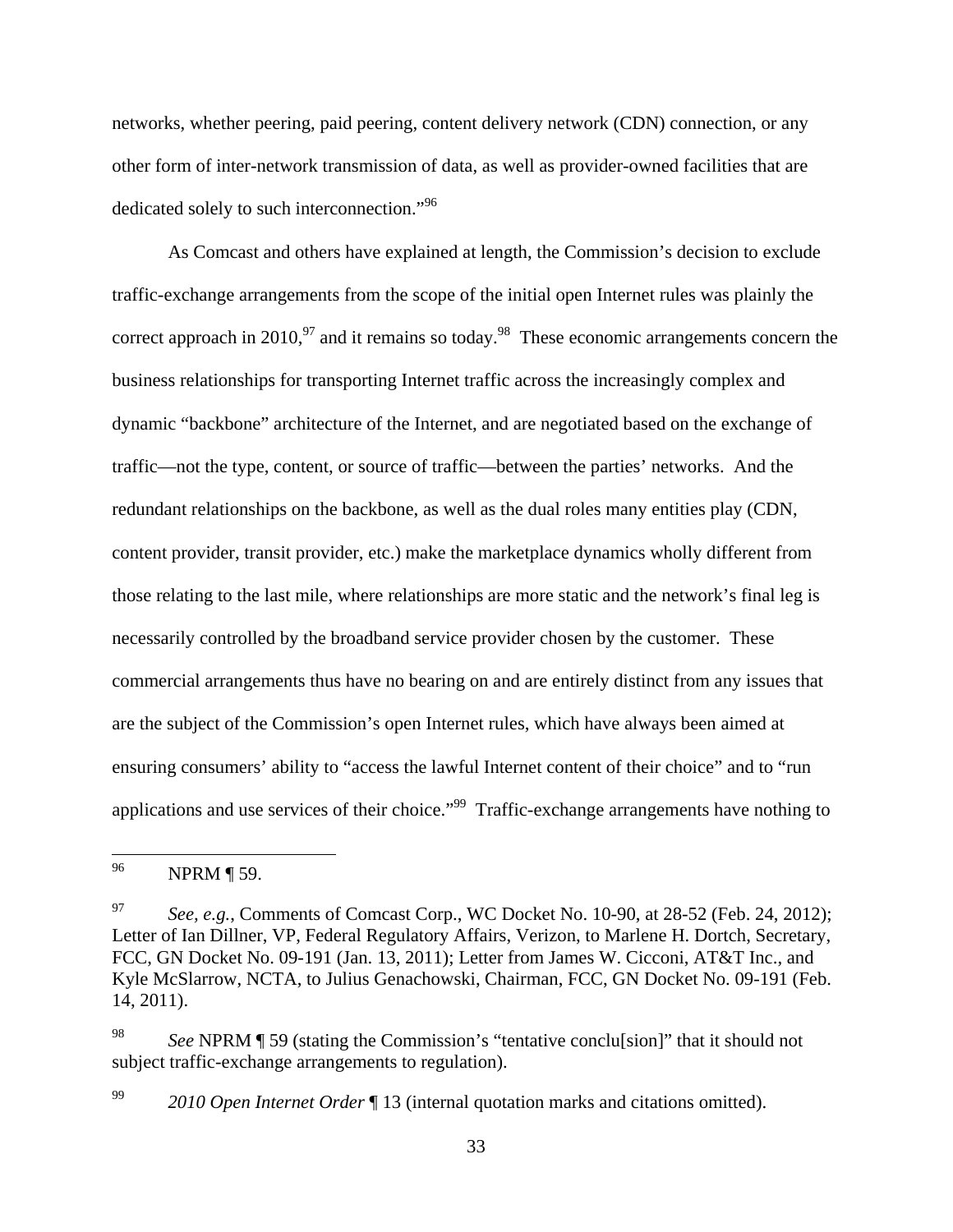networks, whether peering, paid peering, content delivery network (CDN) connection, or any other form of inter-network transmission of data, as well as provider-owned facilities that are dedicated solely to such interconnection."[96]

As Comcast and others have explained at length, the Commission's decision to exclude traffic-exchange arrangements from the scope of the initial open Internet rules was plainly the correct approach in 2010,[97] and it remains so today.[98] These economic arrangements concern the business relationships for transporting Internet traffic across the increasingly complex and dynamic "backbone" architecture of the Internet, and are negotiated based on the exchange of traffic—not the type, content, or source of traffic—between the parties' networks. And the redundant relationships on the backbone, as well as the dual roles many entities play (CDN, content provider, transit provider, etc.) make the marketplace dynamics wholly different from those relating to the last mile, where relationships are more static and the network's final leg is necessarily controlled by the broadband service provider chosen by the customer. These commercial arrangements thus have no bearing on and are entirely distinct from any issues that are the subject of the Commission's open Internet rules, which have always been aimed at ensuring consumers' ability to "access the lawful Internet content of their choice" and to "run applications and use services of their choice."[99] Traffic-exchange arrangements have nothing to

---

[96] NPRM ¶ 59.

[97] *See, e.g.*, Comments of Comcast Corp., WC Docket No. 10-90, at 28-52 (Feb. 24, 2012); Letter of Ian Dillner, VP, Federal Regulatory Affairs, Verizon, to Marlene H. Dortch, Secretary, FCC, GN Docket No. 09-191 (Jan. 13, 2011); Letter from James W. Cicconi, AT&T Inc., and Kyle McSlarrow, NCTA, to Julius Genachowski, Chairman, FCC, GN Docket No. 09-191 (Feb. 14, 2011).

[98] *See* NPRM ¶ 59 (stating the Commission's "tentative conclu[sion]" that it should not subject traffic-exchange arrangements to regulation).

[99] *2010 Open Internet Order* ¶ 13 (internal quotation marks and citations omitted).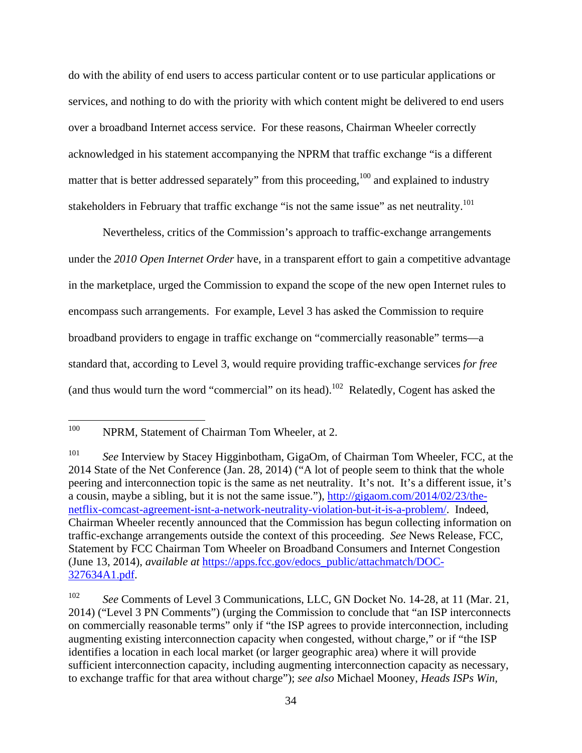do with the ability of end users to access particular content or to use particular applications or services, and nothing to do with the priority with which content might be delivered to end users over a broadband Internet access service. For these reasons, Chairman Wheeler correctly acknowledged in his statement accompanying the NPRM that traffic exchange "is a different matter that is better addressed separately" from this proceeding,[100] and explained to industry stakeholders in February that traffic exchange "is not the same issue" as net neutrality.[101]

Nevertheless, critics of the Commission's approach to traffic-exchange arrangements under the *2010 Open Internet Order* have, in a transparent effort to gain a competitive advantage in the marketplace, urged the Commission to expand the scope of the new open Internet rules to encompass such arrangements. For example, Level 3 has asked the Commission to require broadband providers to engage in traffic exchange on "commercially reasonable" terms—a standard that, according to Level 3, would require providing traffic-exchange services *for free* (and thus would turn the word "commercial" on its head).[102] Relatedly, Cogent has asked the

---

[100] NPRM, Statement of Chairman Tom Wheeler, at 2.

[101] *See* Interview by Stacey Higginbotham, GigaOm, of Chairman Tom Wheeler, FCC, at the 2014 State of the Net Conference (Jan. 28, 2014) ("A lot of people seem to think that the whole peering and interconnection topic is the same as net neutrality. It's not. It's a different issue, it's a cousin, maybe a sibling, but it is not the same issue."), http://gigaom.com/2014/02/23/the-netflix-comcast-agreement-isnt-a-network-neutrality-violation-but-it-is-a-problem/. Indeed, Chairman Wheeler recently announced that the Commission has begun collecting information on traffic-exchange arrangements outside the context of this proceeding. *See* News Release, FCC, Statement by FCC Chairman Tom Wheeler on Broadband Consumers and Internet Congestion (June 13, 2014), *available at* https://apps.fcc.gov/edocs_public/attachmatch/DOC-327634A1.pdf.

[102] *See* Comments of Level 3 Communications, LLC, GN Docket No. 14-28, at 11 (Mar. 21, 2014) ("Level 3 PN Comments") (urging the Commission to conclude that "an ISP interconnects on commercially reasonable terms" only if "the ISP agrees to provide interconnection, including augmenting existing interconnection capacity when congested, without charge," or if "the ISP identifies a location in each local market (or larger geographic area) where it will provide sufficient interconnection capacity, including augmenting interconnection capacity as necessary, to exchange traffic for that area without charge"); *see also* Michael Mooney, *Heads ISPs Win,*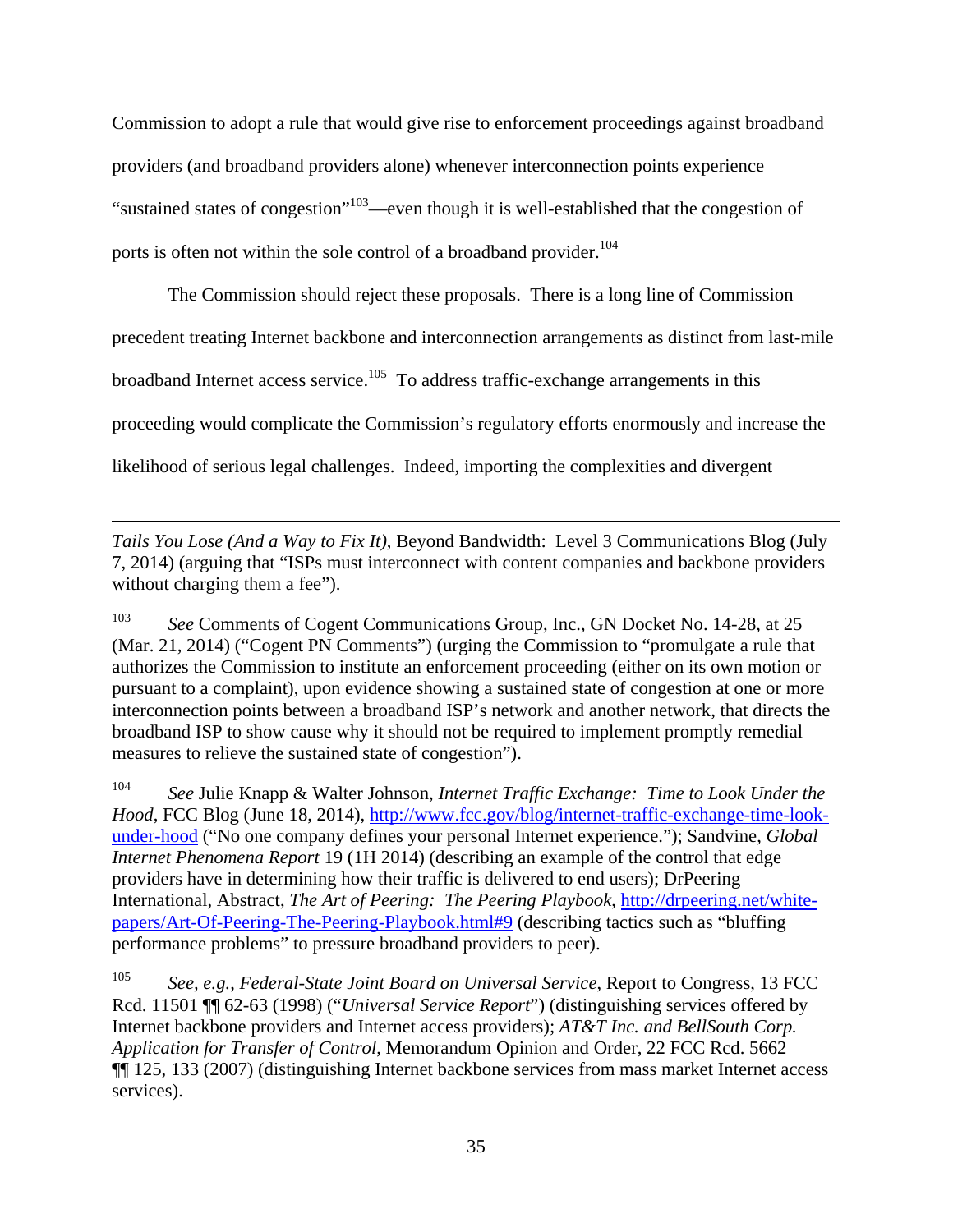Commission to adopt a rule that would give rise to enforcement proceedings against broadband providers (and broadband providers alone) whenever interconnection points experience "sustained states of congestion"[103]—even though it is well-established that the congestion of ports is often not within the sole control of a broadband provider.[104]

The Commission should reject these proposals. There is a long line of Commission precedent treating Internet backbone and interconnection arrangements as distinct from last-mile broadband Internet access service.[105] To address traffic-exchange arrangements in this proceeding would complicate the Commission's regulatory efforts enormously and increase the likelihood of serious legal challenges. Indeed, importing the complexities and divergent

---

*Tails You Lose (And a Way to Fix It)*, Beyond Bandwidth: Level 3 Communications Blog (July 7, 2014) (arguing that "ISPs must interconnect with content companies and backbone providers without charging them a fee").

[103] *See* Comments of Cogent Communications Group, Inc., GN Docket No. 14-28, at 25 (Mar. 21, 2014) ("Cogent PN Comments") (urging the Commission to "promulgate a rule that authorizes the Commission to institute an enforcement proceeding (either on its own motion or pursuant to a complaint), upon evidence showing a sustained state of congestion at one or more interconnection points between a broadband ISP's network and another network, that directs the broadband ISP to show cause why it should not be required to implement promptly remedial measures to relieve the sustained state of congestion").

[104] *See* Julie Knapp & Walter Johnson, *Internet Traffic Exchange: Time to Look Under the Hood*, FCC Blog (June 18, 2014), [http://www.fcc.gov/blog/internet-traffic-exchange-time-look-under-hood](http://www.fcc.gov/blog/internet-traffic-exchange-time-look-under-hood) ("No one company defines your personal Internet experience."); Sandvine, *Global Internet Phenomena Report* 19 (1H 2014) (describing an example of the control that edge providers have in determining how their traffic is delivered to end users); DrPeering International, Abstract, *The Art of Peering: The Peering Playbook*, [http://drpeering.net/white-papers/Art-Of-Peering-The-Peering-Playbook.html#9](http://drpeering.net/white-papers/Art-Of-Peering-The-Peering-Playbook.html#9) (describing tactics such as "bluffing performance problems" to pressure broadband providers to peer).

[105] *See, e.g.*, *Federal-State Joint Board on Universal Service*, Report to Congress, 13 FCC Rcd. 11501 ¶¶ 62-63 (1998) ("*Universal Service Report*") (distinguishing services offered by Internet backbone providers and Internet access providers); *AT&T Inc. and BellSouth Corp. Application for Transfer of Control*, Memorandum Opinion and Order, 22 FCC Rcd. 5662 ¶¶ 125, 133 (2007) (distinguishing Internet backbone services from mass market Internet access services).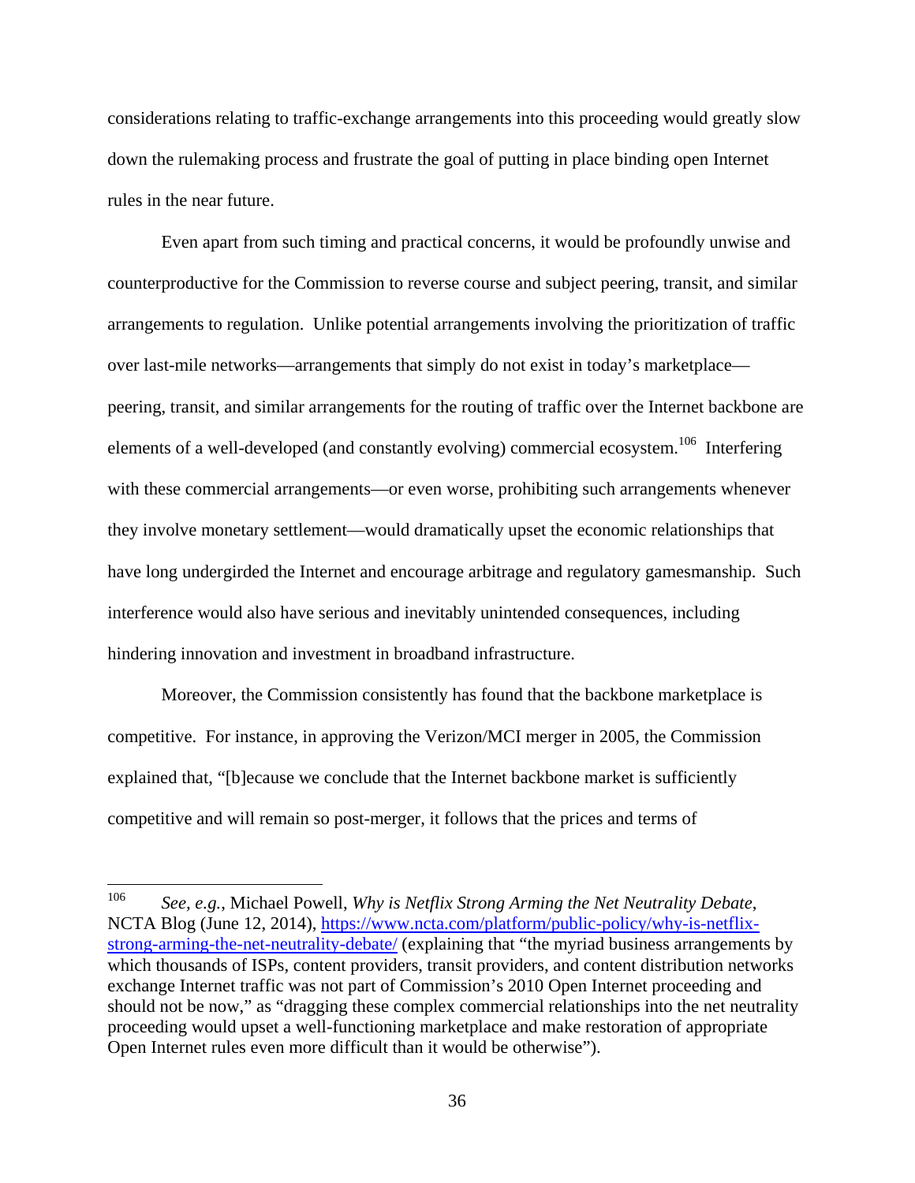considerations relating to traffic-exchange arrangements into this proceeding would greatly slow down the rulemaking process and frustrate the goal of putting in place binding open Internet rules in the near future.

Even apart from such timing and practical concerns, it would be profoundly unwise and counterproductive for the Commission to reverse course and subject peering, transit, and similar arrangements to regulation. Unlike potential arrangements involving the prioritization of traffic over last-mile networks—arrangements that simply do not exist in today's marketplace—peering, transit, and similar arrangements for the routing of traffic over the Internet backbone are elements of a well-developed (and constantly evolving) commercial ecosystem.[106] Interfering with these commercial arrangements—or even worse, prohibiting such arrangements whenever they involve monetary settlement—would dramatically upset the economic relationships that have long undergirded the Internet and encourage arbitrage and regulatory gamesmanship. Such interference would also have serious and inevitably unintended consequences, including hindering innovation and investment in broadband infrastructure.

Moreover, the Commission consistently has found that the backbone marketplace is competitive. For instance, in approving the Verizon/MCI merger in 2005, the Commission explained that, "[b]ecause we conclude that the Internet backbone market is sufficiently competitive and will remain so post-merger, it follows that the prices and terms of

---

[106] *See, e.g.*, Michael Powell, *Why is Netflix Strong Arming the Net Neutrality Debate*, NCTA Blog (June 12, 2014), https://www.ncta.com/platform/public-policy/why-is-netflix-strong-arming-the-net-neutrality-debate/ (explaining that "the myriad business arrangements by which thousands of ISPs, content providers, transit providers, and content distribution networks exchange Internet traffic was not part of Commission's 2010 Open Internet proceeding and should not be now," as "dragging these complex commercial relationships into the net neutrality proceeding would upset a well-functioning marketplace and make restoration of appropriate Open Internet rules even more difficult than it would be otherwise").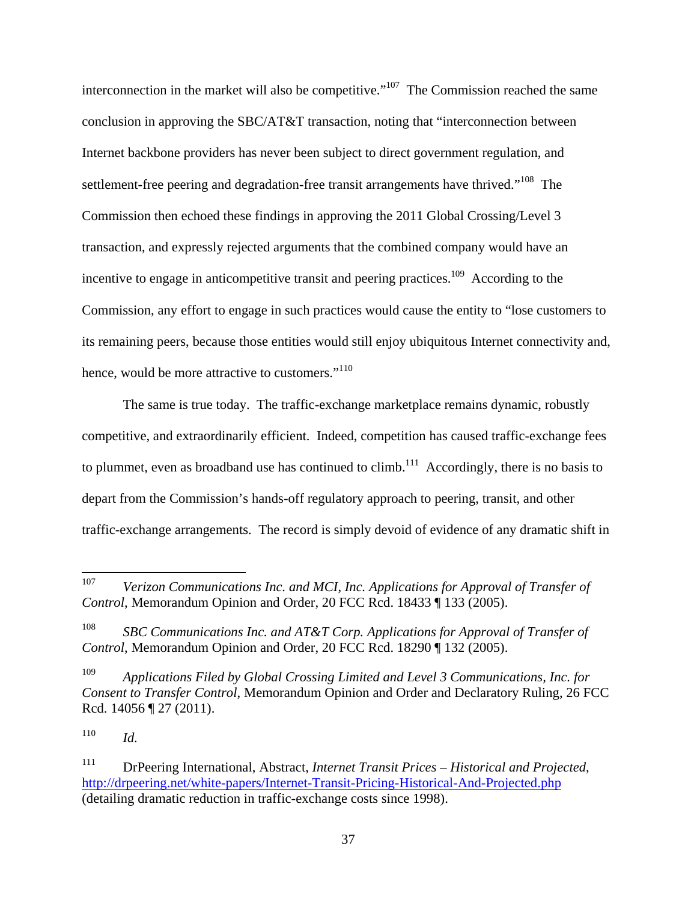interconnection in the market will also be competitive."[107] The Commission reached the same conclusion in approving the SBC/AT&T transaction, noting that "interconnection between Internet backbone providers has never been subject to direct government regulation, and settlement-free peering and degradation-free transit arrangements have thrived."[108] The Commission then echoed these findings in approving the 2011 Global Crossing/Level 3 transaction, and expressly rejected arguments that the combined company would have an incentive to engage in anticompetitive transit and peering practices.[109] According to the Commission, any effort to engage in such practices would cause the entity to "lose customers to its remaining peers, because those entities would still enjoy ubiquitous Internet connectivity and, hence, would be more attractive to customers."[110]

The same is true today. The traffic-exchange marketplace remains dynamic, robustly competitive, and extraordinarily efficient. Indeed, competition has caused traffic-exchange fees to plummet, even as broadband use has continued to climb.[111] Accordingly, there is no basis to depart from the Commission's hands-off regulatory approach to peering, transit, and other traffic-exchange arrangements. The record is simply devoid of evidence of any dramatic shift in

---

[107] *Verizon Communications Inc. and MCI, Inc. Applications for Approval of Transfer of Control*, Memorandum Opinion and Order, 20 FCC Rcd. 18433 ¶ 133 (2005).

[108] *SBC Communications Inc. and AT&T Corp. Applications for Approval of Transfer of Control*, Memorandum Opinion and Order, 20 FCC Rcd. 18290 ¶ 132 (2005).

[109] *Applications Filed by Global Crossing Limited and Level 3 Communications, Inc. for Consent to Transfer Control*, Memorandum Opinion and Order and Declaratory Ruling, 26 FCC Rcd. 14056 ¶ 27 (2011).

[110] *Id.*

[111] DrPeering International, Abstract, *Internet Transit Prices – Historical and Projected*, http://drpeering.net/white-papers/Internet-Transit-Pricing-Historical-And-Projected.php (detailing dramatic reduction in traffic-exchange costs since 1998).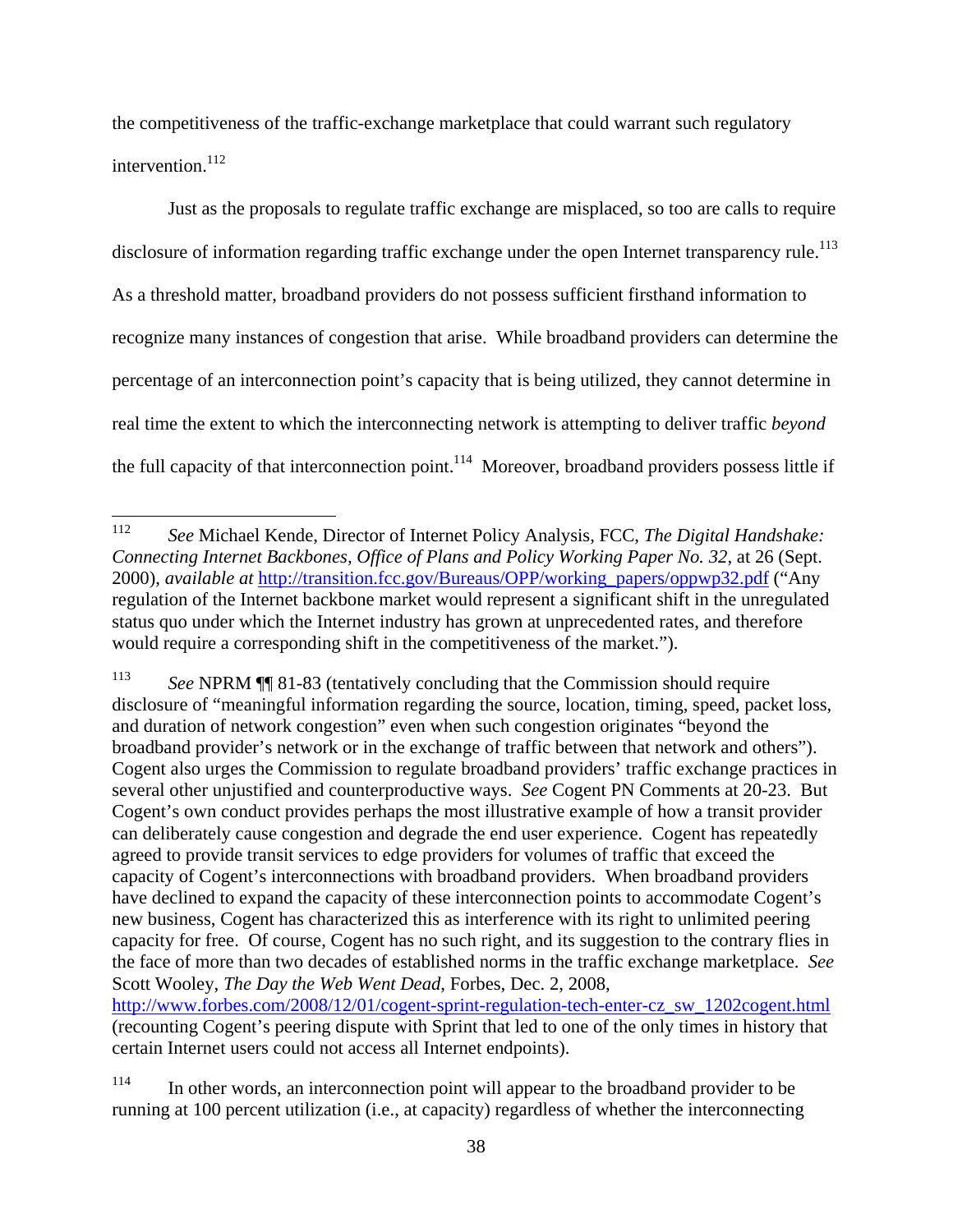the competitiveness of the traffic-exchange marketplace that could warrant such regulatory intervention.[112]

Just as the proposals to regulate traffic exchange are misplaced, so too are calls to require disclosure of information regarding traffic exchange under the open Internet transparency rule.[113] As a threshold matter, broadband providers do not possess sufficient firsthand information to recognize many instances of congestion that arise. While broadband providers can determine the percentage of an interconnection point's capacity that is being utilized, they cannot determine in real time the extent to which the interconnecting network is attempting to deliver traffic *beyond* the full capacity of that interconnection point.[114] Moreover, broadband providers possess little if

---

[112] *See* Michael Kende, Director of Internet Policy Analysis, FCC, *The Digital Handshake: Connecting Internet Backbones, Office of Plans and Policy Working Paper No. 32*, at 26 (Sept. 2000), *available at* http://transition.fcc.gov/Bureaus/OPP/working_papers/oppwp32.pdf ("Any regulation of the Internet backbone market would represent a significant shift in the unregulated status quo under which the Internet industry has grown at unprecedented rates, and therefore would require a corresponding shift in the competitiveness of the market.").

[113] *See* NPRM ¶¶ 81-83 (tentatively concluding that the Commission should require disclosure of "meaningful information regarding the source, location, timing, speed, packet loss, and duration of network congestion" even when such congestion originates "beyond the broadband provider's network or in the exchange of traffic between that network and others"). Cogent also urges the Commission to regulate broadband providers' traffic exchange practices in several other unjustified and counterproductive ways. *See* Cogent PN Comments at 20-23. But Cogent's own conduct provides perhaps the most illustrative example of how a transit provider can deliberately cause congestion and degrade the end user experience. Cogent has repeatedly agreed to provide transit services to edge providers for volumes of traffic that exceed the capacity of Cogent's interconnections with broadband providers. When broadband providers have declined to expand the capacity of these interconnection points to accommodate Cogent's new business, Cogent has characterized this as interference with its right to unlimited peering capacity for free. Of course, Cogent has no such right, and its suggestion to the contrary flies in the face of more than two decades of established norms in the traffic exchange marketplace. *See* Scott Wooley, *The Day the Web Went Dead*, Forbes, Dec. 2, 2008, http://www.forbes.com/2008/12/01/cogent-sprint-regulation-tech-enter-cz_sw_1202cogent.html (recounting Cogent's peering dispute with Sprint that led to one of the only times in history that certain Internet users could not access all Internet endpoints).

[114] In other words, an interconnection point will appear to the broadband provider to be running at 100 percent utilization (i.e., at capacity) regardless of whether the interconnecting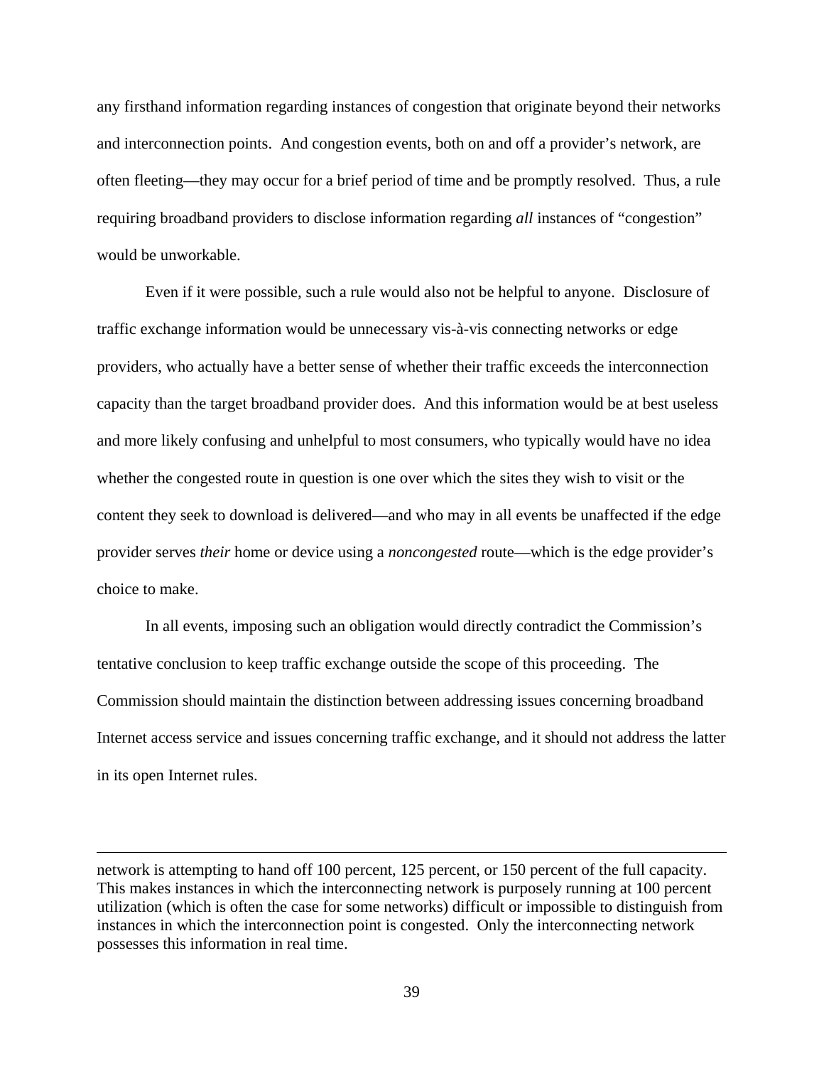any firsthand information regarding instances of congestion that originate beyond their networks and interconnection points. And congestion events, both on and off a provider's network, are often fleeting—they may occur for a brief period of time and be promptly resolved. Thus, a rule requiring broadband providers to disclose information regarding *all* instances of "congestion" would be unworkable.

Even if it were possible, such a rule would also not be helpful to anyone. Disclosure of traffic exchange information would be unnecessary vis-à-vis connecting networks or edge providers, who actually have a better sense of whether their traffic exceeds the interconnection capacity than the target broadband provider does. And this information would be at best useless and more likely confusing and unhelpful to most consumers, who typically would have no idea whether the congested route in question is one over which the sites they wish to visit or the content they seek to download is delivered—and who may in all events be unaffected if the edge provider serves *their* home or device using a *noncongested* route—which is the edge provider's choice to make.

In all events, imposing such an obligation would directly contradict the Commission's tentative conclusion to keep traffic exchange outside the scope of this proceeding. The Commission should maintain the distinction between addressing issues concerning broadband Internet access service and issues concerning traffic exchange, and it should not address the latter in its open Internet rules.

---

network is attempting to hand off 100 percent, 125 percent, or 150 percent of the full capacity. This makes instances in which the interconnecting network is purposely running at 100 percent utilization (which is often the case for some networks) difficult or impossible to distinguish from instances in which the interconnection point is congested. Only the interconnecting network possesses this information in real time.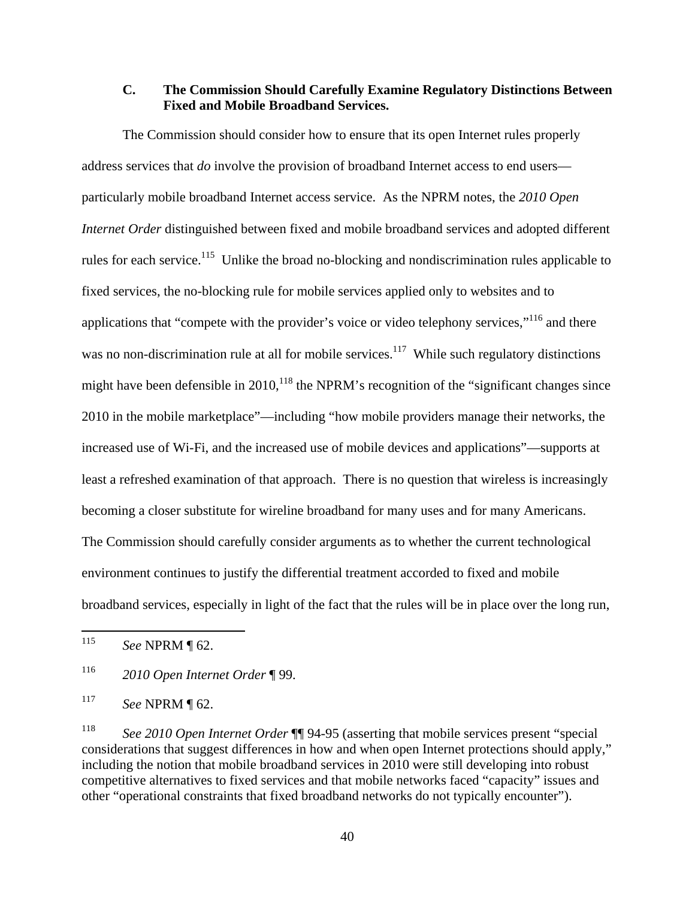### C. The Commission Should Carefully Examine Regulatory Distinctions Between Fixed and Mobile Broadband Services.

The Commission should consider how to ensure that its open Internet rules properly address services that *do* involve the provision of broadband Internet access to end users—particularly mobile broadband Internet access service. As the NPRM notes, the *2010 Open Internet Order* distinguished between fixed and mobile broadband services and adopted different rules for each service.[115] Unlike the broad no-blocking and nondiscrimination rules applicable to fixed services, the no-blocking rule for mobile services applied only to websites and to applications that "compete with the provider's voice or video telephony services,"[116] and there was no non-discrimination rule at all for mobile services.[117] While such regulatory distinctions might have been defensible in 2010,[118] the NPRM's recognition of the "significant changes since 2010 in the mobile marketplace"—including "how mobile providers manage their networks, the increased use of Wi-Fi, and the increased use of mobile devices and applications"—supports at least a refreshed examination of that approach. There is no question that wireless is increasingly becoming a closer substitute for wireline broadband for many uses and for many Americans. The Commission should carefully consider arguments as to whether the current technological environment continues to justify the differential treatment accorded to fixed and mobile broadband services, especially in light of the fact that the rules will be in place over the long run,

---

[115] *See* NPRM ¶ 62.

[116] *2010 Open Internet Order* ¶ 99.

[117] *See* NPRM ¶ 62.

[118] *See 2010 Open Internet Order* ¶¶ 94-95 (asserting that mobile services present "special considerations that suggest differences in how and when open Internet protections should apply," including the notion that mobile broadband services in 2010 were still developing into robust competitive alternatives to fixed services and that mobile networks faced "capacity" issues and other "operational constraints that fixed broadband networks do not typically encounter").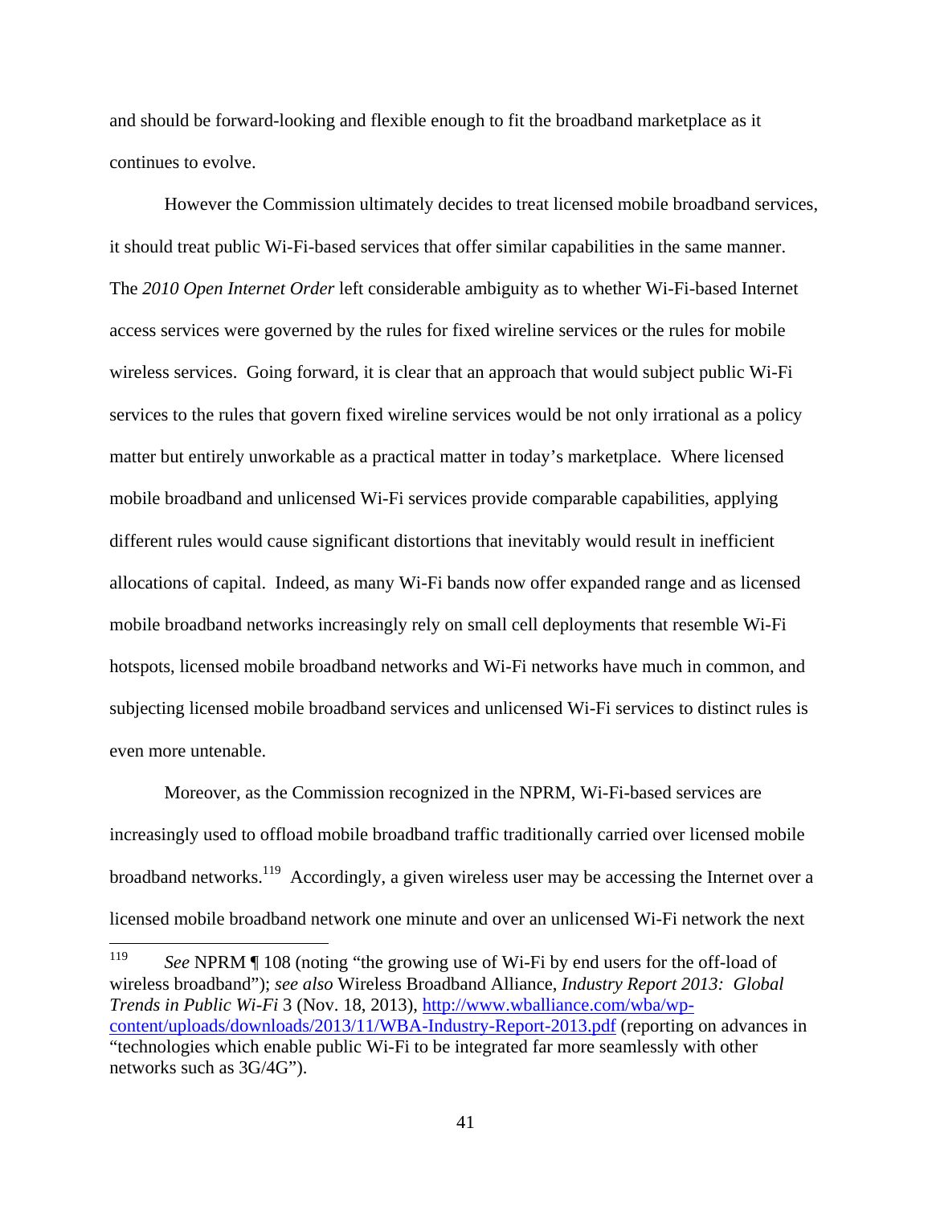and should be forward-looking and flexible enough to fit the broadband marketplace as it continues to evolve.

However the Commission ultimately decides to treat licensed mobile broadband services, it should treat public Wi-Fi-based services that offer similar capabilities in the same manner. The *2010 Open Internet Order* left considerable ambiguity as to whether Wi-Fi-based Internet access services were governed by the rules for fixed wireline services or the rules for mobile wireless services. Going forward, it is clear that an approach that would subject public Wi-Fi services to the rules that govern fixed wireline services would be not only irrational as a policy matter but entirely unworkable as a practical matter in today's marketplace. Where licensed mobile broadband and unlicensed Wi-Fi services provide comparable capabilities, applying different rules would cause significant distortions that inevitably would result in inefficient allocations of capital. Indeed, as many Wi-Fi bands now offer expanded range and as licensed mobile broadband networks increasingly rely on small cell deployments that resemble Wi-Fi hotspots, licensed mobile broadband networks and Wi-Fi networks have much in common, and subjecting licensed mobile broadband services and unlicensed Wi-Fi services to distinct rules is even more untenable.

Moreover, as the Commission recognized in the NPRM, Wi-Fi-based services are increasingly used to offload mobile broadband traffic traditionally carried over licensed mobile broadband networks.[119] Accordingly, a given wireless user may be accessing the Internet over a licensed mobile broadband network one minute and over an unlicensed Wi-Fi network the next

---

[119] *See* NPRM ¶ 108 (noting "the growing use of Wi-Fi by end users for the off-load of wireless broadband"); *see also* Wireless Broadband Alliance, *Industry Report 2013: Global Trends in Public Wi-Fi* 3 (Nov. 18, 2013), http://www.wballiance.com/wba/wp-content/uploads/downloads/2013/11/WBA-Industry-Report-2013.pdf (reporting on advances in "technologies which enable public Wi-Fi to be integrated far more seamlessly with other networks such as 3G/4G").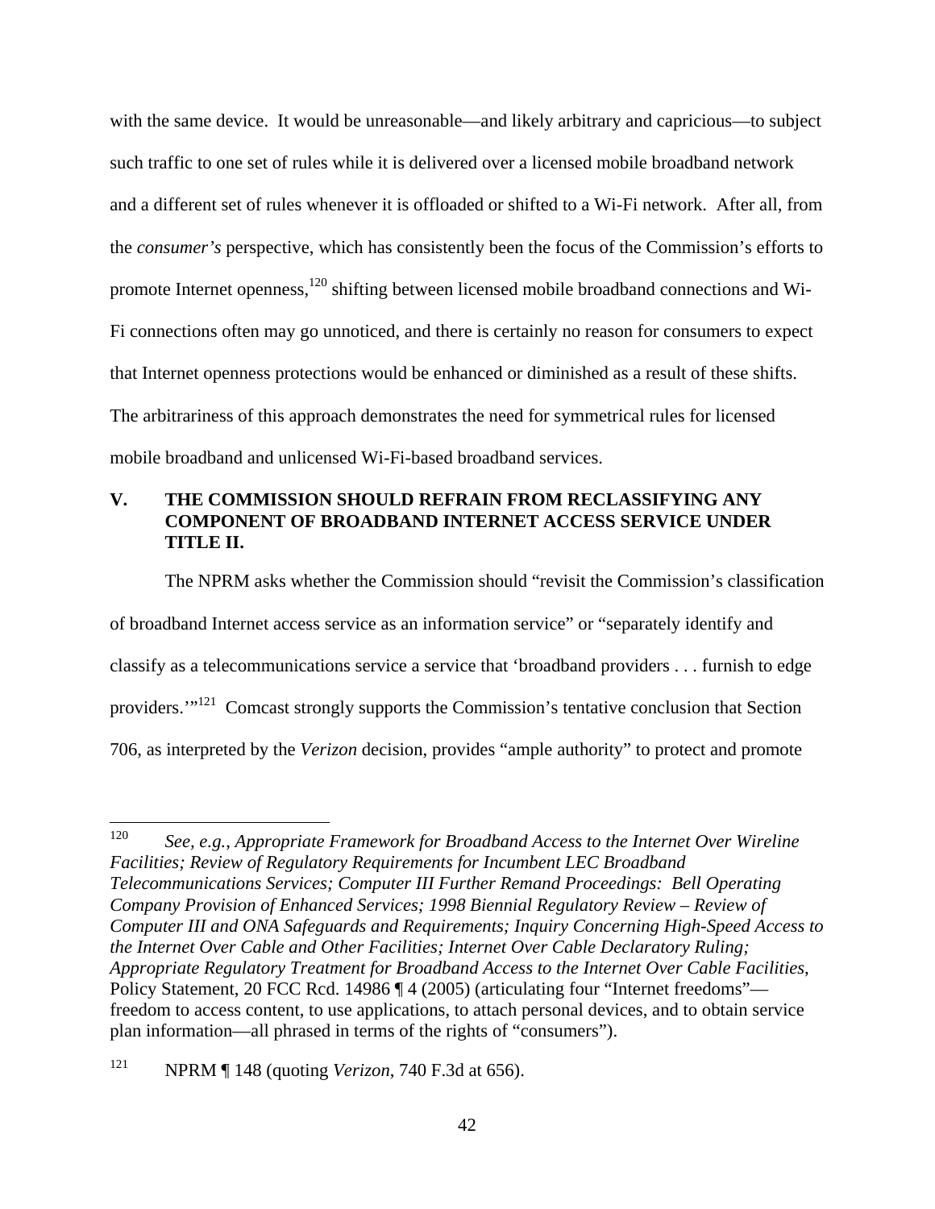with the same device. It would be unreasonable—and likely arbitrary and capricious—to subject such traffic to one set of rules while it is delivered over a licensed mobile broadband network and a different set of rules whenever it is offloaded or shifted to a Wi-Fi network. After all, from the *consumer's* perspective, which has consistently been the focus of the Commission's efforts to promote Internet openness,[120] shifting between licensed mobile broadband connections and Wi-Fi connections often may go unnoticed, and there is certainly no reason for consumers to expect that Internet openness protections would be enhanced or diminished as a result of these shifts. The arbitrariness of this approach demonstrates the need for symmetrical rules for licensed mobile broadband and unlicensed Wi-Fi-based broadband services.

## V. THE COMMISSION SHOULD REFRAIN FROM RECLASSIFYING ANY COMPONENT OF BROADBAND INTERNET ACCESS SERVICE UNDER TITLE II.

The NPRM asks whether the Commission should "revisit the Commission's classification of broadband Internet access service as an information service" or "separately identify and classify as a telecommunications service a service that 'broadband providers . . . furnish to edge providers.'"[121] Comcast strongly supports the Commission's tentative conclusion that Section 706, as interpreted by the *Verizon* decision, provides "ample authority" to protect and promote

---

[120] *See, e.g.*, *Appropriate Framework for Broadband Access to the Internet Over Wireline Facilities; Review of Regulatory Requirements for Incumbent LEC Broadband Telecommunications Services; Computer III Further Remand Proceedings: Bell Operating Company Provision of Enhanced Services; 1998 Biennial Regulatory Review – Review of Computer III and ONA Safeguards and Requirements; Inquiry Concerning High-Speed Access to the Internet Over Cable and Other Facilities; Internet Over Cable Declaratory Ruling; Appropriate Regulatory Treatment for Broadband Access to the Internet Over Cable Facilities*, Policy Statement, 20 FCC Rcd. 14986 ¶ 4 (2005) (articulating four "Internet freedoms"—freedom to access content, to use applications, to attach personal devices, and to obtain service plan information—all phrased in terms of the rights of "consumers").

[121] NPRM ¶ 148 (quoting *Verizon*, 740 F.3d at 656).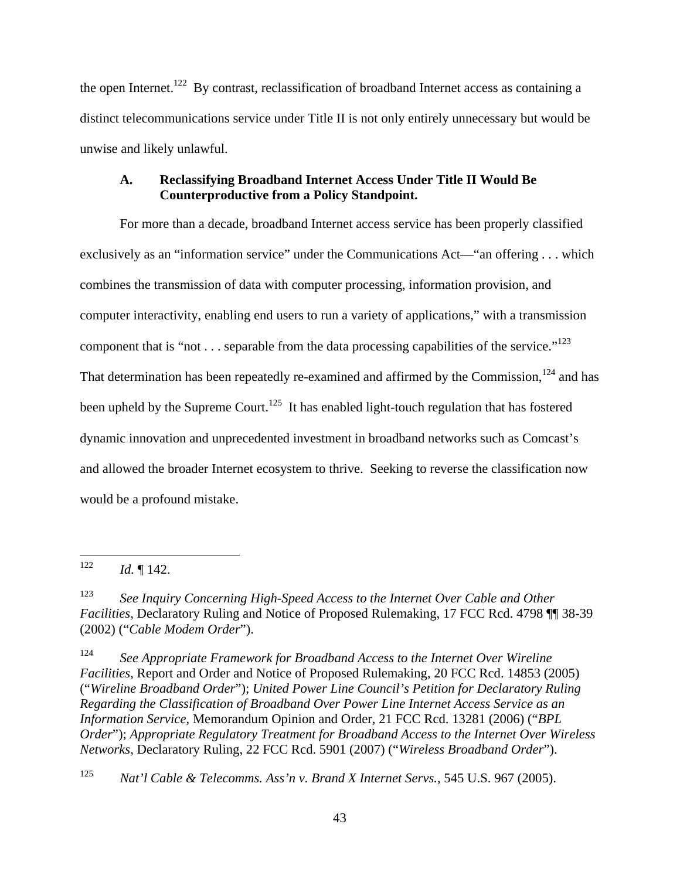the open Internet.[122] By contrast, reclassification of broadband Internet access as containing a distinct telecommunications service under Title II is not only entirely unnecessary but would be unwise and likely unlawful.

### A. Reclassifying Broadband Internet Access Under Title II Would Be Counterproductive from a Policy Standpoint.

For more than a decade, broadband Internet access service has been properly classified exclusively as an "information service" under the Communications Act—"an offering . . . which combines the transmission of data with computer processing, information provision, and computer interactivity, enabling end users to run a variety of applications," with a transmission component that is "not . . . separable from the data processing capabilities of the service."[123] That determination has been repeatedly re-examined and affirmed by the Commission,[124] and has been upheld by the Supreme Court.[125] It has enabled light-touch regulation that has fostered dynamic innovation and unprecedented investment in broadband networks such as Comcast's and allowed the broader Internet ecosystem to thrive. Seeking to reverse the classification now would be a profound mistake.

---

[122] *Id.* ¶ 142.

[123] *See Inquiry Concerning High-Speed Access to the Internet Over Cable and Other Facilities*, Declaratory Ruling and Notice of Proposed Rulemaking, 17 FCC Rcd. 4798 ¶¶ 38-39 (2002) ("*Cable Modem Order*").

[124] *See Appropriate Framework for Broadband Access to the Internet Over Wireline Facilities*, Report and Order and Notice of Proposed Rulemaking, 20 FCC Rcd. 14853 (2005) ("*Wireline Broadband Order*"); *United Power Line Council's Petition for Declaratory Ruling Regarding the Classification of Broadband Over Power Line Internet Access Service as an Information Service*, Memorandum Opinion and Order, 21 FCC Rcd. 13281 (2006) ("*BPL Order*"); *Appropriate Regulatory Treatment for Broadband Access to the Internet Over Wireless Networks*, Declaratory Ruling, 22 FCC Rcd. 5901 (2007) ("*Wireless Broadband Order*").

[125] *Nat'l Cable & Telecomms. Ass'n v. Brand X Internet Servs.*, 545 U.S. 967 (2005).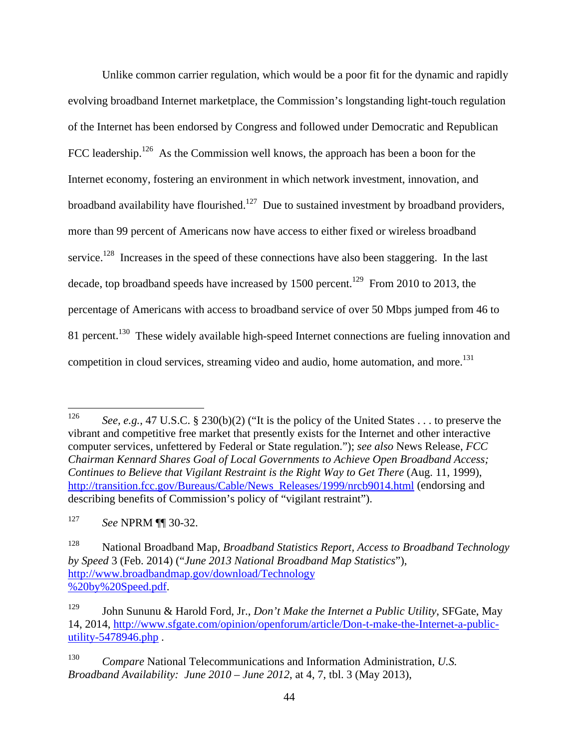Unlike common carrier regulation, which would be a poor fit for the dynamic and rapidly evolving broadband Internet marketplace, the Commission's longstanding light-touch regulation of the Internet has been endorsed by Congress and followed under Democratic and Republican FCC leadership.[126] As the Commission well knows, the approach has been a boon for the Internet economy, fostering an environment in which network investment, innovation, and broadband availability have flourished.[127] Due to sustained investment by broadband providers, more than 99 percent of Americans now have access to either fixed or wireless broadband service.[128] Increases in the speed of these connections have also been staggering. In the last decade, top broadband speeds have increased by 1500 percent.[129] From 2010 to 2013, the percentage of Americans with access to broadband service of over 50 Mbps jumped from 46 to 81 percent.[130] These widely available high-speed Internet connections are fueling innovation and competition in cloud services, streaming video and audio, home automation, and more.[131]

---

[126] *See, e.g.*, 47 U.S.C. § 230(b)(2) ("It is the policy of the United States . . . to preserve the vibrant and competitive free market that presently exists for the Internet and other interactive computer services, unfettered by Federal or State regulation."); *see also* News Release, *FCC Chairman Kennard Shares Goal of Local Governments to Achieve Open Broadband Access; Continues to Believe that Vigilant Restraint is the Right Way to Get There* (Aug. 11, 1999), http://transition.fcc.gov/Bureaus/Cable/News_Releases/1999/nrcb9014.html (endorsing and describing benefits of Commission's policy of "vigilant restraint").

[127] *See* NPRM ¶¶ 30-32.

[128] National Broadband Map, *Broadband Statistics Report, Access to Broadband Technology by Speed* 3 (Feb. 2014) ("*June 2013 National Broadband Map Statistics*"), http://www.broadbandmap.gov/download/Technology%20by%20Speed.pdf.

[129] John Sununu & Harold Ford, Jr., *Don't Make the Internet a Public Utility*, SFGate, May 14, 2014, http://www.sfgate.com/opinion/openforum/article/Don-t-make-the-Internet-a-public-utility-5478946.php .

[130] *Compare* National Telecommunications and Information Administration, *U.S. Broadband Availability: June 2010 – June 2012*, at 4, 7, tbl. 3 (May 2013),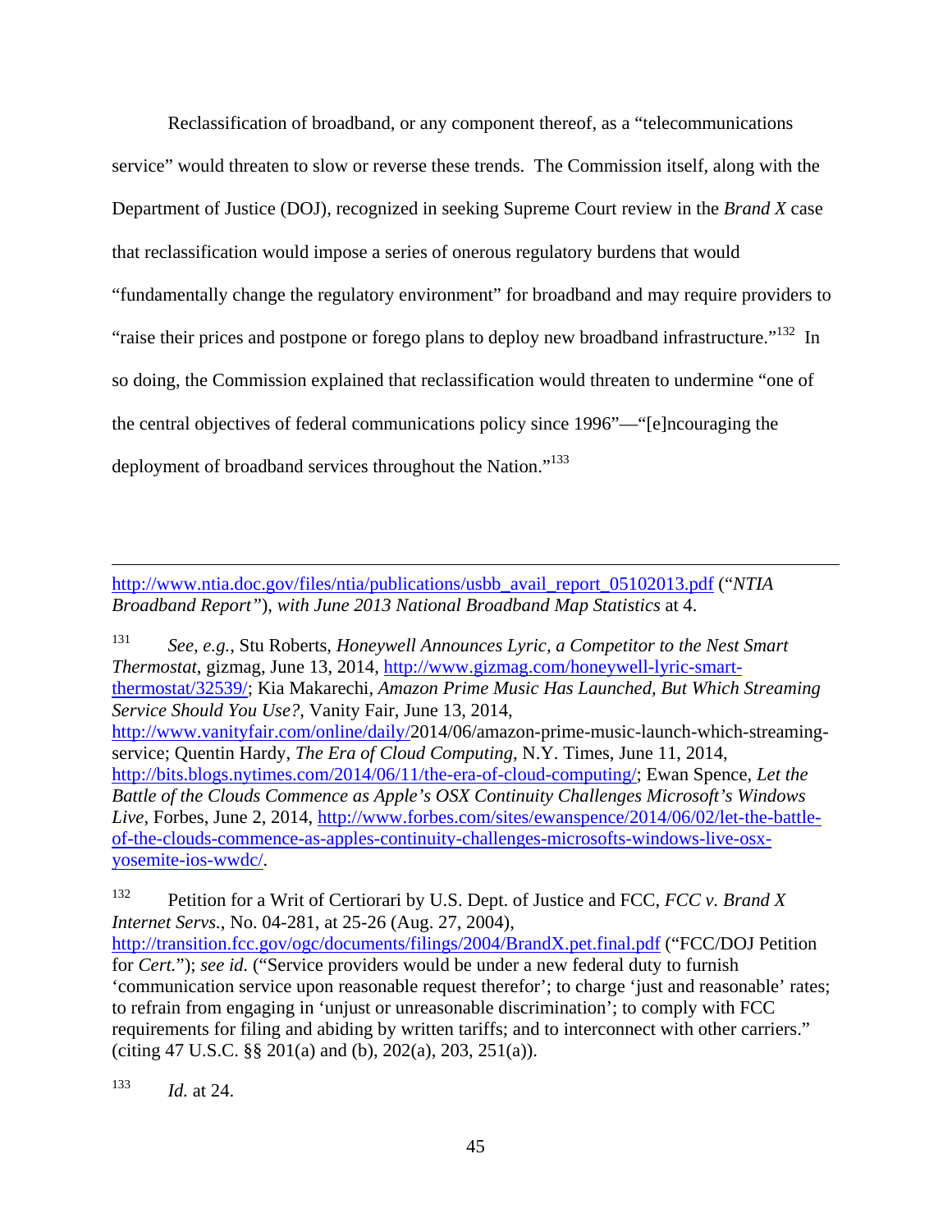Reclassification of broadband, or any component thereof, as a "telecommunications service" would threaten to slow or reverse these trends. The Commission itself, along with the Department of Justice (DOJ), recognized in seeking Supreme Court review in the *Brand X* case that reclassification would impose a series of onerous regulatory burdens that would "fundamentally change the regulatory environment" for broadband and may require providers to "raise their prices and postpone or forego plans to deploy new broadband infrastructure."[132] In so doing, the Commission explained that reclassification would threaten to undermine "one of the central objectives of federal communications policy since 1996"—"[e]ncouraging the deployment of broadband services throughout the Nation."[133]

---

http://www.ntia.doc.gov/files/ntia/publications/usbb_avail_report_05102013.pdf ("*NTIA Broadband Report"*), *with June 2013 National Broadband Map Statistics* at 4.

[131] *See, e.g.*, Stu Roberts, *Honeywell Announces Lyric, a Competitor to the Nest Smart Thermostat*, gizmag, June 13, 2014, http://www.gizmag.com/honeywell-lyric-smart-thermostat/32539/; Kia Makarechi, *Amazon Prime Music Has Launched, But Which Streaming Service Should You Use?*, Vanity Fair, June 13, 2014, http://www.vanityfair.com/online/daily/2014/06/amazon-prime-music-launch-which-streaming-service; Quentin Hardy, *The Era of Cloud Computing*, N.Y. Times, June 11, 2014, http://bits.blogs.nytimes.com/2014/06/11/the-era-of-cloud-computing/; Ewan Spence, *Let the Battle of the Clouds Commence as Apple's OSX Continuity Challenges Microsoft's Windows Live*, Forbes, June 2, 2014, http://www.forbes.com/sites/ewanspence/2014/06/02/let-the-battle-of-the-clouds-commence-as-apples-continuity-challenges-microsofts-windows-live-osx-yosemite-ios-wwdc/.

[132] Petition for a Writ of Certiorari by U.S. Dept. of Justice and FCC, *FCC v. Brand X Internet Servs.*, No. 04-281, at 25-26 (Aug. 27, 2004), http://transition.fcc.gov/ogc/documents/filings/2004/BrandX.pet.final.pdf ("FCC/DOJ Petition for *Cert.*"); *see id.* ("Service providers would be under a new federal duty to furnish 'communication service upon reasonable request therefor'; to charge 'just and reasonable' rates; to refrain from engaging in 'unjust or unreasonable discrimination'; to comply with FCC requirements for filing and abiding by written tariffs; and to interconnect with other carriers." (citing 47 U.S.C. §§ 201(a) and (b), 202(a), 203, 251(a)).

[133] *Id.* at 24.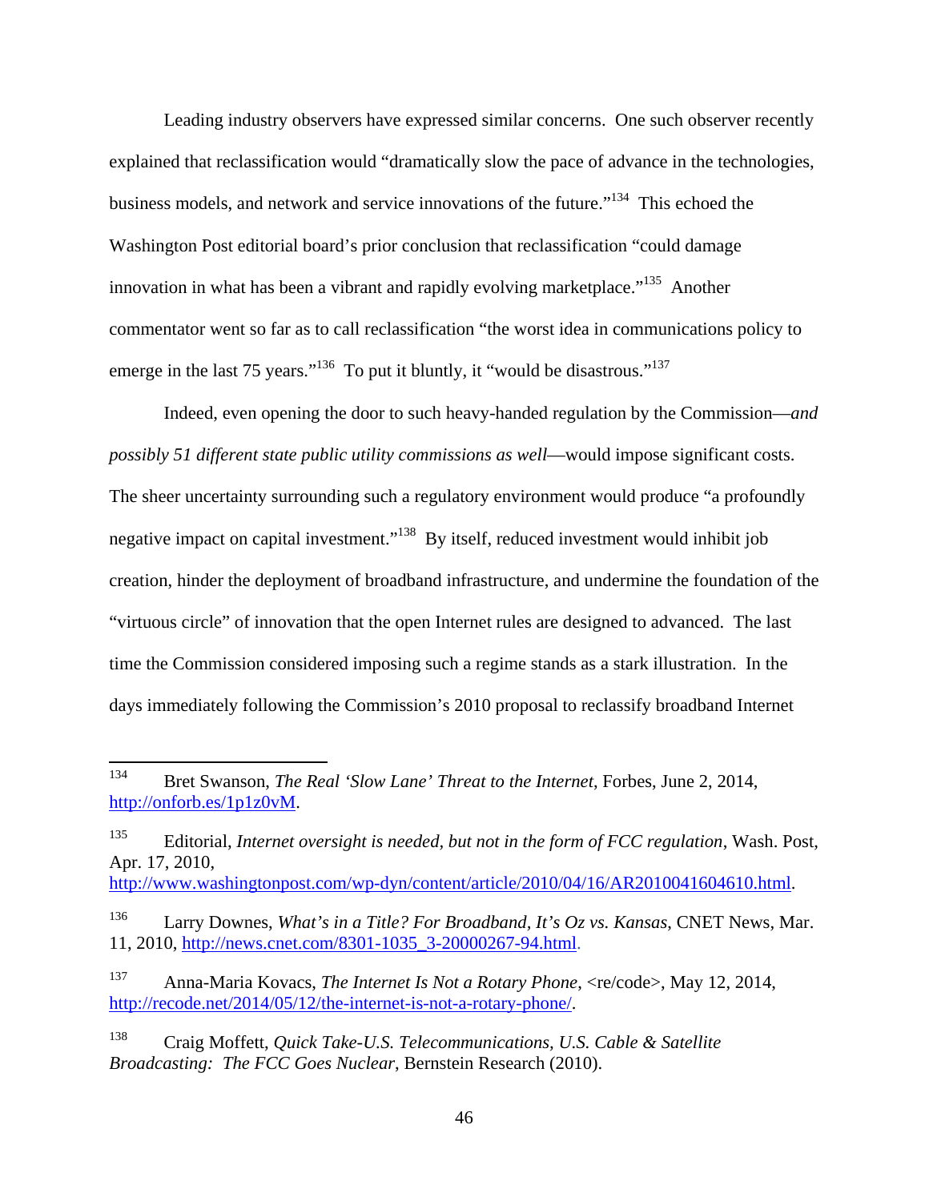Leading industry observers have expressed similar concerns. One such observer recently explained that reclassification would "dramatically slow the pace of advance in the technologies, business models, and network and service innovations of the future."[134] This echoed the Washington Post editorial board's prior conclusion that reclassification "could damage innovation in what has been a vibrant and rapidly evolving marketplace."[135] Another commentator went so far as to call reclassification "the worst idea in communications policy to emerge in the last 75 years."[136] To put it bluntly, it "would be disastrous."[137]

Indeed, even opening the door to such heavy-handed regulation by the Commission—*and possibly 51 different state public utility commissions as well*—would impose significant costs. The sheer uncertainty surrounding such a regulatory environment would produce "a profoundly negative impact on capital investment."[138] By itself, reduced investment would inhibit job creation, hinder the deployment of broadband infrastructure, and undermine the foundation of the "virtuous circle" of innovation that the open Internet rules are designed to advanced. The last time the Commission considered imposing such a regime stands as a stark illustration. In the days immediately following the Commission's 2010 proposal to reclassify broadband Internet

---

[134] Bret Swanson, *The Real 'Slow Lane' Threat to the Internet*, Forbes, June 2, 2014, http://onforb.es/1p1z0vM.

[135] Editorial, *Internet oversight is needed, but not in the form of FCC regulation*, Wash. Post, Apr. 17, 2010, http://www.washingtonpost.com/wp-dyn/content/article/2010/04/16/AR2010041604610.html.

[136] Larry Downes, *What's in a Title? For Broadband, It's Oz vs. Kansas*, CNET News, Mar. 11, 2010, http://news.cnet.com/8301-1035_3-20000267-94.html.

[137] Anna-Maria Kovacs, *The Internet Is Not a Rotary Phone*, <re/code>, May 12, 2014, http://recode.net/2014/05/12/the-internet-is-not-a-rotary-phone/.

[138] Craig Moffett, *Quick Take-U.S. Telecommunications, U.S. Cable & Satellite Broadcasting: The FCC Goes Nuclear*, Bernstein Research (2010).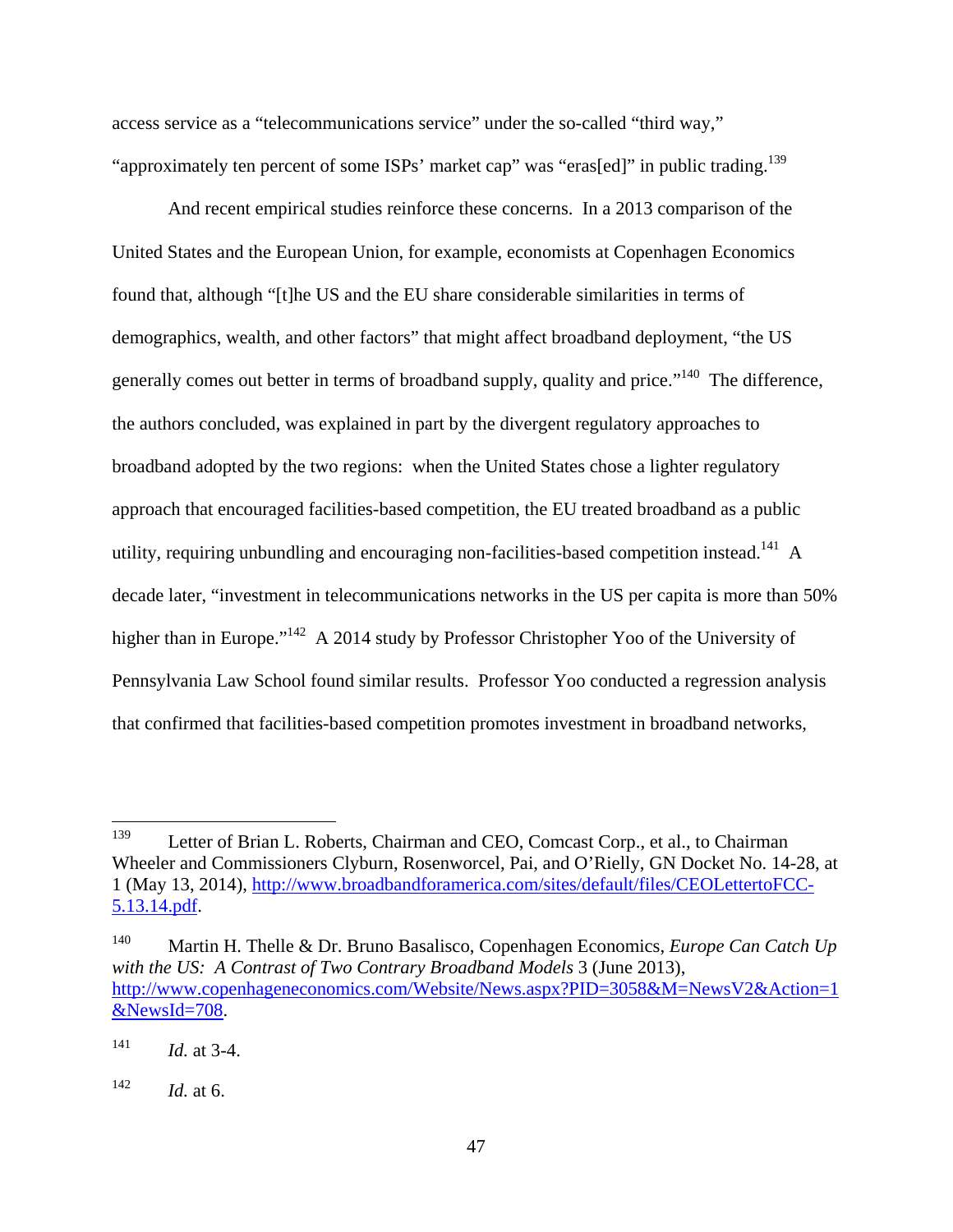access service as a "telecommunications service" under the so-called "third way," "approximately ten percent of some ISPs' market cap" was "eras[ed]" in public trading.[139]

And recent empirical studies reinforce these concerns. In a 2013 comparison of the United States and the European Union, for example, economists at Copenhagen Economics found that, although "[t]he US and the EU share considerable similarities in terms of demographics, wealth, and other factors" that might affect broadband deployment, "the US generally comes out better in terms of broadband supply, quality and price."[140] The difference, the authors concluded, was explained in part by the divergent regulatory approaches to broadband adopted by the two regions: when the United States chose a lighter regulatory approach that encouraged facilities-based competition, the EU treated broadband as a public utility, requiring unbundling and encouraging non-facilities-based competition instead.[141] A decade later, "investment in telecommunications networks in the US per capita is more than 50% higher than in Europe."[142] A 2014 study by Professor Christopher Yoo of the University of Pennsylvania Law School found similar results. Professor Yoo conducted a regression analysis that confirmed that facilities-based competition promotes investment in broadband networks,

---

[139] Letter of Brian L. Roberts, Chairman and CEO, Comcast Corp., et al., to Chairman Wheeler and Commissioners Clyburn, Rosenworcel, Pai, and O'Rielly, GN Docket No. 14-28, at 1 (May 13, 2014), http://www.broadbandforamerica.com/sites/default/files/CEOLettertoFCC-5.13.14.pdf.

[140] Martin H. Thelle & Dr. Bruno Basalisco, Copenhagen Economics, *Europe Can Catch Up with the US: A Contrast of Two Contrary Broadband Models* 3 (June 2013), http://www.copenhageneconomics.com/Website/News.aspx?PID=3058&M=NewsV2&Action=1&NewsId=708.

[141] *Id.* at 3-4.

[142] *Id.* at 6.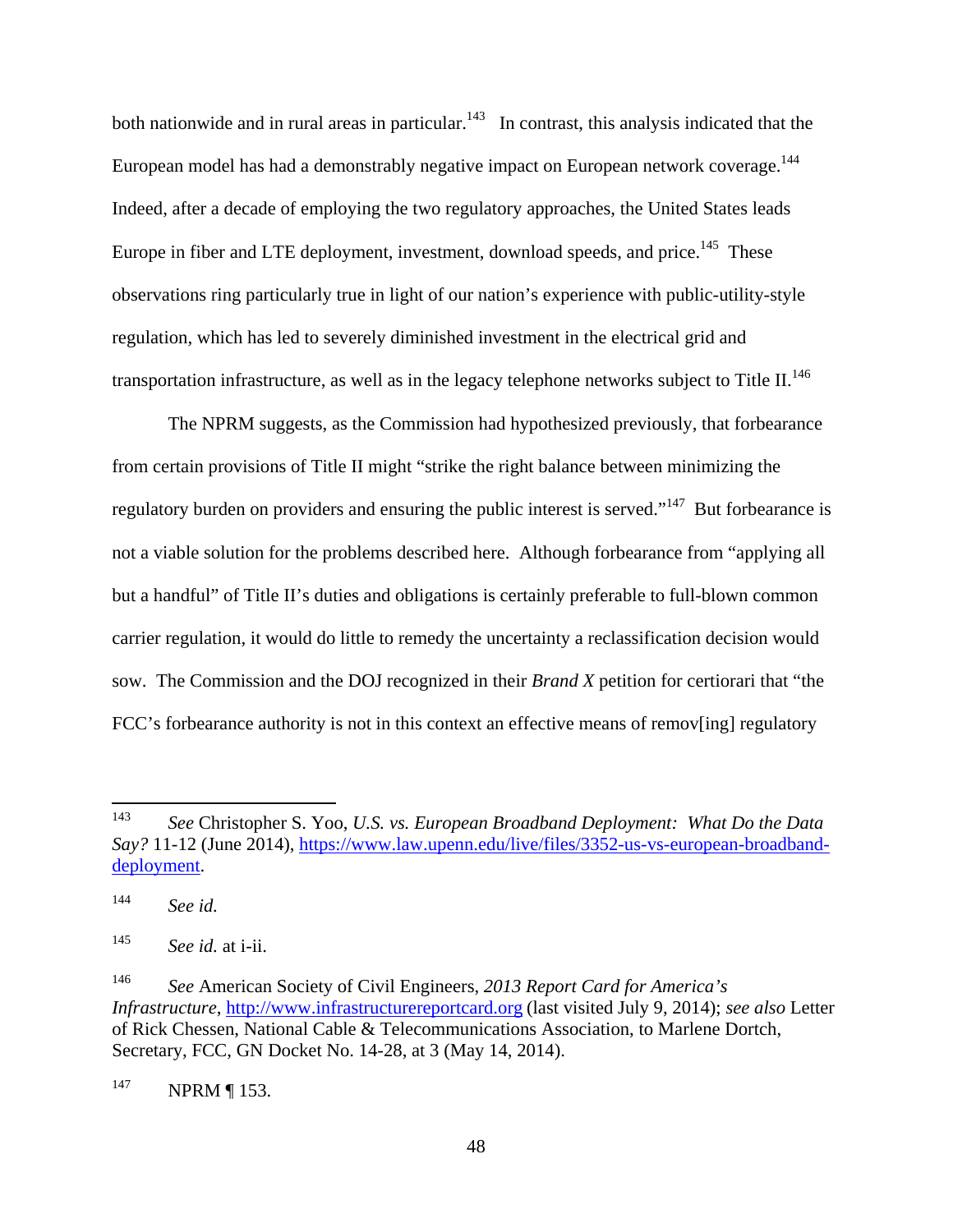both nationwide and in rural areas in particular.[143] In contrast, this analysis indicated that the European model has had a demonstrably negative impact on European network coverage.[144] Indeed, after a decade of employing the two regulatory approaches, the United States leads Europe in fiber and LTE deployment, investment, download speeds, and price.[145] These observations ring particularly true in light of our nation's experience with public-utility-style regulation, which has led to severely diminished investment in the electrical grid and transportation infrastructure, as well as in the legacy telephone networks subject to Title II.[146]

The NPRM suggests, as the Commission had hypothesized previously, that forbearance from certain provisions of Title II might "strike the right balance between minimizing the regulatory burden on providers and ensuring the public interest is served."[147] But forbearance is not a viable solution for the problems described here. Although forbearance from "applying all but a handful" of Title II's duties and obligations is certainly preferable to full-blown common carrier regulation, it would do little to remedy the uncertainty a reclassification decision would sow. The Commission and the DOJ recognized in their *Brand X* petition for certiorari that "the FCC's forbearance authority is not in this context an effective means of remov[ing] regulatory

---

[143] *See* Christopher S. Yoo, *U.S. vs. European Broadband Deployment: What Do the Data Say?* 11-12 (June 2014), https://www.law.upenn.edu/live/files/3352-us-vs-european-broadband-deployment.

[144] *See id.*

[145] *See id.* at i-ii.

[146] *See* American Society of Civil Engineers, *2013 Report Card for America's Infrastructure*, http://www.infrastructurereportcard.org (last visited July 9, 2014); *see also* Letter of Rick Chessen, National Cable & Telecommunications Association, to Marlene Dortch, Secretary, FCC, GN Docket No. 14-28, at 3 (May 14, 2014).

[147] NPRM ¶ 153.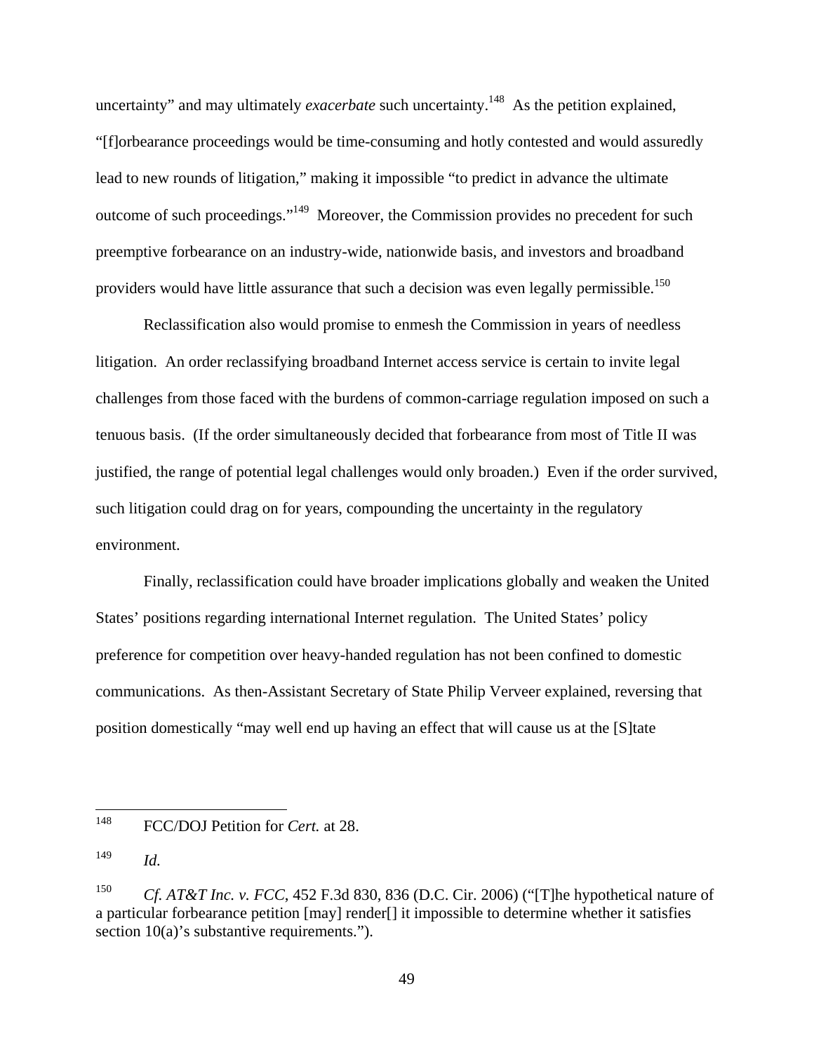uncertainty" and may ultimately *exacerbate* such uncertainty.[148] As the petition explained, "[f]orbearance proceedings would be time-consuming and hotly contested and would assuredly lead to new rounds of litigation," making it impossible "to predict in advance the ultimate outcome of such proceedings."[149] Moreover, the Commission provides no precedent for such preemptive forbearance on an industry-wide, nationwide basis, and investors and broadband providers would have little assurance that such a decision was even legally permissible.[150]

Reclassification also would promise to enmesh the Commission in years of needless litigation. An order reclassifying broadband Internet access service is certain to invite legal challenges from those faced with the burdens of common-carriage regulation imposed on such a tenuous basis. (If the order simultaneously decided that forbearance from most of Title II was justified, the range of potential legal challenges would only broaden.) Even if the order survived, such litigation could drag on for years, compounding the uncertainty in the regulatory environment.

Finally, reclassification could have broader implications globally and weaken the United States' positions regarding international Internet regulation. The United States' policy preference for competition over heavy-handed regulation has not been confined to domestic communications. As then-Assistant Secretary of State Philip Verveer explained, reversing that position domestically "may well end up having an effect that will cause us at the [S]tate

---

[148] FCC/DOJ Petition for *Cert.* at 28.

[149] *Id.*

[150] *Cf. AT&T Inc. v. FCC*, 452 F.3d 830, 836 (D.C. Cir. 2006) ("[T]he hypothetical nature of a particular forbearance petition [may] render[] it impossible to determine whether it satisfies section 10(a)'s substantive requirements.").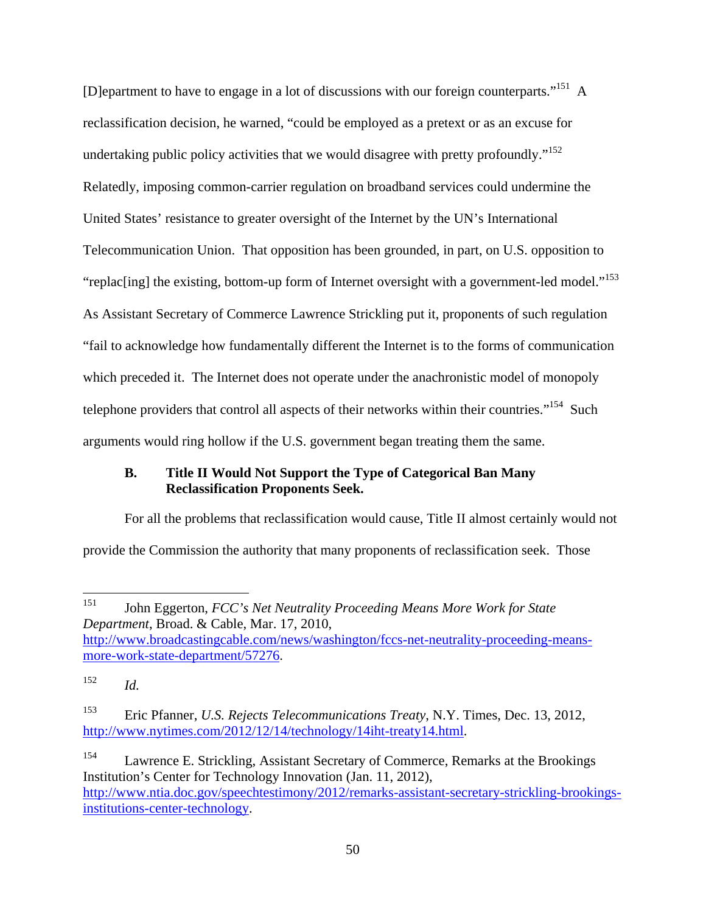[D]epartment to have to engage in a lot of discussions with our foreign counterparts."[151] A reclassification decision, he warned, "could be employed as a pretext or as an excuse for undertaking public policy activities that we would disagree with pretty profoundly."[152] Relatedly, imposing common-carrier regulation on broadband services could undermine the United States' resistance to greater oversight of the Internet by the UN's International Telecommunication Union. That opposition has been grounded, in part, on U.S. opposition to "replac[ing] the existing, bottom-up form of Internet oversight with a government-led model."[153] As Assistant Secretary of Commerce Lawrence Strickling put it, proponents of such regulation "fail to acknowledge how fundamentally different the Internet is to the forms of communication which preceded it. The Internet does not operate under the anachronistic model of monopoly telephone providers that control all aspects of their networks within their countries."[154] Such arguments would ring hollow if the U.S. government began treating them the same.

### B. Title II Would Not Support the Type of Categorical Ban Many Reclassification Proponents Seek.

For all the problems that reclassification would cause, Title II almost certainly would not provide the Commission the authority that many proponents of reclassification seek. Those

---

[151] John Eggerton, *FCC's Net Neutrality Proceeding Means More Work for State Department*, Broad. & Cable, Mar. 17, 2010, http://www.broadcastingcable.com/news/washington/fccs-net-neutrality-proceeding-means-more-work-state-department/57276.

[152] *Id.*

[153] Eric Pfanner, *U.S. Rejects Telecommunications Treaty*, N.Y. Times, Dec. 13, 2012, http://www.nytimes.com/2012/12/14/technology/14iht-treaty14.html.

[154] Lawrence E. Strickling, Assistant Secretary of Commerce, Remarks at the Brookings Institution's Center for Technology Innovation (Jan. 11, 2012), http://www.ntia.doc.gov/speechtestimony/2012/remarks-assistant-secretary-strickling-brookings-institutions-center-technology.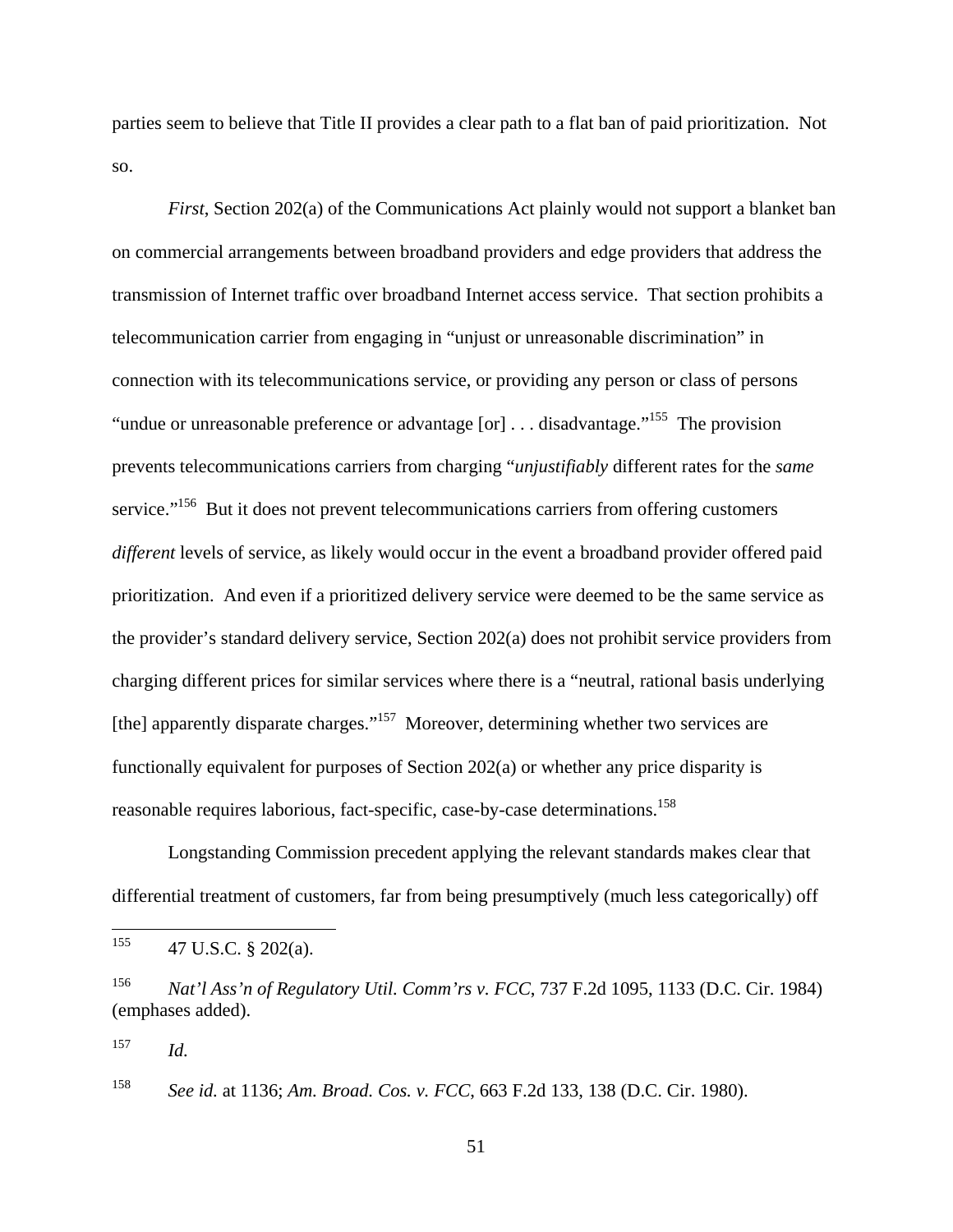parties seem to believe that Title II provides a clear path to a flat ban of paid prioritization. Not so.

*First*, Section 202(a) of the Communications Act plainly would not support a blanket ban on commercial arrangements between broadband providers and edge providers that address the transmission of Internet traffic over broadband Internet access service. That section prohibits a telecommunication carrier from engaging in "unjust or unreasonable discrimination" in connection with its telecommunications service, or providing any person or class of persons "undue or unreasonable preference or advantage [or] . . . disadvantage."[155] The provision prevents telecommunications carriers from charging "*unjustifiably* different rates for the *same* service."[156] But it does not prevent telecommunications carriers from offering customers *different* levels of service, as likely would occur in the event a broadband provider offered paid prioritization. And even if a prioritized delivery service were deemed to be the same service as the provider's standard delivery service, Section 202(a) does not prohibit service providers from charging different prices for similar services where there is a "neutral, rational basis underlying [the] apparently disparate charges."[157] Moreover, determining whether two services are functionally equivalent for purposes of Section 202(a) or whether any price disparity is reasonable requires laborious, fact-specific, case-by-case determinations.[158]

Longstanding Commission precedent applying the relevant standards makes clear that differential treatment of customers, far from being presumptively (much less categorically) off

---

[155] 47 U.S.C. § 202(a).

[156] *Nat'l Ass'n of Regulatory Util. Comm'rs v. FCC*, 737 F.2d 1095, 1133 (D.C. Cir. 1984) (emphases added).

[157] *Id.*

[158] *See id.* at 1136; *Am. Broad. Cos. v. FCC*, 663 F.2d 133, 138 (D.C. Cir. 1980).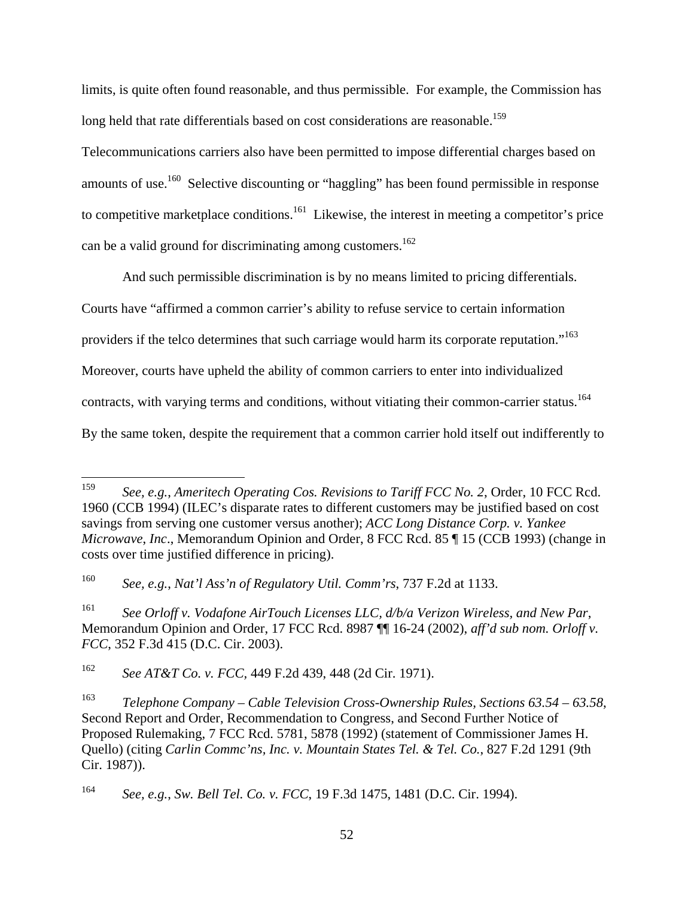limits, is quite often found reasonable, and thus permissible. For example, the Commission has long held that rate differentials based on cost considerations are reasonable.[159] Telecommunications carriers also have been permitted to impose differential charges based on amounts of use.[160] Selective discounting or "haggling" has been found permissible in response to competitive marketplace conditions.[161] Likewise, the interest in meeting a competitor's price can be a valid ground for discriminating among customers.[162]

And such permissible discrimination is by no means limited to pricing differentials. Courts have "affirmed a common carrier's ability to refuse service to certain information providers if the telco determines that such carriage would harm its corporate reputation."[163] Moreover, courts have upheld the ability of common carriers to enter into individualized contracts, with varying terms and conditions, without vitiating their common-carrier status.[164] By the same token, despite the requirement that a common carrier hold itself out indifferently to

---

[159] *See, e.g.*, *Ameritech Operating Cos. Revisions to Tariff FCC No. 2*, Order, 10 FCC Rcd. 1960 (CCB 1994) (ILEC's disparate rates to different customers may be justified based on cost savings from serving one customer versus another); *ACC Long Distance Corp. v. Yankee Microwave, Inc*., Memorandum Opinion and Order, 8 FCC Rcd. 85 ¶ 15 (CCB 1993) (change in costs over time justified difference in pricing).

[160] *See, e.g.*, *Nat'l Ass'n of Regulatory Util. Comm'rs*, 737 F.2d at 1133.

[161] *See Orloff v. Vodafone AirTouch Licenses LLC, d/b/a Verizon Wireless, and New Par*, Memorandum Opinion and Order, 17 FCC Rcd. 8987 ¶¶ 16-24 (2002), *aff'd sub nom. Orloff v. FCC*, 352 F.3d 415 (D.C. Cir. 2003).

[162] *See AT&T Co. v. FCC*, 449 F.2d 439, 448 (2d Cir. 1971).

[163] *Telephone Company – Cable Television Cross-Ownership Rules, Sections 63.54 – 63.58*, Second Report and Order, Recommendation to Congress, and Second Further Notice of Proposed Rulemaking, 7 FCC Rcd. 5781, 5878 (1992) (statement of Commissioner James H. Quello) (citing *Carlin Commc'ns, Inc. v. Mountain States Tel. & Tel. Co.*, 827 F.2d 1291 (9th Cir. 1987)).

[164] *See, e.g.*, *Sw. Bell Tel. Co. v. FCC*, 19 F.3d 1475, 1481 (D.C. Cir. 1994).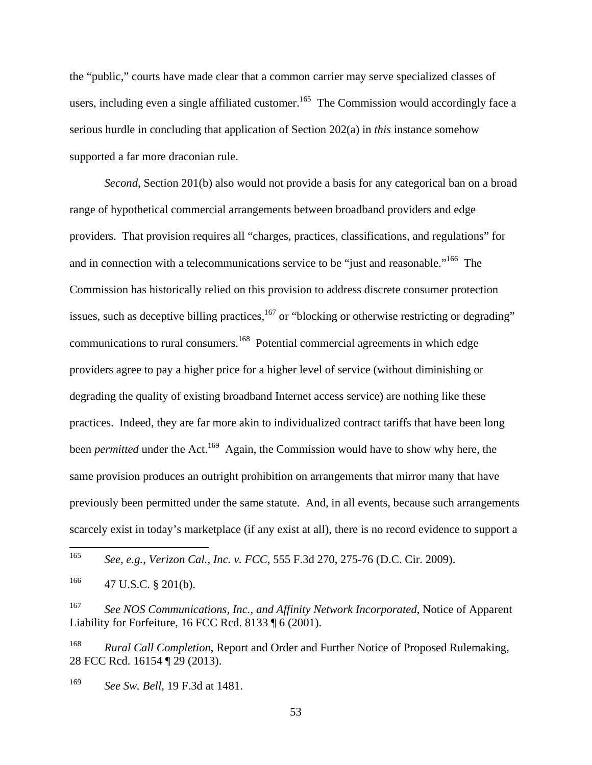the "public," courts have made clear that a common carrier may serve specialized classes of users, including even a single affiliated customer.[165] The Commission would accordingly face a serious hurdle in concluding that application of Section 202(a) in *this* instance somehow supported a far more draconian rule.

*Second*, Section 201(b) also would not provide a basis for any categorical ban on a broad range of hypothetical commercial arrangements between broadband providers and edge providers. That provision requires all "charges, practices, classifications, and regulations" for and in connection with a telecommunications service to be "just and reasonable."[166] The Commission has historically relied on this provision to address discrete consumer protection issues, such as deceptive billing practices,[167] or "blocking or otherwise restricting or degrading" communications to rural consumers.[168] Potential commercial agreements in which edge providers agree to pay a higher price for a higher level of service (without diminishing or degrading the quality of existing broadband Internet access service) are nothing like these practices. Indeed, they are far more akin to individualized contract tariffs that have been long been *permitted* under the Act.[169] Again, the Commission would have to show why here, the same provision produces an outright prohibition on arrangements that mirror many that have previously been permitted under the same statute. And, in all events, because such arrangements scarcely exist in today's marketplace (if any exist at all), there is no record evidence to support a

---

[165] *See, e.g.*, *Verizon Cal., Inc. v. FCC*, 555 F.3d 270, 275-76 (D.C. Cir. 2009).

[166] 47 U.S.C. § 201(b).

[167] *See NOS Communications, Inc., and Affinity Network Incorporated*, Notice of Apparent Liability for Forfeiture, 16 FCC Rcd. 8133 ¶ 6 (2001).

[168] *Rural Call Completion*, Report and Order and Further Notice of Proposed Rulemaking, 28 FCC Rcd. 16154 ¶ 29 (2013).

[169] *See Sw. Bell*, 19 F.3d at 1481.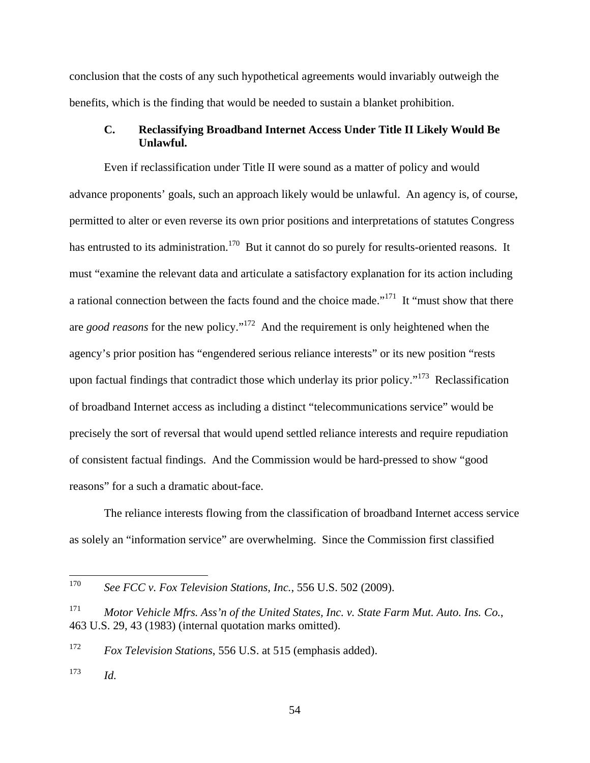conclusion that the costs of any such hypothetical agreements would invariably outweigh the benefits, which is the finding that would be needed to sustain a blanket prohibition.

### C. Reclassifying Broadband Internet Access Under Title II Likely Would Be Unlawful.

Even if reclassification under Title II were sound as a matter of policy and would advance proponents' goals, such an approach likely would be unlawful. An agency is, of course, permitted to alter or even reverse its own prior positions and interpretations of statutes Congress has entrusted to its administration.[170] But it cannot do so purely for results-oriented reasons. It must "examine the relevant data and articulate a satisfactory explanation for its action including a rational connection between the facts found and the choice made."[171] It "must show that there are *good reasons* for the new policy."[172] And the requirement is only heightened when the agency's prior position has "engendered serious reliance interests" or its new position "rests upon factual findings that contradict those which underlay its prior policy."[173] Reclassification of broadband Internet access as including a distinct "telecommunications service" would be precisely the sort of reversal that would upend settled reliance interests and require repudiation of consistent factual findings. And the Commission would be hard-pressed to show "good reasons" for a such a dramatic about-face.

The reliance interests flowing from the classification of broadband Internet access service as solely an "information service" are overwhelming. Since the Commission first classified

---

[170] *See FCC v. Fox Television Stations, Inc.*, 556 U.S. 502 (2009).

[171] *Motor Vehicle Mfrs. Ass'n of the United States, Inc. v. State Farm Mut. Auto. Ins. Co.*, 463 U.S. 29, 43 (1983) (internal quotation marks omitted).

[172] *Fox Television Stations*, 556 U.S. at 515 (emphasis added).

[173] *Id.*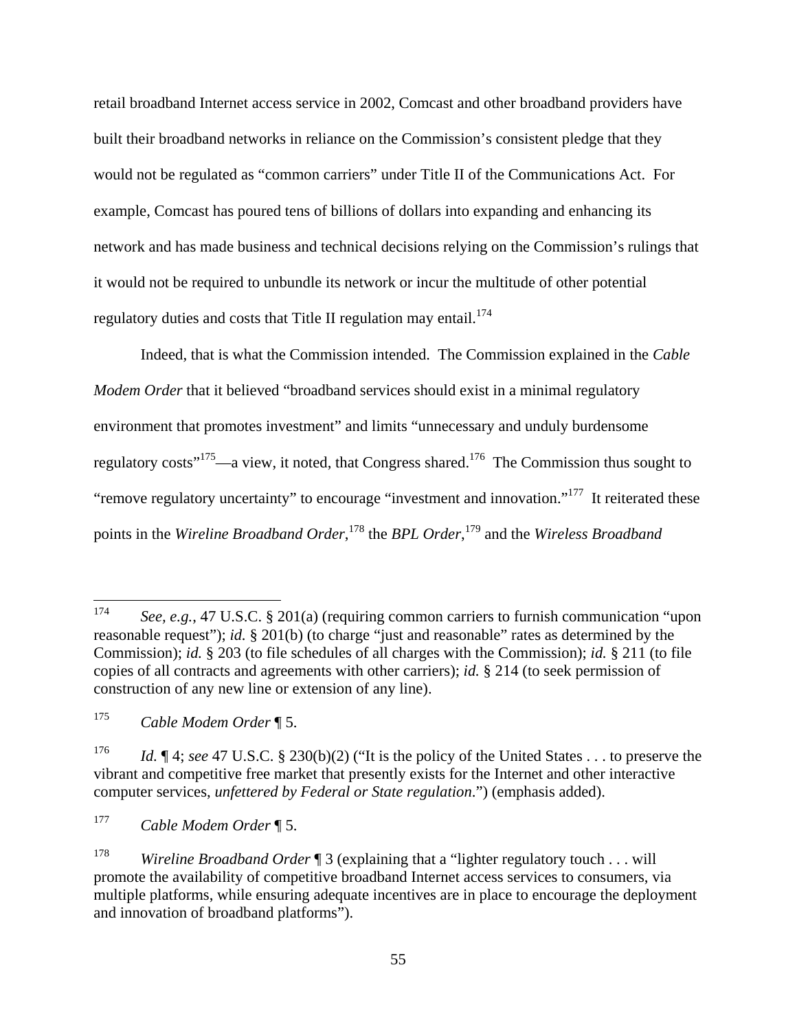retail broadband Internet access service in 2002, Comcast and other broadband providers have built their broadband networks in reliance on the Commission's consistent pledge that they would not be regulated as "common carriers" under Title II of the Communications Act. For example, Comcast has poured tens of billions of dollars into expanding and enhancing its network and has made business and technical decisions relying on the Commission's rulings that it would not be required to unbundle its network or incur the multitude of other potential regulatory duties and costs that Title II regulation may entail.[174]

Indeed, that is what the Commission intended. The Commission explained in the *Cable Modem Order* that it believed "broadband services should exist in a minimal regulatory environment that promotes investment" and limits "unnecessary and unduly burdensome regulatory costs"[175]—a view, it noted, that Congress shared.[176] The Commission thus sought to "remove regulatory uncertainty" to encourage "investment and innovation."[177] It reiterated these points in the *Wireline Broadband Order*,[178] the *BPL Order*,[179] and the *Wireless Broadband*

---

[174] *See, e.g.*, 47 U.S.C. § 201(a) (requiring common carriers to furnish communication "upon reasonable request"); *id.* § 201(b) (to charge "just and reasonable" rates as determined by the Commission); *id.* § 203 (to file schedules of all charges with the Commission); *id.* § 211 (to file copies of all contracts and agreements with other carriers); *id.* § 214 (to seek permission of construction of any new line or extension of any line).

[175] *Cable Modem Order* ¶ 5.

[176] *Id.* ¶ 4; *see* 47 U.S.C. § 230(b)(2) ("It is the policy of the United States . . . to preserve the vibrant and competitive free market that presently exists for the Internet and other interactive computer services, *unfettered by Federal or State regulation*.") (emphasis added).

[177] *Cable Modem Order* ¶ 5.

[178] *Wireline Broadband Order* ¶ 3 (explaining that a "lighter regulatory touch . . . will promote the availability of competitive broadband Internet access services to consumers, via multiple platforms, while ensuring adequate incentives are in place to encourage the deployment and innovation of broadband platforms").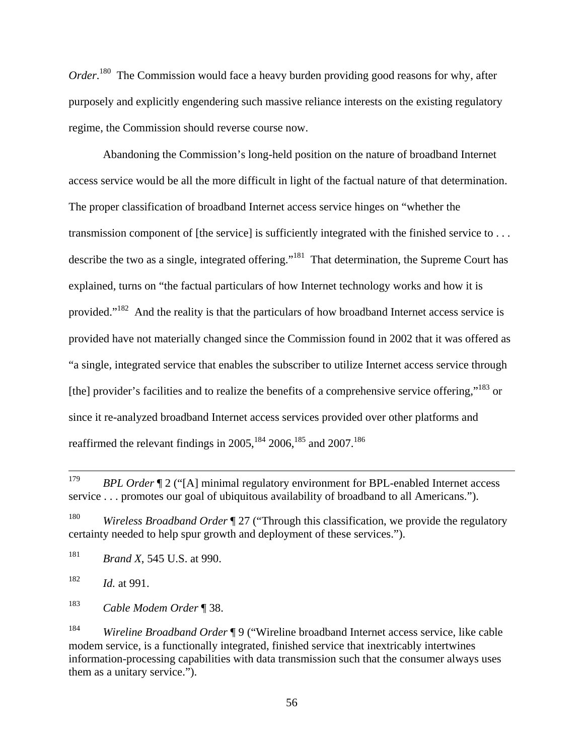*Order*.[180] The Commission would face a heavy burden providing good reasons for why, after purposely and explicitly engendering such massive reliance interests on the existing regulatory regime, the Commission should reverse course now.

Abandoning the Commission's long-held position on the nature of broadband Internet access service would be all the more difficult in light of the factual nature of that determination. The proper classification of broadband Internet access service hinges on "whether the transmission component of [the service] is sufficiently integrated with the finished service to . . . describe the two as a single, integrated offering."[181] That determination, the Supreme Court has explained, turns on "the factual particulars of how Internet technology works and how it is provided."[182] And the reality is that the particulars of how broadband Internet access service is provided have not materially changed since the Commission found in 2002 that it was offered as "a single, integrated service that enables the subscriber to utilize Internet access service through [the] provider's facilities and to realize the benefits of a comprehensive service offering,"[183] or since it re-analyzed broadband Internet access services provided over other platforms and reaffirmed the relevant findings in 2005,[184] 2006,[185] and 2007.[186]

---

[179] *BPL Order* ¶ 2 ("[A] minimal regulatory environment for BPL-enabled Internet access service . . . promotes our goal of ubiquitous availability of broadband to all Americans.").

[180] *Wireless Broadband Order* ¶ 27 ("Through this classification, we provide the regulatory certainty needed to help spur growth and deployment of these services.").

[181] *Brand X*, 545 U.S. at 990.

[182] *Id.* at 991.

[183] *Cable Modem Order* ¶ 38.

[184] *Wireline Broadband Order* ¶ 9 ("Wireline broadband Internet access service, like cable modem service, is a functionally integrated, finished service that inextricably intertwines information-processing capabilities with data transmission such that the consumer always uses them as a unitary service.").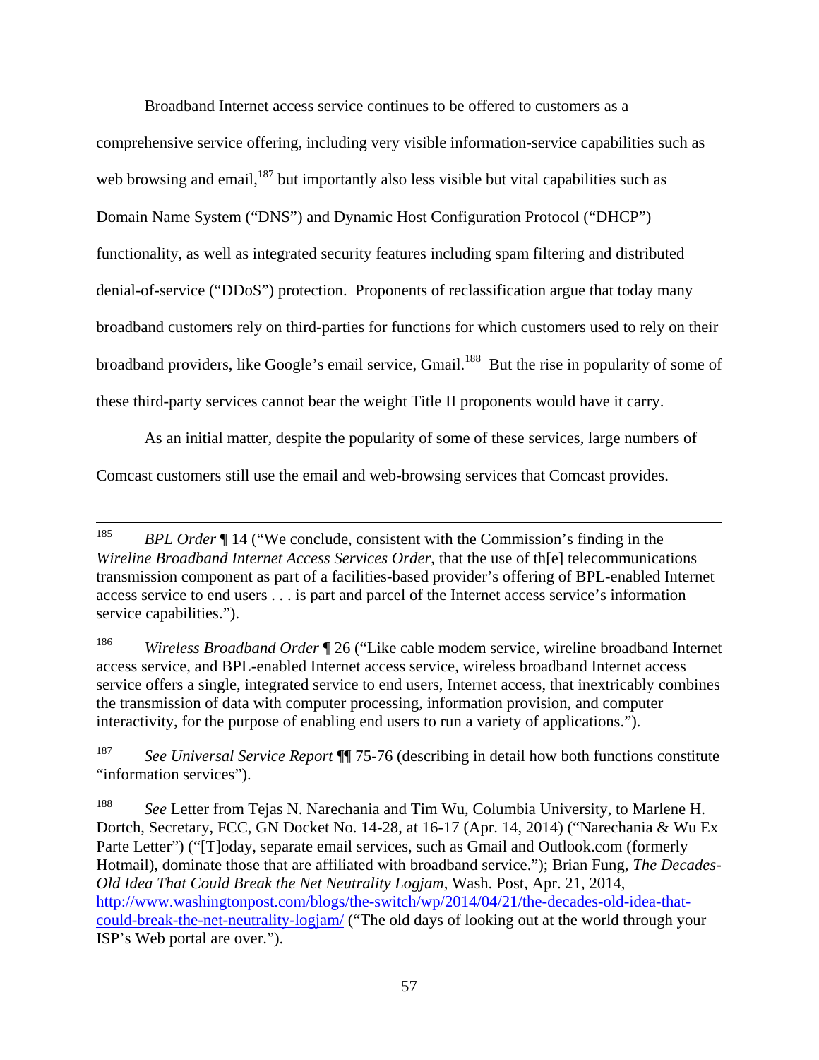Broadband Internet access service continues to be offered to customers as a comprehensive service offering, including very visible information-service capabilities such as web browsing and email,[187] but importantly also less visible but vital capabilities such as Domain Name System ("DNS") and Dynamic Host Configuration Protocol ("DHCP") functionality, as well as integrated security features including spam filtering and distributed denial-of-service ("DDoS") protection. Proponents of reclassification argue that today many broadband customers rely on third-parties for functions for which customers used to rely on their broadband providers, like Google's email service, Gmail.[188] But the rise in popularity of some of these third-party services cannot bear the weight Title II proponents would have it carry.

As an initial matter, despite the popularity of some of these services, large numbers of Comcast customers still use the email and web-browsing services that Comcast provides.

---

[185] *BPL Order* ¶ 14 ("We conclude, consistent with the Commission's finding in the *Wireline Broadband Internet Access Services Order*, that the use of th[e] telecommunications transmission component as part of a facilities-based provider's offering of BPL-enabled Internet access service to end users . . . is part and parcel of the Internet access service's information service capabilities.").

[186] *Wireless Broadband Order* ¶ 26 ("Like cable modem service, wireline broadband Internet access service, and BPL-enabled Internet access service, wireless broadband Internet access service offers a single, integrated service to end users, Internet access, that inextricably combines the transmission of data with computer processing, information provision, and computer interactivity, for the purpose of enabling end users to run a variety of applications.").

[187] *See Universal Service Report* ¶¶ 75-76 (describing in detail how both functions constitute "information services").

[188] *See* Letter from Tejas N. Narechania and Tim Wu, Columbia University, to Marlene H. Dortch, Secretary, FCC, GN Docket No. 14-28, at 16-17 (Apr. 14, 2014) ("Narechania & Wu Ex Parte Letter") ("[T]oday, separate email services, such as Gmail and Outlook.com (formerly Hotmail), dominate those that are affiliated with broadband service."); Brian Fung, *The Decades-Old Idea That Could Break the Net Neutrality Logjam*, Wash. Post, Apr. 21, 2014, http://www.washingtonpost.com/blogs/the-switch/wp/2014/04/21/the-decades-old-idea-that-could-break-the-net-neutrality-logjam/ ("The old days of looking out at the world through your ISP's Web portal are over.").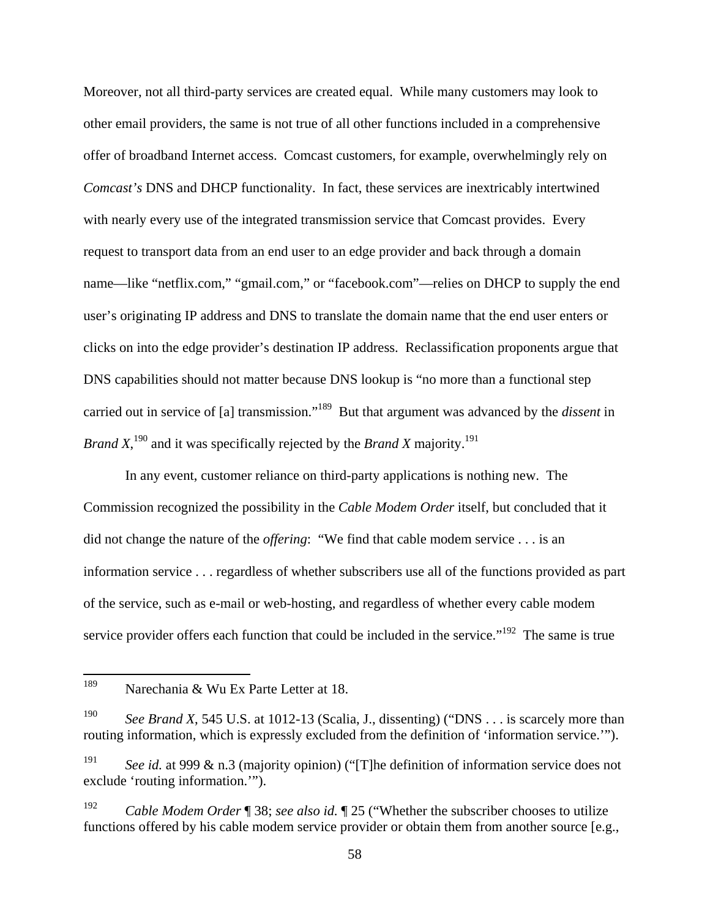Moreover, not all third-party services are created equal. While many customers may look to other email providers, the same is not true of all other functions included in a comprehensive offer of broadband Internet access. Comcast customers, for example, overwhelmingly rely on *Comcast's* DNS and DHCP functionality. In fact, these services are inextricably intertwined with nearly every use of the integrated transmission service that Comcast provides. Every request to transport data from an end user to an edge provider and back through a domain name—like "netflix.com," "gmail.com," or "facebook.com"—relies on DHCP to supply the end user's originating IP address and DNS to translate the domain name that the end user enters or clicks on into the edge provider's destination IP address. Reclassification proponents argue that DNS capabilities should not matter because DNS lookup is "no more than a functional step carried out in service of [a] transmission."[189] But that argument was advanced by the *dissent* in *Brand X*,[190] and it was specifically rejected by the *Brand X* majority.[191]

In any event, customer reliance on third-party applications is nothing new. The Commission recognized the possibility in the *Cable Modem Order* itself, but concluded that it did not change the nature of the *offering*: "We find that cable modem service . . . is an information service . . . regardless of whether subscribers use all of the functions provided as part of the service, such as e-mail or web-hosting, and regardless of whether every cable modem service provider offers each function that could be included in the service."[192] The same is true

---

[189] Narechania & Wu Ex Parte Letter at 18.

[190] *See Brand X*, 545 U.S. at 1012-13 (Scalia, J., dissenting) ("DNS . . . is scarcely more than routing information, which is expressly excluded from the definition of 'information service.'").

[191] *See id.* at 999 & n.3 (majority opinion) ("[T]he definition of information service does not exclude 'routing information.'").

[192] *Cable Modem Order* ¶ 38; *see also id.* ¶ 25 ("Whether the subscriber chooses to utilize functions offered by his cable modem service provider or obtain them from another source [e.g.,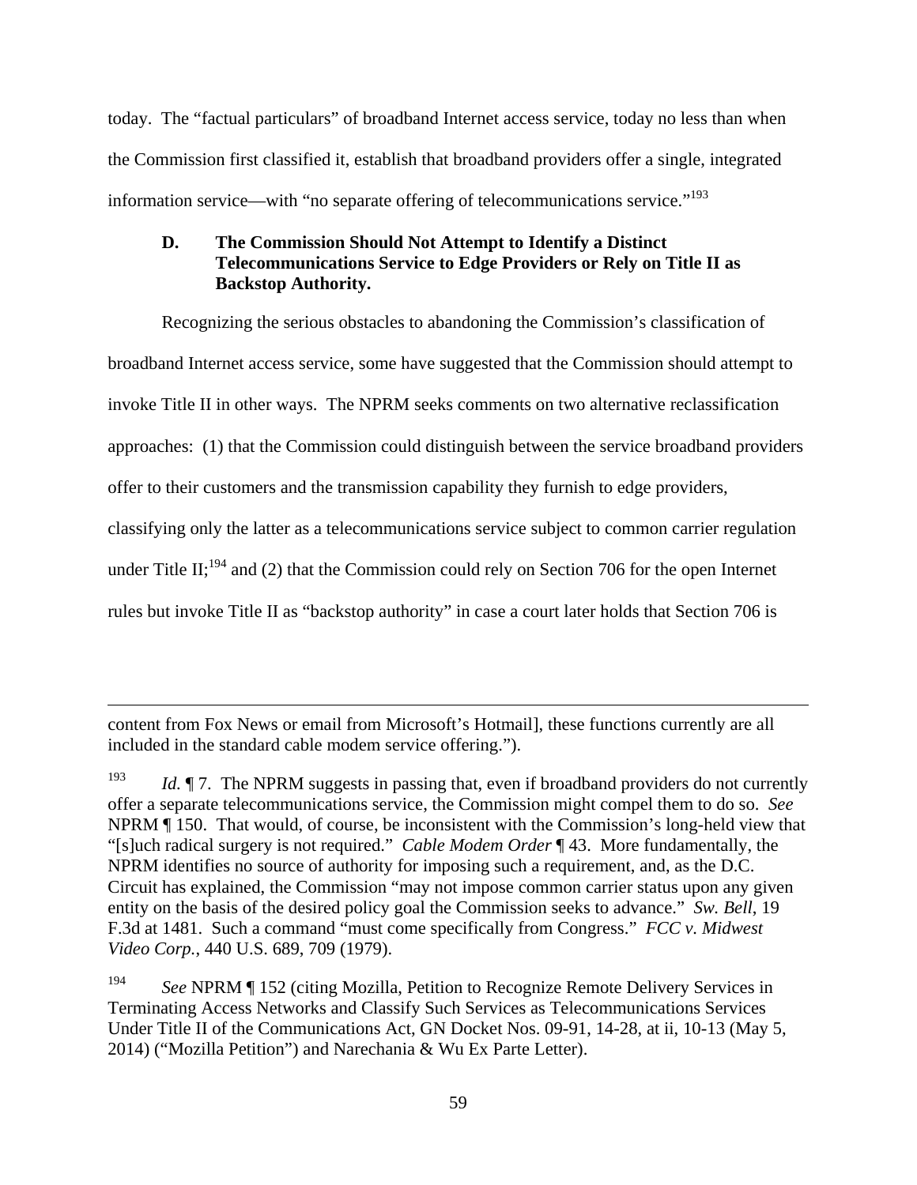today. The "factual particulars" of broadband Internet access service, today no less than when the Commission first classified it, establish that broadband providers offer a single, integrated information service—with "no separate offering of telecommunications service."[193]

### D. The Commission Should Not Attempt to Identify a Distinct Telecommunications Service to Edge Providers or Rely on Title II as Backstop Authority.

Recognizing the serious obstacles to abandoning the Commission's classification of broadband Internet access service, some have suggested that the Commission should attempt to invoke Title II in other ways. The NPRM seeks comments on two alternative reclassification approaches: (1) that the Commission could distinguish between the service broadband providers offer to their customers and the transmission capability they furnish to edge providers, classifying only the latter as a telecommunications service subject to common carrier regulation under Title II;[194] and (2) that the Commission could rely on Section 706 for the open Internet rules but invoke Title II as "backstop authority" in case a court later holds that Section 706 is

---

content from Fox News or email from Microsoft's Hotmail], these functions currently are all included in the standard cable modem service offering.").

[193] *Id.* ¶ 7. The NPRM suggests in passing that, even if broadband providers do not currently offer a separate telecommunications service, the Commission might compel them to do so. *See* NPRM ¶ 150. That would, of course, be inconsistent with the Commission's long-held view that "[s]uch radical surgery is not required." *Cable Modem Order* ¶ 43. More fundamentally, the NPRM identifies no source of authority for imposing such a requirement, and, as the D.C. Circuit has explained, the Commission "may not impose common carrier status upon any given entity on the basis of the desired policy goal the Commission seeks to advance." *Sw. Bell*, 19 F.3d at 1481. Such a command "must come specifically from Congress." *FCC v. Midwest Video Corp.*, 440 U.S. 689, 709 (1979).

[194] *See* NPRM ¶ 152 (citing Mozilla, Petition to Recognize Remote Delivery Services in Terminating Access Networks and Classify Such Services as Telecommunications Services Under Title II of the Communications Act, GN Docket Nos. 09-91, 14-28, at ii, 10-13 (May 5, 2014) ("Mozilla Petition") and Narechania & Wu Ex Parte Letter).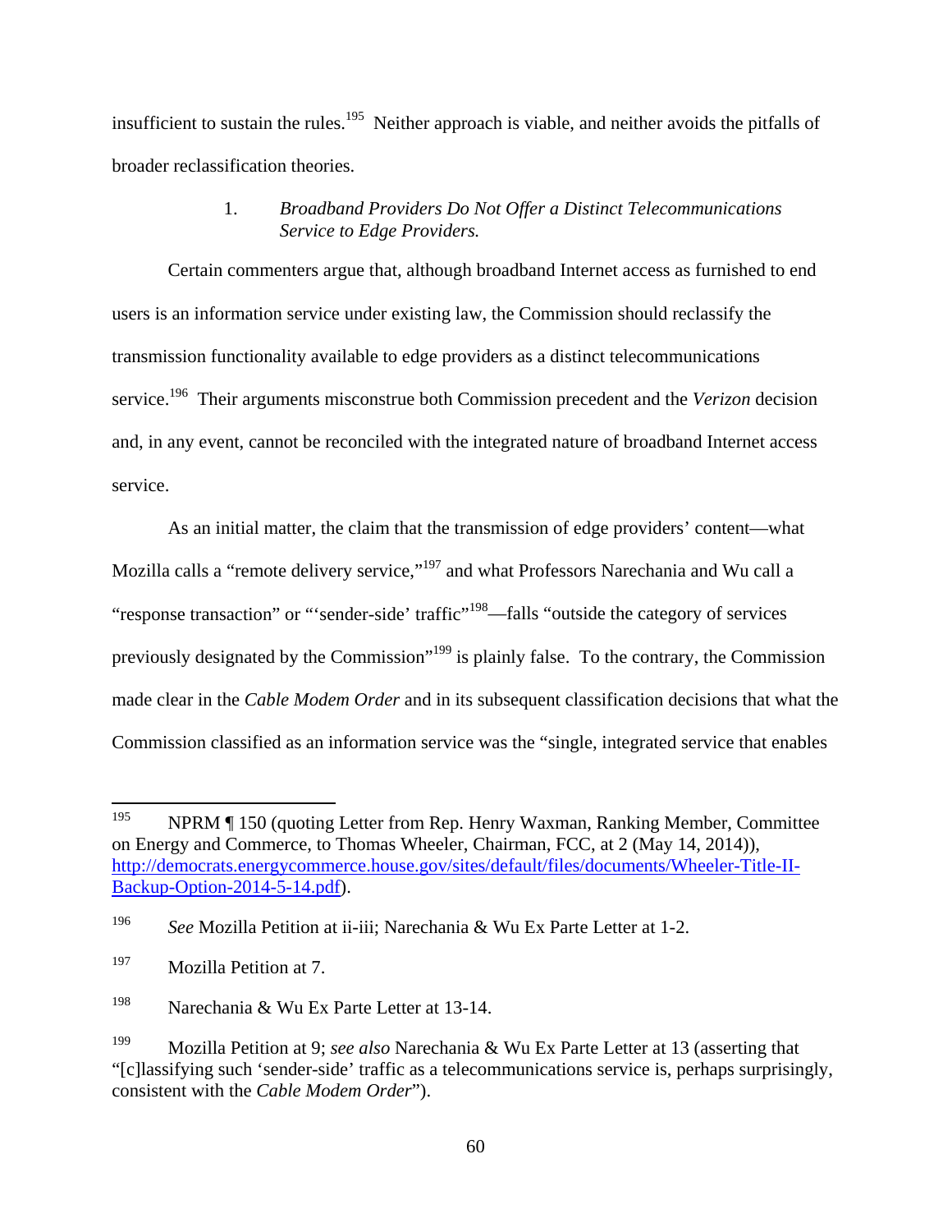insufficient to sustain the rules.[195] Neither approach is viable, and neither avoids the pitfalls of broader reclassification theories.

### 1. *Broadband Providers Do Not Offer a Distinct Telecommunications Service to Edge Providers.*

Certain commenters argue that, although broadband Internet access as furnished to end users is an information service under existing law, the Commission should reclassify the transmission functionality available to edge providers as a distinct telecommunications service.[196] Their arguments misconstrue both Commission precedent and the *Verizon* decision and, in any event, cannot be reconciled with the integrated nature of broadband Internet access service.

As an initial matter, the claim that the transmission of edge providers' content—what Mozilla calls a "remote delivery service,"[197] and what Professors Narechania and Wu call a "response transaction" or "'sender-side' traffic"[198]—falls "outside the category of services previously designated by the Commission"[199] is plainly false. To the contrary, the Commission made clear in the *Cable Modem Order* and in its subsequent classification decisions that what the Commission classified as an information service was the "single, integrated service that enables

---

[195] NPRM ¶ 150 (quoting Letter from Rep. Henry Waxman, Ranking Member, Committee on Energy and Commerce, to Thomas Wheeler, Chairman, FCC, at 2 (May 14, 2014)), http://democrats.energycommerce.house.gov/sites/default/files/documents/Wheeler-Title-II-Backup-Option-2014-5-14.pdf).

[196] *See* Mozilla Petition at ii-iii; Narechania & Wu Ex Parte Letter at 1-2.

[197] Mozilla Petition at 7.

[198] Narechania & Wu Ex Parte Letter at 13-14.

[199] Mozilla Petition at 9; *see also* Narechania & Wu Ex Parte Letter at 13 (asserting that "[c]lassifying such 'sender-side' traffic as a telecommunications service is, perhaps surprisingly, consistent with the *Cable Modem Order*").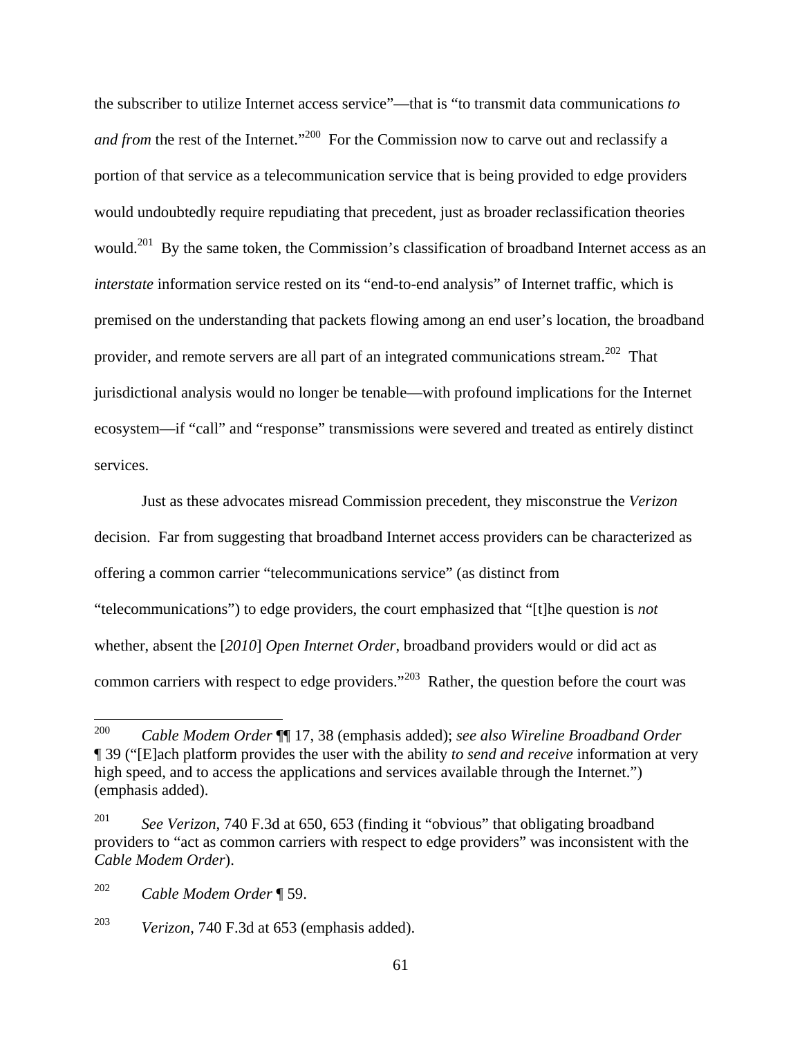the subscriber to utilize Internet access service"—that is "to transmit data communications *to and from* the rest of the Internet."[200] For the Commission now to carve out and reclassify a portion of that service as a telecommunication service that is being provided to edge providers would undoubtedly require repudiating that precedent, just as broader reclassification theories would.[201] By the same token, the Commission's classification of broadband Internet access as an *interstate* information service rested on its "end-to-end analysis" of Internet traffic, which is premised on the understanding that packets flowing among an end user's location, the broadband provider, and remote servers are all part of an integrated communications stream.[202] That jurisdictional analysis would no longer be tenable—with profound implications for the Internet ecosystem—if "call" and "response" transmissions were severed and treated as entirely distinct services.

Just as these advocates misread Commission precedent, they misconstrue the *Verizon* decision. Far from suggesting that broadband Internet access providers can be characterized as offering a common carrier "telecommunications service" (as distinct from "telecommunications") to edge providers, the court emphasized that "[t]he question is *not* whether, absent the [*2010*] *Open Internet Order*, broadband providers would or did act as common carriers with respect to edge providers."[203] Rather, the question before the court was

---

[200] *Cable Modem Order* ¶¶ 17, 38 (emphasis added); *see also Wireline Broadband Order* ¶ 39 ("[E]ach platform provides the user with the ability *to send and receive* information at very high speed, and to access the applications and services available through the Internet.") (emphasis added).

[201] *See Verizon*, 740 F.3d at 650, 653 (finding it "obvious" that obligating broadband providers to "act as common carriers with respect to edge providers" was inconsistent with the *Cable Modem Order*).

[202] *Cable Modem Order* ¶ 59.

[203] *Verizon*, 740 F.3d at 653 (emphasis added).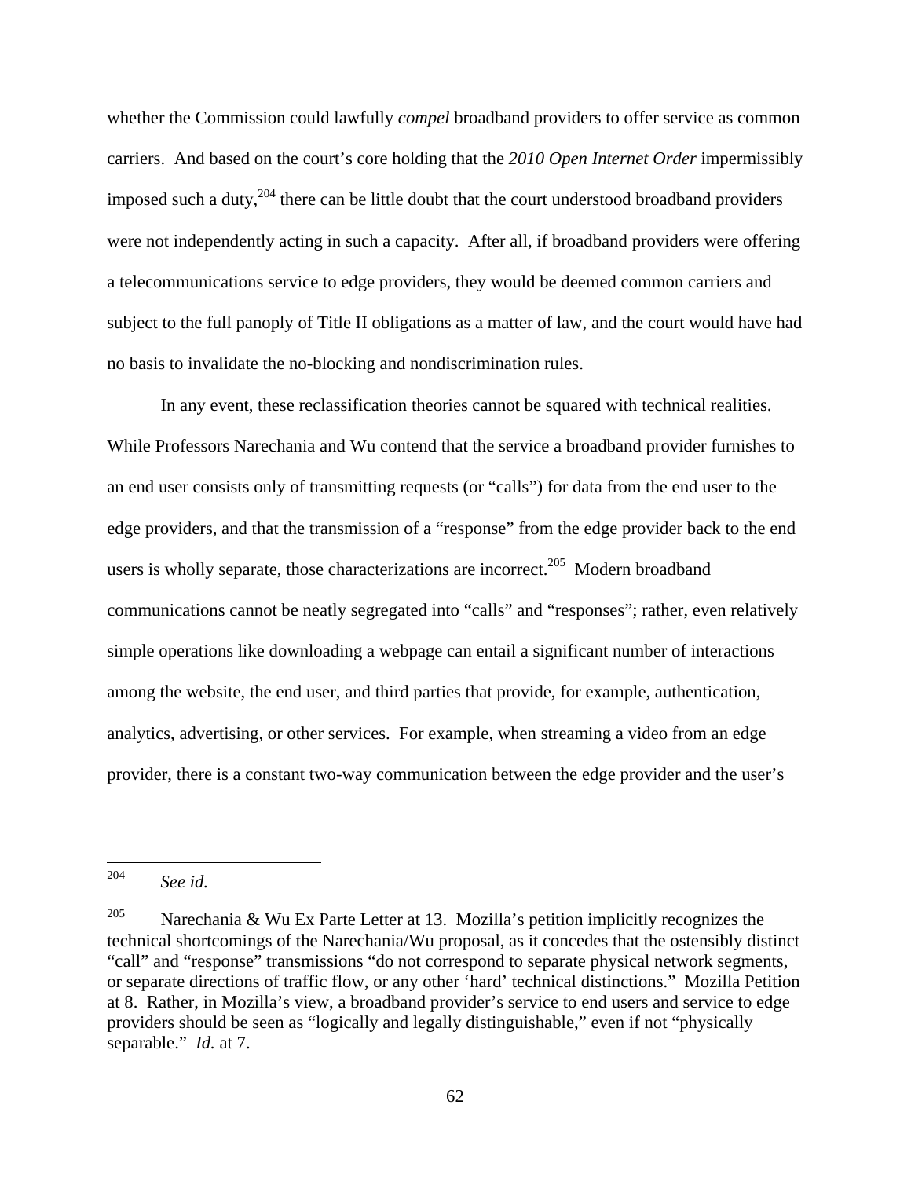whether the Commission could lawfully *compel* broadband providers to offer service as common carriers. And based on the court's core holding that the *2010 Open Internet Order* impermissibly imposed such a duty,[204] there can be little doubt that the court understood broadband providers were not independently acting in such a capacity. After all, if broadband providers were offering a telecommunications service to edge providers, they would be deemed common carriers and subject to the full panoply of Title II obligations as a matter of law, and the court would have had no basis to invalidate the no-blocking and nondiscrimination rules.

In any event, these reclassification theories cannot be squared with technical realities. While Professors Narechania and Wu contend that the service a broadband provider furnishes to an end user consists only of transmitting requests (or "calls") for data from the end user to the edge providers, and that the transmission of a "response" from the edge provider back to the end users is wholly separate, those characterizations are incorrect.[205] Modern broadband communications cannot be neatly segregated into "calls" and "responses"; rather, even relatively simple operations like downloading a webpage can entail a significant number of interactions among the website, the end user, and third parties that provide, for example, authentication, analytics, advertising, or other services. For example, when streaming a video from an edge provider, there is a constant two-way communication between the edge provider and the user's

---

[204] *See id.*

[205] Narechania & Wu Ex Parte Letter at 13. Mozilla's petition implicitly recognizes the technical shortcomings of the Narechania/Wu proposal, as it concedes that the ostensibly distinct "call" and "response" transmissions "do not correspond to separate physical network segments, or separate directions of traffic flow, or any other 'hard' technical distinctions." Mozilla Petition at 8. Rather, in Mozilla's view, a broadband provider's service to end users and service to edge providers should be seen as "logically and legally distinguishable," even if not "physically separable." *Id.* at 7.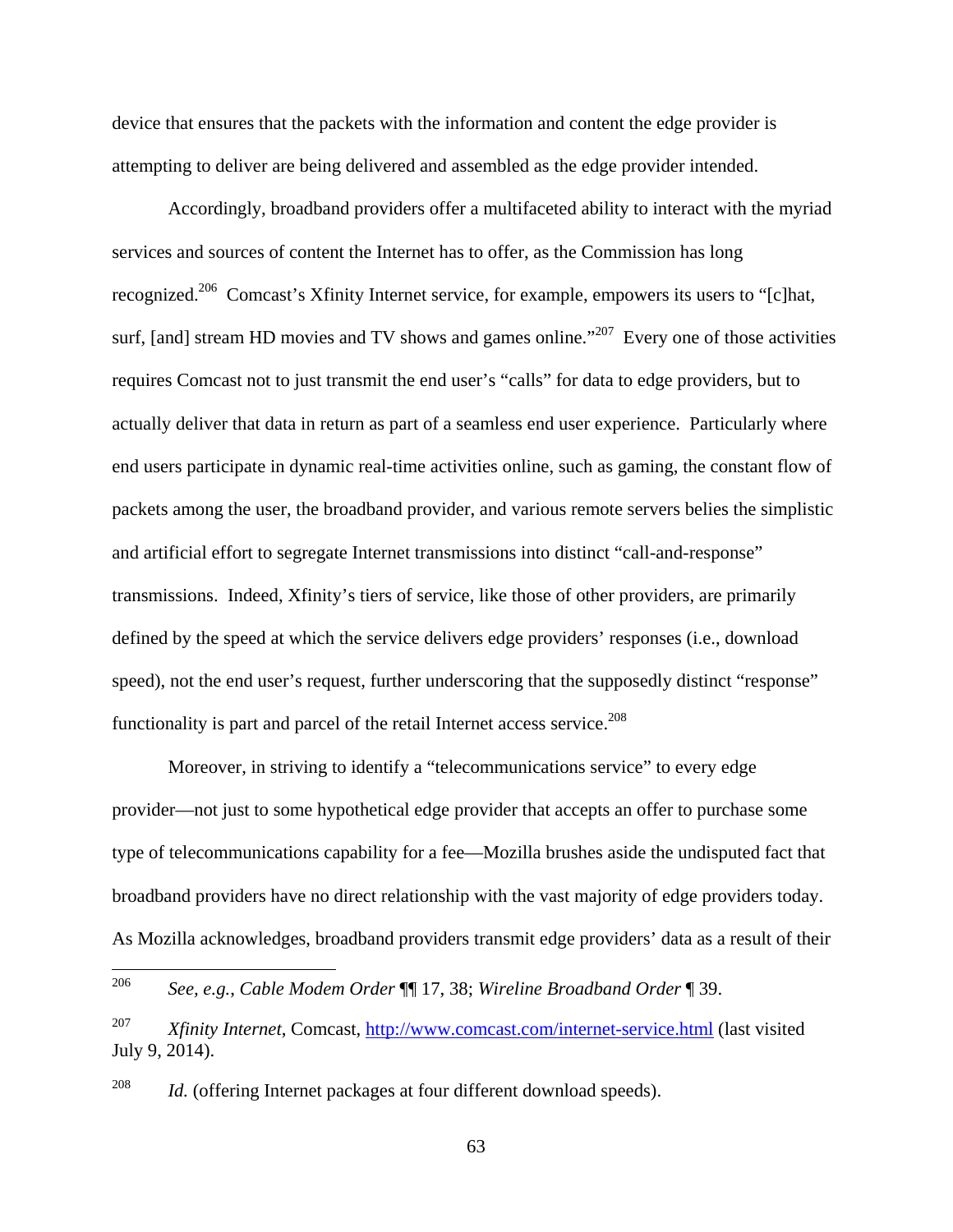device that ensures that the packets with the information and content the edge provider is attempting to deliver are being delivered and assembled as the edge provider intended.

Accordingly, broadband providers offer a multifaceted ability to interact with the myriad services and sources of content the Internet has to offer, as the Commission has long recognized.[206] Comcast's Xfinity Internet service, for example, empowers its users to "[c]hat, surf, [and] stream HD movies and TV shows and games online."[207] Every one of those activities requires Comcast not to just transmit the end user's "calls" for data to edge providers, but to actually deliver that data in return as part of a seamless end user experience. Particularly where end users participate in dynamic real-time activities online, such as gaming, the constant flow of packets among the user, the broadband provider, and various remote servers belies the simplistic and artificial effort to segregate Internet transmissions into distinct "call-and-response" transmissions. Indeed, Xfinity's tiers of service, like those of other providers, are primarily defined by the speed at which the service delivers edge providers' responses (i.e., download speed), not the end user's request, further underscoring that the supposedly distinct "response" functionality is part and parcel of the retail Internet access service.[208]

Moreover, in striving to identify a "telecommunications service" to every edge provider—not just to some hypothetical edge provider that accepts an offer to purchase some type of telecommunications capability for a fee—Mozilla brushes aside the undisputed fact that broadband providers have no direct relationship with the vast majority of edge providers today. As Mozilla acknowledges, broadband providers transmit edge providers' data as a result of their

---

[206] *See, e.g.*, *Cable Modem Order* ¶¶ 17, 38; *Wireline Broadband Order* ¶ 39.

[207] *Xfinity Internet*, Comcast, http://www.comcast.com/internet-service.html (last visited July 9, 2014).

[208] *Id.* (offering Internet packages at four different download speeds).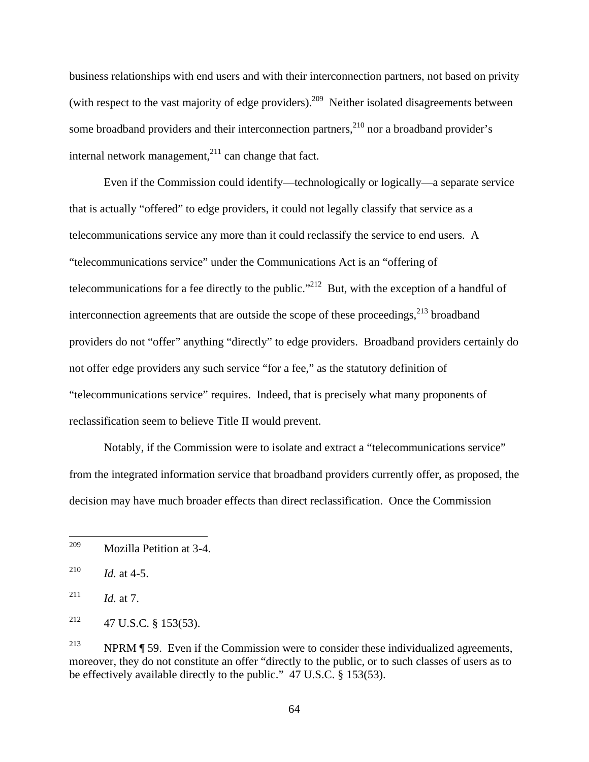business relationships with end users and with their interconnection partners, not based on privity (with respect to the vast majority of edge providers).[209] Neither isolated disagreements between some broadband providers and their interconnection partners,[210] nor a broadband provider's internal network management,[211] can change that fact.

Even if the Commission could identify—technologically or logically—a separate service that is actually "offered" to edge providers, it could not legally classify that service as a telecommunications service any more than it could reclassify the service to end users. A "telecommunications service" under the Communications Act is an "offering of telecommunications for a fee directly to the public."[212] But, with the exception of a handful of interconnection agreements that are outside the scope of these proceedings,[213] broadband providers do not "offer" anything "directly" to edge providers. Broadband providers certainly do not offer edge providers any such service "for a fee," as the statutory definition of "telecommunications service" requires. Indeed, that is precisely what many proponents of reclassification seem to believe Title II would prevent.

Notably, if the Commission were to isolate and extract a "telecommunications service" from the integrated information service that broadband providers currently offer, as proposed, the decision may have much broader effects than direct reclassification. Once the Commission

---

[209] Mozilla Petition at 3-4.

[210] *Id.* at 4-5.

[211] *Id.* at 7.

[212] 47 U.S.C. § 153(53).

[213] NPRM ¶ 59. Even if the Commission were to consider these individualized agreements, moreover, they do not constitute an offer "directly to the public, or to such classes of users as to be effectively available directly to the public." 47 U.S.C. § 153(53).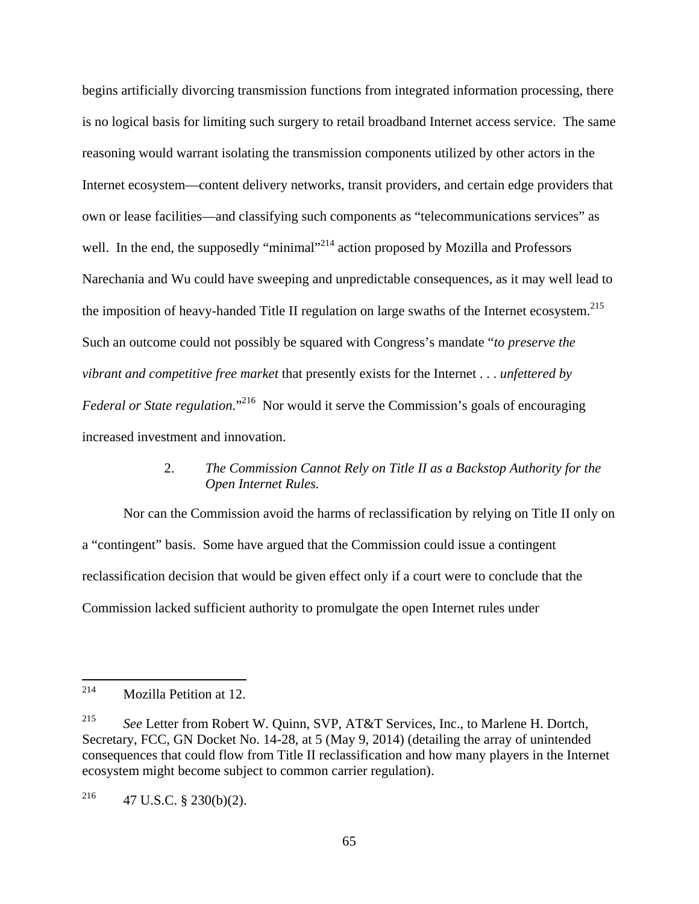begins artificially divorcing transmission functions from integrated information processing, there is no logical basis for limiting such surgery to retail broadband Internet access service. The same reasoning would warrant isolating the transmission components utilized by other actors in the Internet ecosystem—content delivery networks, transit providers, and certain edge providers that own or lease facilities—and classifying such components as "telecommunications services" as well. In the end, the supposedly "minimal"[214] action proposed by Mozilla and Professors Narechania and Wu could have sweeping and unpredictable consequences, as it may well lead to the imposition of heavy-handed Title II regulation on large swaths of the Internet ecosystem.[215] Such an outcome could not possibly be squared with Congress's mandate "*to preserve the vibrant and competitive free market* that presently exists for the Internet . . . *unfettered by Federal or State regulation*."[216] Nor would it serve the Commission's goals of encouraging increased investment and innovation.

### 2. *The Commission Cannot Rely on Title II as a Backstop Authority for the Open Internet Rules.*

Nor can the Commission avoid the harms of reclassification by relying on Title II only on a "contingent" basis. Some have argued that the Commission could issue a contingent reclassification decision that would be given effect only if a court were to conclude that the Commission lacked sufficient authority to promulgate the open Internet rules under

---

[214] Mozilla Petition at 12.

[215] *See* Letter from Robert W. Quinn, SVP, AT&T Services, Inc., to Marlene H. Dortch, Secretary, FCC, GN Docket No. 14-28, at 5 (May 9, 2014) (detailing the array of unintended consequences that could flow from Title II reclassification and how many players in the Internet ecosystem might become subject to common carrier regulation).

[216] 47 U.S.C. § 230(b)(2).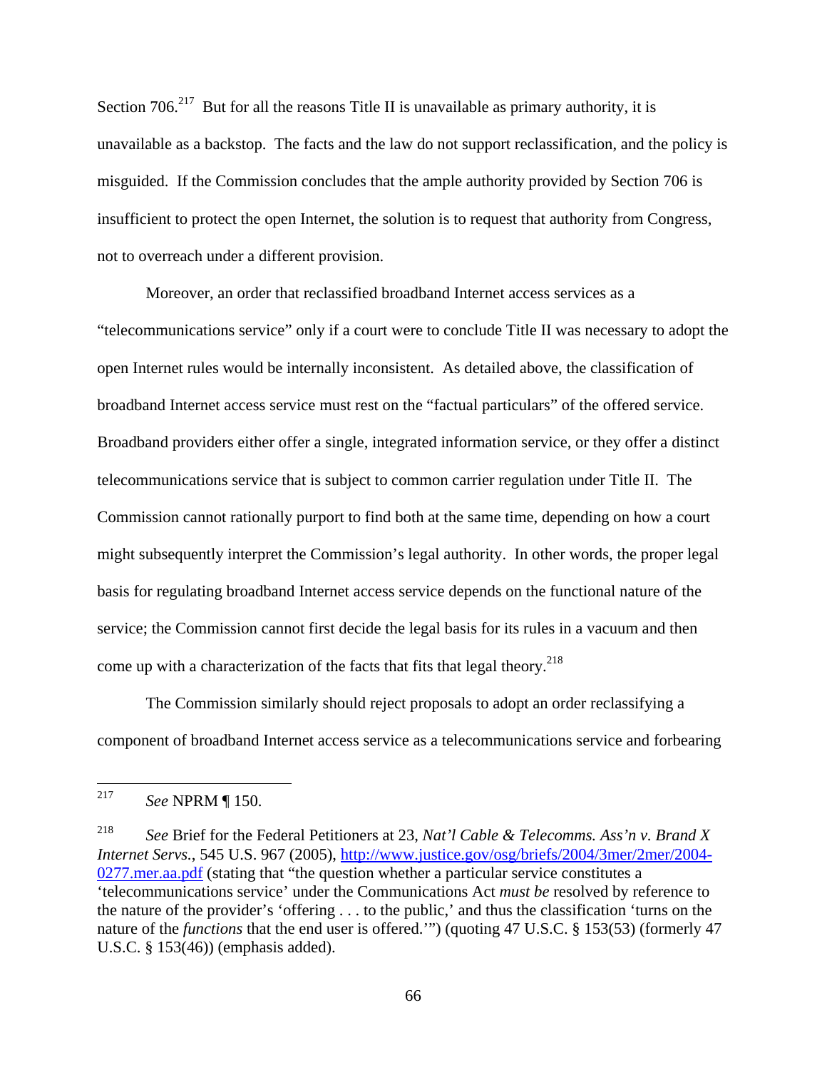Section 706.[217] But for all the reasons Title II is unavailable as primary authority, it is unavailable as a backstop. The facts and the law do not support reclassification, and the policy is misguided. If the Commission concludes that the ample authority provided by Section 706 is insufficient to protect the open Internet, the solution is to request that authority from Congress, not to overreach under a different provision.

Moreover, an order that reclassified broadband Internet access services as a "telecommunications service" only if a court were to conclude Title II was necessary to adopt the open Internet rules would be internally inconsistent. As detailed above, the classification of broadband Internet access service must rest on the "factual particulars" of the offered service. Broadband providers either offer a single, integrated information service, or they offer a distinct telecommunications service that is subject to common carrier regulation under Title II. The Commission cannot rationally purport to find both at the same time, depending on how a court might subsequently interpret the Commission's legal authority. In other words, the proper legal basis for regulating broadband Internet access service depends on the functional nature of the service; the Commission cannot first decide the legal basis for its rules in a vacuum and then come up with a characterization of the facts that fits that legal theory.[218]

The Commission similarly should reject proposals to adopt an order reclassifying a component of broadband Internet access service as a telecommunications service and forbearing

---

[217] *See* NPRM ¶ 150.

[218] *See* Brief for the Federal Petitioners at 23, *Nat'l Cable & Telecomms. Ass'n v. Brand X Internet Servs.*, 545 U.S. 967 (2005), [http://www.justice.gov/osg/briefs/2004/3mer/2mer/2004-0277.mer.aa.pdf](http://www.justice.gov/osg/briefs/2004/3mer/2mer/2004-0277.mer.aa.pdf) (stating that "the question whether a particular service constitutes a 'telecommunications service' under the Communications Act *must be* resolved by reference to the nature of the provider's 'offering . . . to the public,' and thus the classification 'turns on the nature of the *functions* that the end user is offered.'") (quoting 47 U.S.C. § 153(53) (formerly 47 U.S.C. § 153(46)) (emphasis added).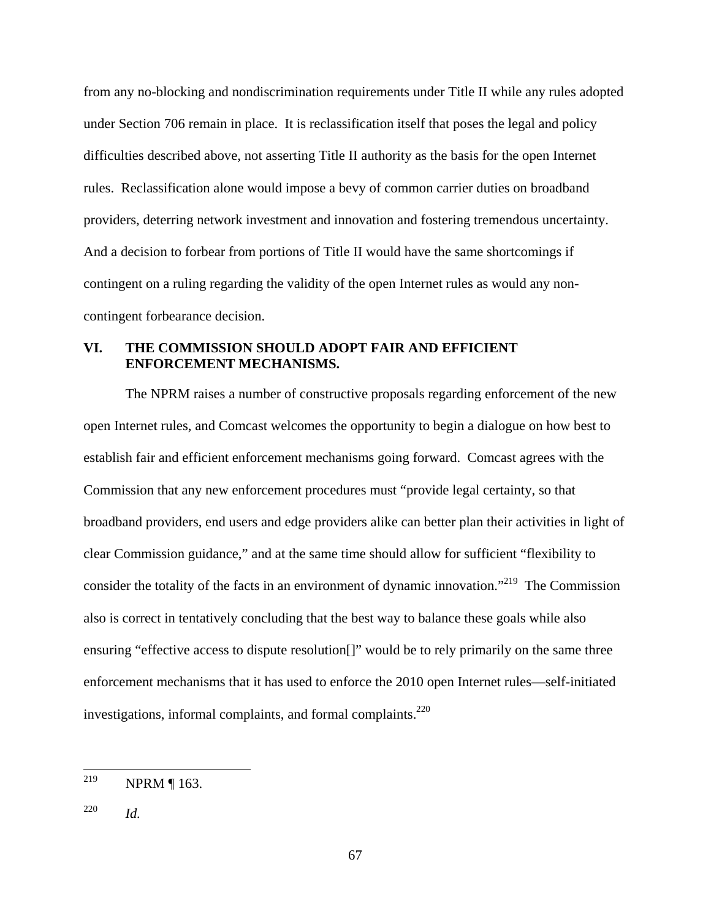from any no-blocking and nondiscrimination requirements under Title II while any rules adopted under Section 706 remain in place. It is reclassification itself that poses the legal and policy difficulties described above, not asserting Title II authority as the basis for the open Internet rules. Reclassification alone would impose a bevy of common carrier duties on broadband providers, deterring network investment and innovation and fostering tremendous uncertainty. And a decision to forbear from portions of Title II would have the same shortcomings if contingent on a ruling regarding the validity of the open Internet rules as would any non-contingent forbearance decision.

## VI. THE COMMISSION SHOULD ADOPT FAIR AND EFFICIENT ENFORCEMENT MECHANISMS.

The NPRM raises a number of constructive proposals regarding enforcement of the new open Internet rules, and Comcast welcomes the opportunity to begin a dialogue on how best to establish fair and efficient enforcement mechanisms going forward. Comcast agrees with the Commission that any new enforcement procedures must "provide legal certainty, so that broadband providers, end users and edge providers alike can better plan their activities in light of clear Commission guidance," and at the same time should allow for sufficient "flexibility to consider the totality of the facts in an environment of dynamic innovation."[219] The Commission also is correct in tentatively concluding that the best way to balance these goals while also ensuring "effective access to dispute resolution[]" would be to rely primarily on the same three enforcement mechanisms that it has used to enforce the 2010 open Internet rules—self-initiated investigations, informal complaints, and formal complaints.[220]

---

[219] NPRM ¶ 163.

[220] *Id.*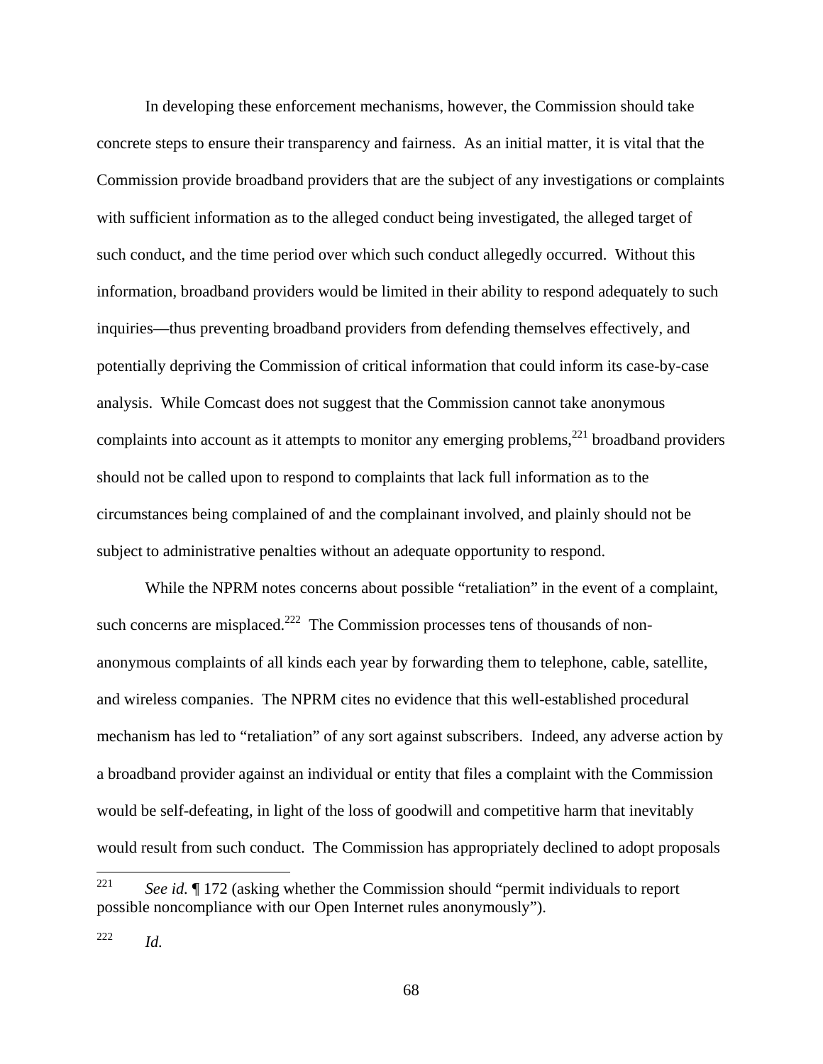In developing these enforcement mechanisms, however, the Commission should take concrete steps to ensure their transparency and fairness. As an initial matter, it is vital that the Commission provide broadband providers that are the subject of any investigations or complaints with sufficient information as to the alleged conduct being investigated, the alleged target of such conduct, and the time period over which such conduct allegedly occurred. Without this information, broadband providers would be limited in their ability to respond adequately to such inquiries—thus preventing broadband providers from defending themselves effectively, and potentially depriving the Commission of critical information that could inform its case-by-case analysis. While Comcast does not suggest that the Commission cannot take anonymous complaints into account as it attempts to monitor any emerging problems,[221] broadband providers should not be called upon to respond to complaints that lack full information as to the circumstances being complained of and the complainant involved, and plainly should not be subject to administrative penalties without an adequate opportunity to respond.

While the NPRM notes concerns about possible "retaliation" in the event of a complaint, such concerns are misplaced.[222] The Commission processes tens of thousands of non-anonymous complaints of all kinds each year by forwarding them to telephone, cable, satellite, and wireless companies. The NPRM cites no evidence that this well-established procedural mechanism has led to "retaliation" of any sort against subscribers. Indeed, any adverse action by a broadband provider against an individual or entity that files a complaint with the Commission would be self-defeating, in light of the loss of goodwill and competitive harm that inevitably would result from such conduct. The Commission has appropriately declined to adopt proposals

---

[221] *See id.* ¶ 172 (asking whether the Commission should "permit individuals to report possible noncompliance with our Open Internet rules anonymously").

[222] *Id.*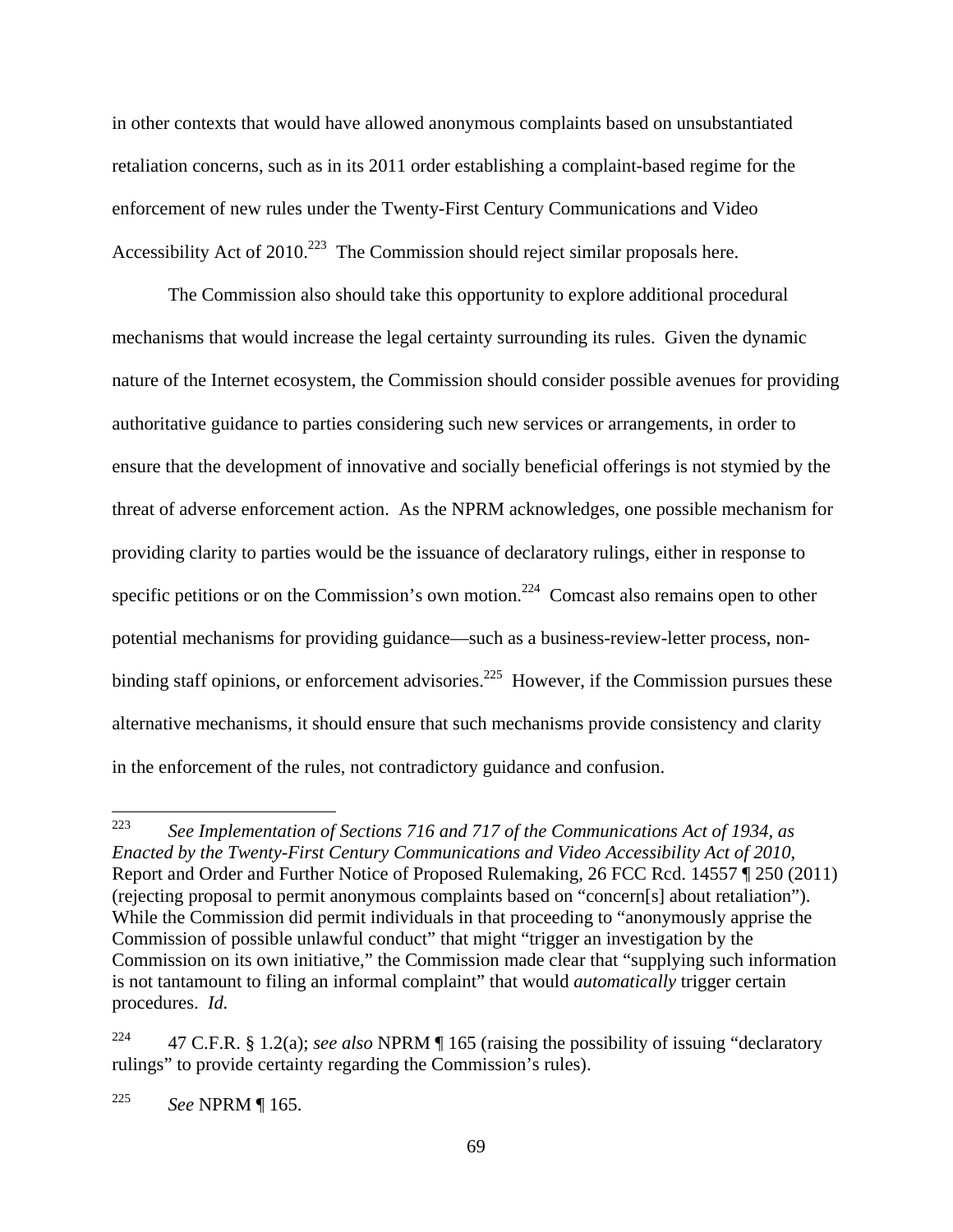in other contexts that would have allowed anonymous complaints based on unsubstantiated retaliation concerns, such as in its 2011 order establishing a complaint-based regime for the enforcement of new rules under the Twenty-First Century Communications and Video Accessibility Act of 2010.[223] The Commission should reject similar proposals here.

The Commission also should take this opportunity to explore additional procedural mechanisms that would increase the legal certainty surrounding its rules. Given the dynamic nature of the Internet ecosystem, the Commission should consider possible avenues for providing authoritative guidance to parties considering such new services or arrangements, in order to ensure that the development of innovative and socially beneficial offerings is not stymied by the threat of adverse enforcement action. As the NPRM acknowledges, one possible mechanism for providing clarity to parties would be the issuance of declaratory rulings, either in response to specific petitions or on the Commission's own motion.[224] Comcast also remains open to other potential mechanisms for providing guidance—such as a business-review-letter process, non-binding staff opinions, or enforcement advisories.[225] However, if the Commission pursues these alternative mechanisms, it should ensure that such mechanisms provide consistency and clarity in the enforcement of the rules, not contradictory guidance and confusion.

---

[223] *See Implementation of Sections 716 and 717 of the Communications Act of 1934, as Enacted by the Twenty-First Century Communications and Video Accessibility Act of 2010*, Report and Order and Further Notice of Proposed Rulemaking, 26 FCC Rcd. 14557 ¶ 250 (2011) (rejecting proposal to permit anonymous complaints based on "concern[s] about retaliation"). While the Commission did permit individuals in that proceeding to "anonymously apprise the Commission of possible unlawful conduct" that might "trigger an investigation by the Commission on its own initiative," the Commission made clear that "supplying such information is not tantamount to filing an informal complaint" that would *automatically* trigger certain procedures. *Id.*

[224] 47 C.F.R. § 1.2(a); *see also* NPRM ¶ 165 (raising the possibility of issuing "declaratory rulings" to provide certainty regarding the Commission's rules).

[225] *See* NPRM ¶ 165.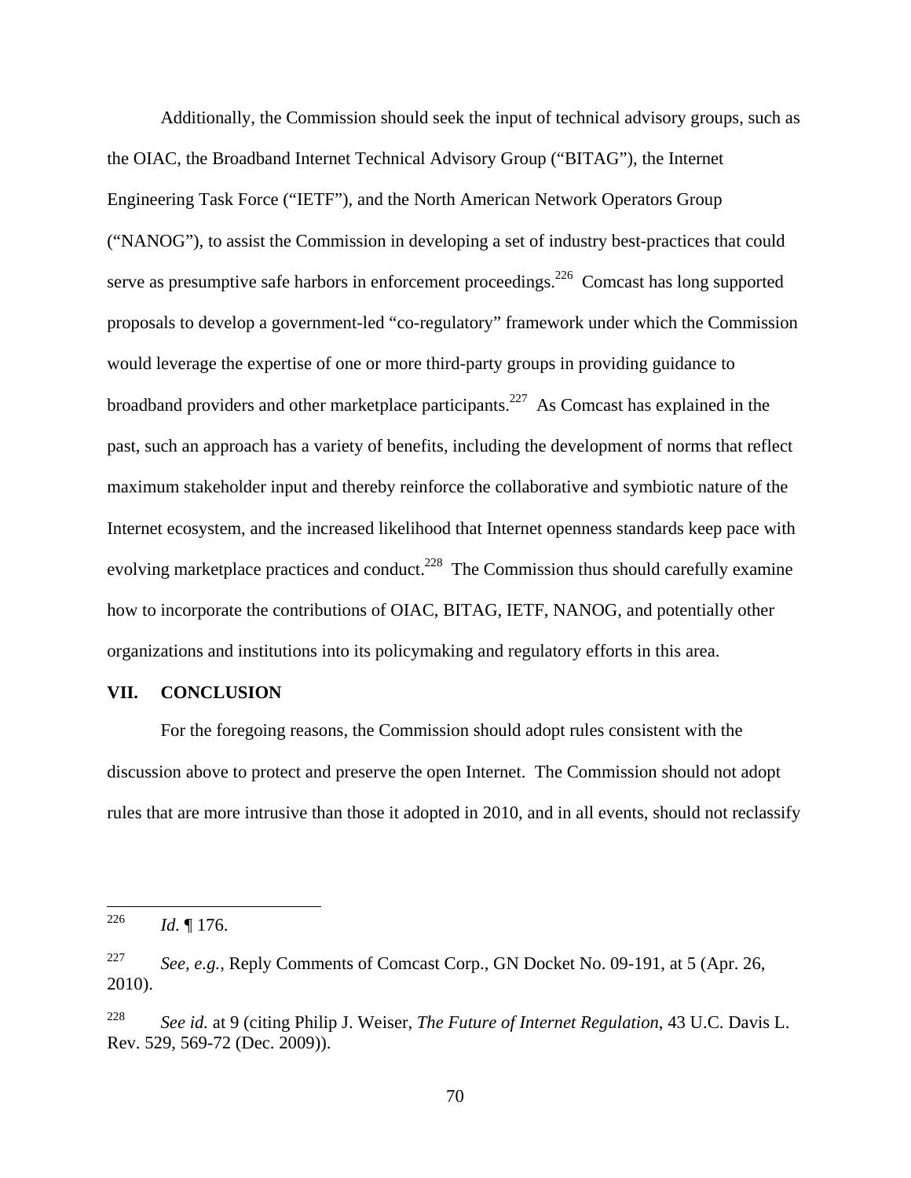Additionally, the Commission should seek the input of technical advisory groups, such as the OIAC, the Broadband Internet Technical Advisory Group ("BITAG"), the Internet Engineering Task Force ("IETF"), and the North American Network Operators Group ("NANOG"), to assist the Commission in developing a set of industry best-practices that could serve as presumptive safe harbors in enforcement proceedings.[226] Comcast has long supported proposals to develop a government-led "co-regulatory" framework under which the Commission would leverage the expertise of one or more third-party groups in providing guidance to broadband providers and other marketplace participants.[227] As Comcast has explained in the past, such an approach has a variety of benefits, including the development of norms that reflect maximum stakeholder input and thereby reinforce the collaborative and symbiotic nature of the Internet ecosystem, and the increased likelihood that Internet openness standards keep pace with evolving marketplace practices and conduct.[228] The Commission thus should carefully examine how to incorporate the contributions of OIAC, BITAG, IETF, NANOG, and potentially other organizations and institutions into its policymaking and regulatory efforts in this area.

## VII. CONCLUSION

For the foregoing reasons, the Commission should adopt rules consistent with the discussion above to protect and preserve the open Internet. The Commission should not adopt rules that are more intrusive than those it adopted in 2010, and in all events, should not reclassify

---

[226] *Id.* ¶ 176.

[227] *See, e.g.*, Reply Comments of Comcast Corp., GN Docket No. 09-191, at 5 (Apr. 26, 2010).

[228] *See id.* at 9 (citing Philip J. Weiser, *The Future of Internet Regulation*, 43 U.C. Davis L. Rev. 529, 569-72 (Dec. 2009)).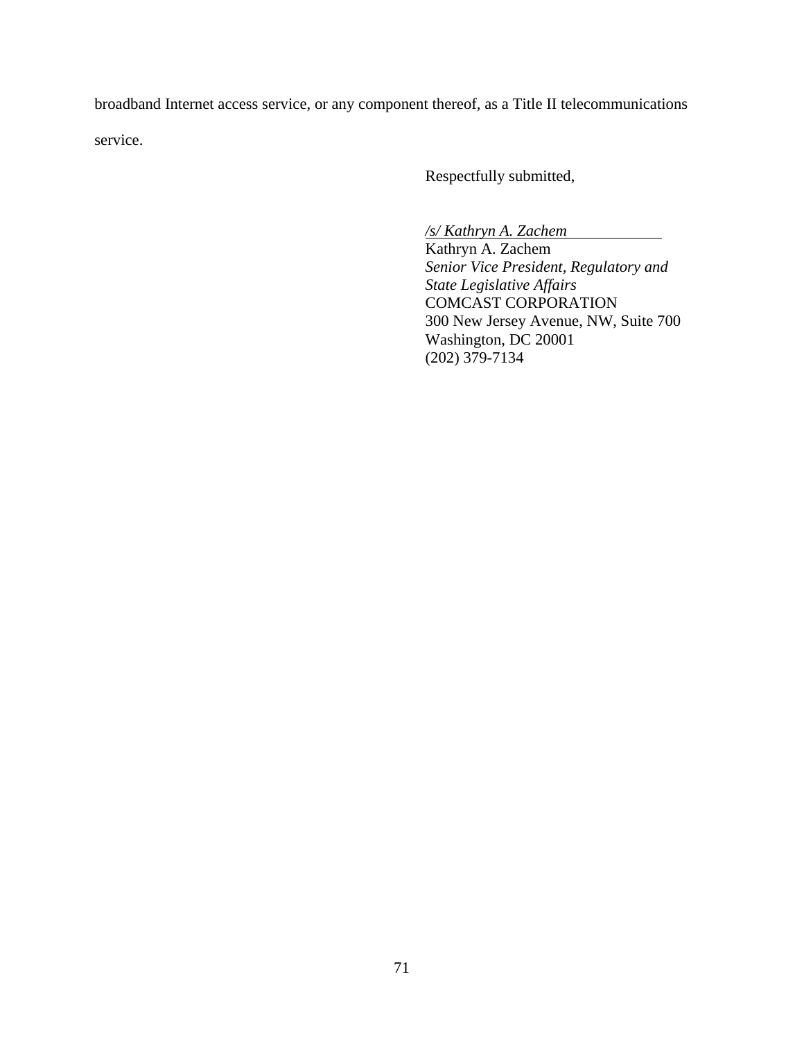broadband Internet access service, or any component thereof, as a Title II telecommunications service.

Respectfully submitted,

*/s/ Kathryn A. Zachem*  
Kathryn A. Zachem  
*Senior Vice President, Regulatory and State Legislative Affairs*  
COMCAST CORPORATION  
300 New Jersey Avenue, NW, Suite 700  
Washington, DC 20001  
(202) 379-7134